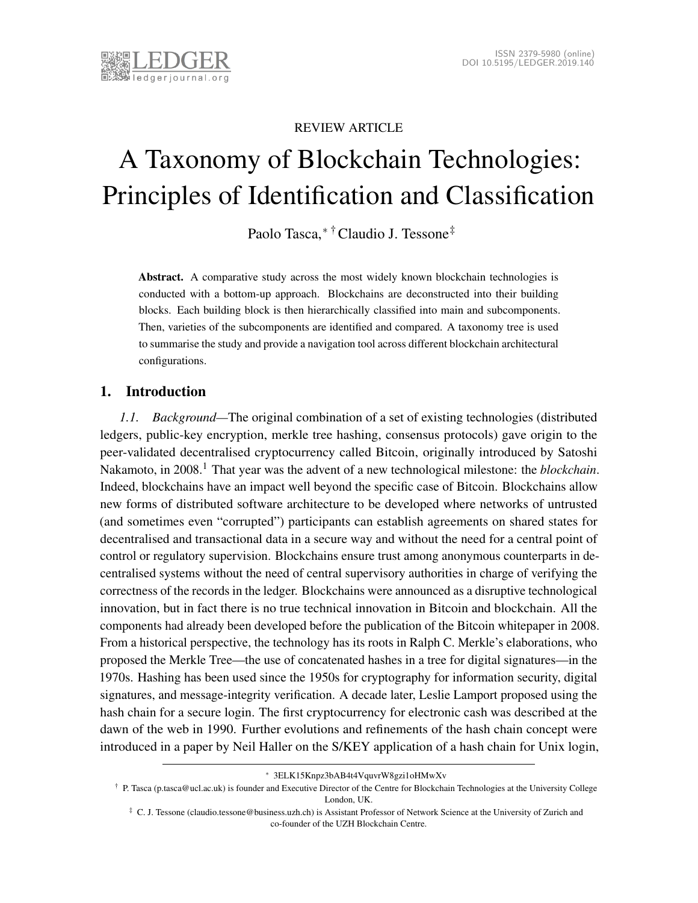REVIEW ARTICLE

# A Taxonomy of Blockchain Technologies: Principles of Identification and Classification

Paolo Tasca,[*] [†] Claudio J. Tessone[‡]

**Abstract.** A comparative study across the most widely known blockchain technologies is conducted with a bottom-up approach. Blockchains are deconstructed into their building blocks. Each building block is then hierarchically classified into main and subcomponents. Then, varieties of the subcomponents are identified and compared. A taxonomy tree is used to summarise the study and provide a navigation tool across different blockchain architectural configurations.

## 1. Introduction

*1.1. Background*—The original combination of a set of existing technologies (distributed ledgers, public-key encryption, merkle tree hashing, consensus protocols) gave origin to the peer-validated decentralised cryptocurrency called Bitcoin, originally introduced by Satoshi Nakamoto, in 2008.[1] That year was the advent of a new technological milestone: the *blockchain*. Indeed, blockchains have an impact well beyond the specific case of Bitcoin. Blockchains allow new forms of distributed software architecture to be developed where networks of untrusted (and sometimes even "corrupted") participants can establish agreements on shared states for decentralised and transactional data in a secure way and without the need for a central point of control or regulatory supervision. Blockchains ensure trust among anonymous counterparts in decentralised systems without the need of central supervisory authorities in charge of verifying the correctness of the records in the ledger. Blockchains were announced as a disruptive technological innovation, but in fact there is no true technical innovation in Bitcoin and blockchain. All the components had already been developed before the publication of the Bitcoin whitepaper in 2008. From a historical perspective, the technology has its roots in Ralph C. Merkle's elaborations, who proposed the Merkle Tree—the use of concatenated hashes in a tree for digital signatures—in the 1970s. Hashing has been used since the 1950s for cryptography for information security, digital signatures, and message-integrity verification. A decade later, Leslie Lamport proposed using the hash chain for a secure login. The first cryptocurrency for electronic cash was described at the dawn of the web in 1990. Further evolutions and refinements of the hash chain concept were introduced in a paper by Neil Haller on the S/KEY application of a hash chain for Unix login,

---

[*] 3ELK15Knpz3bAB4t4VquvrW8gzi1oHMwXv

[†] P. Tasca (p.tasca@ucl.ac.uk) is founder and Executive Director of the Centre for Blockchain Technologies at the University College London, UK.

[‡] C. J. Tessone (claudio.tessone@business.uzh.ch) is Assistant Professor of Network Science at the University of Zurich and co-founder of the UZH Blockchain Centre.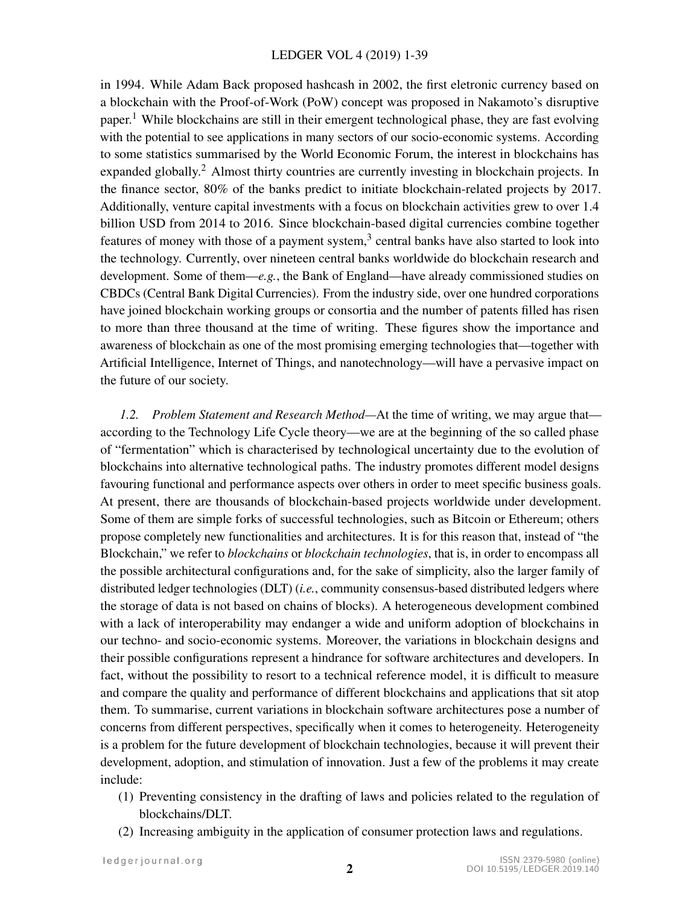in 1994. While Adam Back proposed hashcash in 2002, the first eletronic currency based on a blockchain with the Proof-of-Work (PoW) concept was proposed in Nakamoto's disruptive paper.[1] While blockchains are still in their emergent technological phase, they are fast evolving with the potential to see applications in many sectors of our socio-economic systems. According to some statistics summarised by the World Economic Forum, the interest in blockchains has expanded globally.[2] Almost thirty countries are currently investing in blockchain projects. In the finance sector, 80% of the banks predict to initiate blockchain-related projects by 2017. Additionally, venture capital investments with a focus on blockchain activities grew to over 1.4 billion USD from 2014 to 2016. Since blockchain-based digital currencies combine together features of money with those of a payment system,[3] central banks have also started to look into the technology. Currently, over nineteen central banks worldwide do blockchain research and development. Some of them—*e.g.*, the Bank of England—have already commissioned studies on CBDCs (Central Bank Digital Currencies). From the industry side, over one hundred corporations have joined blockchain working groups or consortia and the number of patents filled has risen to more than three thousand at the time of writing. These figures show the importance and awareness of blockchain as one of the most promising emerging technologies that—together with Artificial Intelligence, Internet of Things, and nanotechnology—will have a pervasive impact on the future of our society.

*1.2. Problem Statement and Research Method*—At the time of writing, we may argue that—according to the Technology Life Cycle theory—we are at the beginning of the so called phase of "fermentation" which is characterised by technological uncertainty due to the evolution of blockchains into alternative technological paths. The industry promotes different model designs favouring functional and performance aspects over others in order to meet specific business goals. At present, there are thousands of blockchain-based projects worldwide under development. Some of them are simple forks of successful technologies, such as Bitcoin or Ethereum; others propose completely new functionalities and architectures. It is for this reason that, instead of "the Blockchain," we refer to *blockchains* or *blockchain technologies*, that is, in order to encompass all the possible architectural configurations and, for the sake of simplicity, also the larger family of distributed ledger technologies (DLT) (*i.e.*, community consensus-based distributed ledgers where the storage of data is not based on chains of blocks). A heterogeneous development combined with a lack of interoperability may endanger a wide and uniform adoption of blockchains in our techno- and socio-economic systems. Moreover, the variations in blockchain designs and their possible configurations represent a hindrance for software architectures and developers. In fact, without the possibility to resort to a technical reference model, it is difficult to measure and compare the quality and performance of different blockchains and applications that sit atop them. To summarise, current variations in blockchain software architectures pose a number of concerns from different perspectives, specifically when it comes to heterogeneity. Heterogeneity is a problem for the future development of blockchain technologies, because it will prevent their development, adoption, and stimulation of innovation. Just a few of the problems it may create include:

1. Preventing consistency in the drafting of laws and policies related to the regulation of blockchains/DLT.
2. Increasing ambiguity in the application of consumer protection laws and regulations.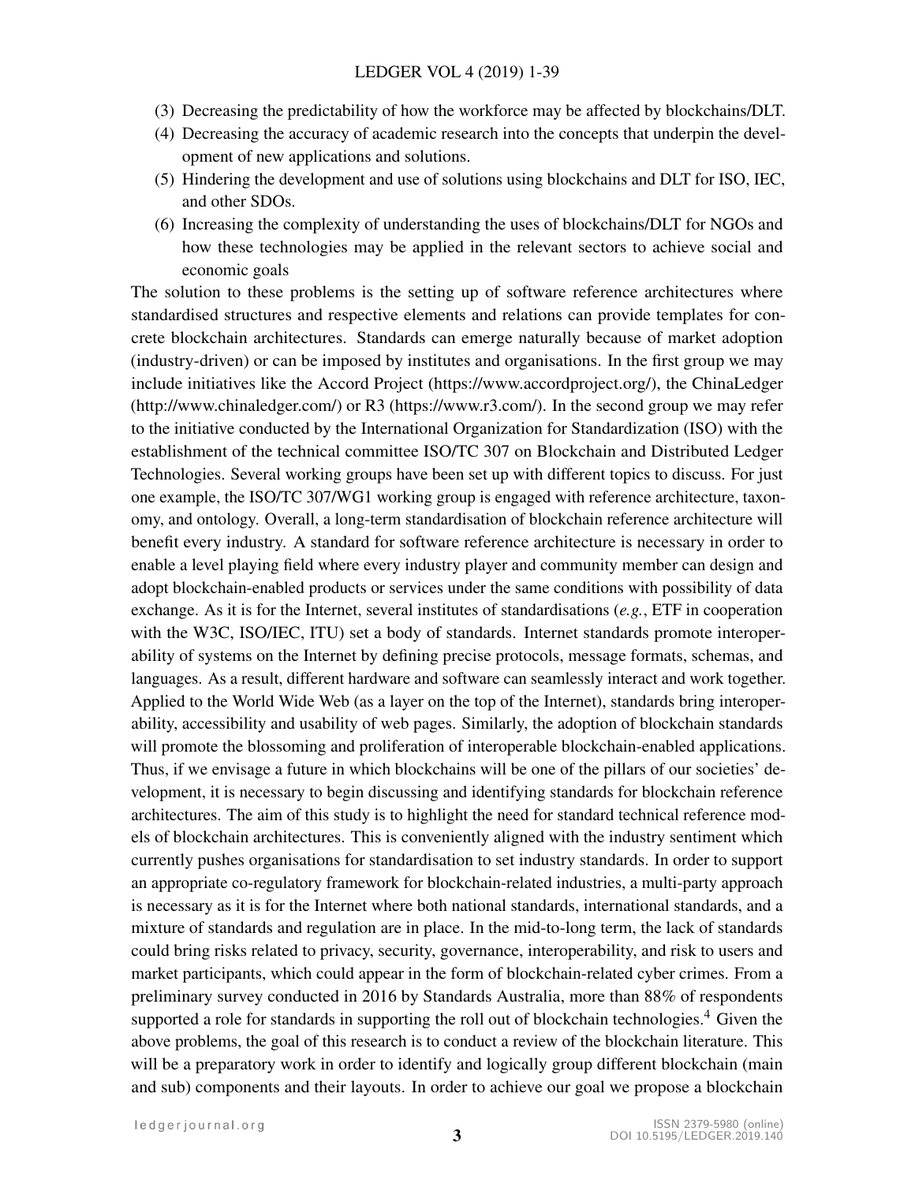(3) Decreasing the predictability of how the workforce may be affected by blockchains/DLT.
(4) Decreasing the accuracy of academic research into the concepts that underpin the development of new applications and solutions.
(5) Hindering the development and use of solutions using blockchains and DLT for ISO, IEC, and other SDOs.
(6) Increasing the complexity of understanding the uses of blockchains/DLT for NGOs and how these technologies may be applied in the relevant sectors to achieve social and economic goals

The solution to these problems is the setting up of software reference architectures where standardised structures and respective elements and relations can provide templates for concrete blockchain architectures. Standards can emerge naturally because of market adoption (industry-driven) or can be imposed by institutes and organisations. In the first group we may include initiatives like the Accord Project (https://www.accordproject.org/), the ChinaLedger (http://www.chinaledger.com/) or R3 (https://www.r3.com/). In the second group we may refer to the initiative conducted by the International Organization for Standardization (ISO) with the establishment of the technical committee ISO/TC 307 on Blockchain and Distributed Ledger Technologies. Several working groups have been set up with different topics to discuss. For just one example, the ISO/TC 307/WG1 working group is engaged with reference architecture, taxonomy, and ontology. Overall, a long-term standardisation of blockchain reference architecture will benefit every industry. A standard for software reference architecture is necessary in order to enable a level playing field where every industry player and community member can design and adopt blockchain-enabled products or services under the same conditions with possibility of data exchange. As it is for the Internet, several institutes of standardisations (*e.g.*, ETF in cooperation with the W3C, ISO/IEC, ITU) set a body of standards. Internet standards promote interoperability of systems on the Internet by defining precise protocols, message formats, schemas, and languages. As a result, different hardware and software can seamlessly interact and work together. Applied to the World Wide Web (as a layer on the top of the Internet), standards bring interoperability, accessibility and usability of web pages. Similarly, the adoption of blockchain standards will promote the blossoming and proliferation of interoperable blockchain-enabled applications. Thus, if we envisage a future in which blockchains will be one of the pillars of our societies' development, it is necessary to begin discussing and identifying standards for blockchain reference architectures. The aim of this study is to highlight the need for standard technical reference models of blockchain architectures. This is conveniently aligned with the industry sentiment which currently pushes organisations for standardisation to set industry standards. In order to support an appropriate co-regulatory framework for blockchain-related industries, a multi-party approach is necessary as it is for the Internet where both national standards, international standards, and a mixture of standards and regulation are in place. In the mid-to-long term, the lack of standards could bring risks related to privacy, security, governance, interoperability, and risk to users and market participants, which could appear in the form of blockchain-related cyber crimes. From a preliminary survey conducted in 2016 by Standards Australia, more than 88% of respondents supported a role for standards in supporting the roll out of blockchain technologies.[4] Given the above problems, the goal of this research is to conduct a review of the blockchain literature. This will be a preparatory work in order to identify and logically group different blockchain (main and sub) components and their layouts. In order to achieve our goal we propose a blockchain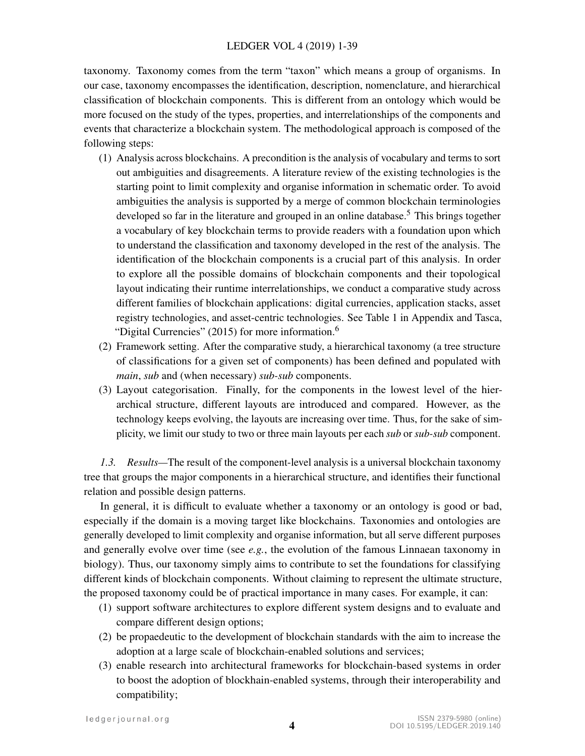taxonomy. Taxonomy comes from the term "taxon" which means a group of organisms. In our case, taxonomy encompasses the identification, description, nomenclature, and hierarchical classification of blockchain components. This is different from an ontology which would be more focused on the study of the types, properties, and interrelationships of the components and events that characterize a blockchain system. The methodological approach is composed of the following steps:

(1) Analysis across blockchains. A precondition is the analysis of vocabulary and terms to sort out ambiguities and disagreements. A literature review of the existing technologies is the starting point to limit complexity and organise information in schematic order. To avoid ambiguities the analysis is supported by a merge of common blockchain terminologies developed so far in the literature and grouped in an online database.[5] This brings together a vocabulary of key blockchain terms to provide readers with a foundation upon which to understand the classification and taxonomy developed in the rest of the analysis. The identification of the blockchain components is a crucial part of this analysis. In order to explore all the possible domains of blockchain components and their topological layout indicating their runtime interrelationships, we conduct a comparative study across different families of blockchain applications: digital currencies, application stacks, asset registry technologies, and asset-centric technologies. See Table 1 in Appendix and Tasca, "Digital Currencies" (2015) for more information.[6]

(2) Framework setting. After the comparative study, a hierarchical taxonomy (a tree structure of classifications for a given set of components) has been defined and populated with *main*, *sub* and (when necessary) *sub-sub* components.

(3) Layout categorisation. Finally, for the components in the lowest level of the hierarchical structure, different layouts are introduced and compared. However, as the technology keeps evolving, the layouts are increasing over time. Thus, for the sake of simplicity, we limit our study to two or three main layouts per each *sub* or *sub-sub* component.

*1.3. Results*—The result of the component-level analysis is a universal blockchain taxonomy tree that groups the major components in a hierarchical structure, and identifies their functional relation and possible design patterns.

In general, it is difficult to evaluate whether a taxonomy or an ontology is good or bad, especially if the domain is a moving target like blockchains. Taxonomies and ontologies are generally developed to limit complexity and organise information, but all serve different purposes and generally evolve over time (see *e.g.*, the evolution of the famous Linnaean taxonomy in biology). Thus, our taxonomy simply aims to contribute to set the foundations for classifying different kinds of blockchain components. Without claiming to represent the ultimate structure, the proposed taxonomy could be of practical importance in many cases. For example, it can:

(1) support software architectures to explore different system designs and to evaluate and compare different design options;

(2) be propaedeutic to the development of blockchain standards with the aim to increase the adoption at a large scale of blockchain-enabled solutions and services;

(3) enable research into architectural frameworks for blockchain-based systems in order to boost the adoption of blockhain-enabled systems, through their interoperability and compatibility;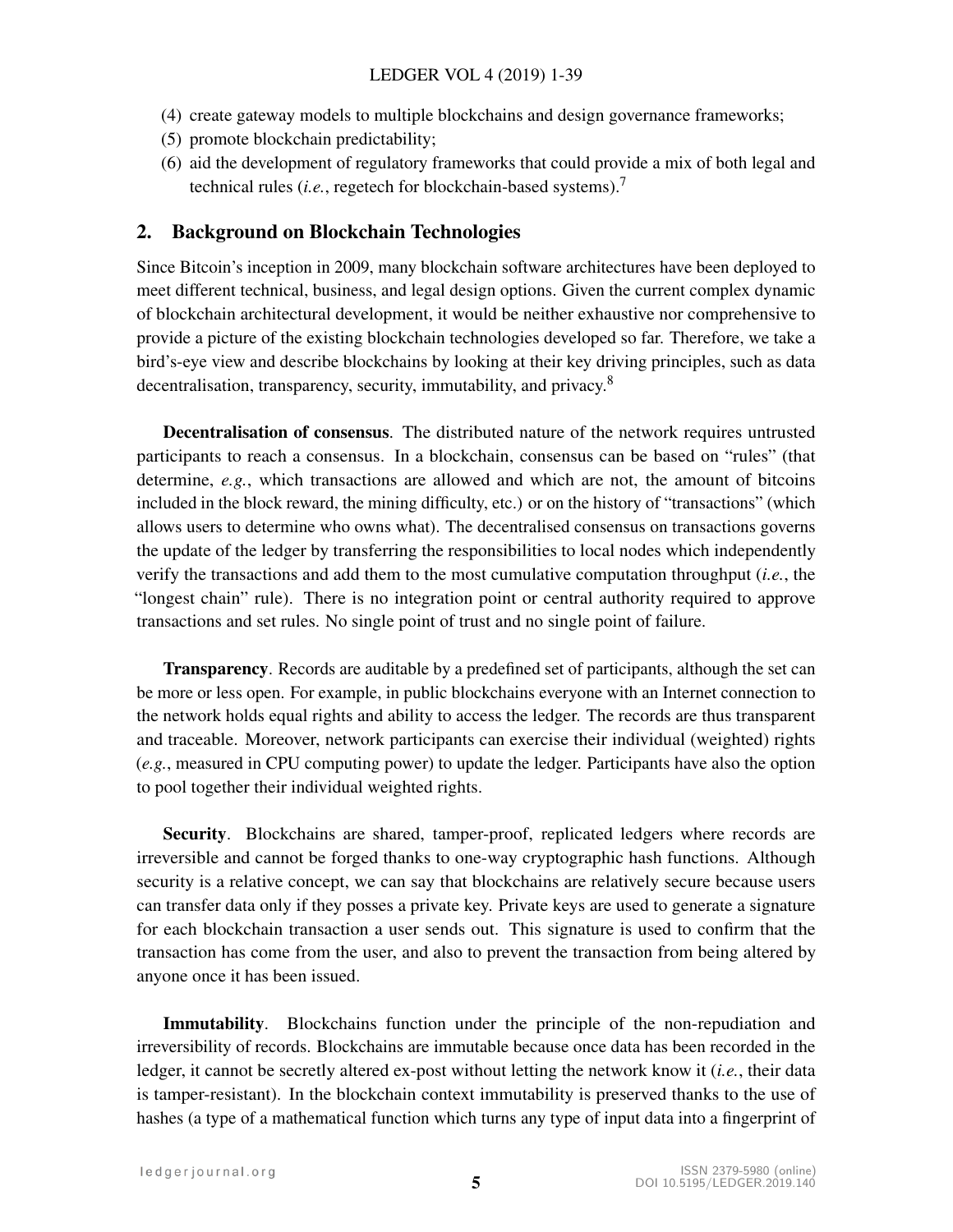(4) create gateway models to multiple blockchains and design governance frameworks;
(5) promote blockchain predictability;
(6) aid the development of regulatory frameworks that could provide a mix of both legal and technical rules (*i.e.*, regetech for blockchain-based systems).[7]

## 2. Background on Blockchain Technologies

Since Bitcoin's inception in 2009, many blockchain software architectures have been deployed to meet different technical, business, and legal design options. Given the current complex dynamic of blockchain architectural development, it would be neither exhaustive nor comprehensive to provide a picture of the existing blockchain technologies developed so far. Therefore, we take a bird's-eye view and describe blockchains by looking at their key driving principles, such as data decentralisation, transparency, security, immutability, and privacy.[8]

**Decentralisation of consensus**. The distributed nature of the network requires untrusted participants to reach a consensus. In a blockchain, consensus can be based on "rules" (that determine, *e.g.*, which transactions are allowed and which are not, the amount of bitcoins included in the block reward, the mining difficulty, etc.) or on the history of "transactions" (which allows users to determine who owns what). The decentralised consensus on transactions governs the update of the ledger by transferring the responsibilities to local nodes which independently verify the transactions and add them to the most cumulative computation throughput (*i.e.*, the "longest chain" rule). There is no integration point or central authority required to approve transactions and set rules. No single point of trust and no single point of failure.

**Transparency**. Records are auditable by a predefined set of participants, although the set can be more or less open. For example, in public blockchains everyone with an Internet connection to the network holds equal rights and ability to access the ledger. The records are thus transparent and traceable. Moreover, network participants can exercise their individual (weighted) rights (*e.g.*, measured in CPU computing power) to update the ledger. Participants have also the option to pool together their individual weighted rights.

**Security**. Blockchains are shared, tamper-proof, replicated ledgers where records are irreversible and cannot be forged thanks to one-way cryptographic hash functions. Although security is a relative concept, we can say that blockchains are relatively secure because users can transfer data only if they posses a private key. Private keys are used to generate a signature for each blockchain transaction a user sends out. This signature is used to confirm that the transaction has come from the user, and also to prevent the transaction from being altered by anyone once it has been issued.

**Immutability**. Blockchains function under the principle of the non-repudiation and irreversibility of records. Blockchains are immutable because once data has been recorded in the ledger, it cannot be secretly altered ex-post without letting the network know it (*i.e.*, their data is tamper-resistant). In the blockchain context immutability is preserved thanks to the use of hashes (a type of a mathematical function which turns any type of input data into a fingerprint of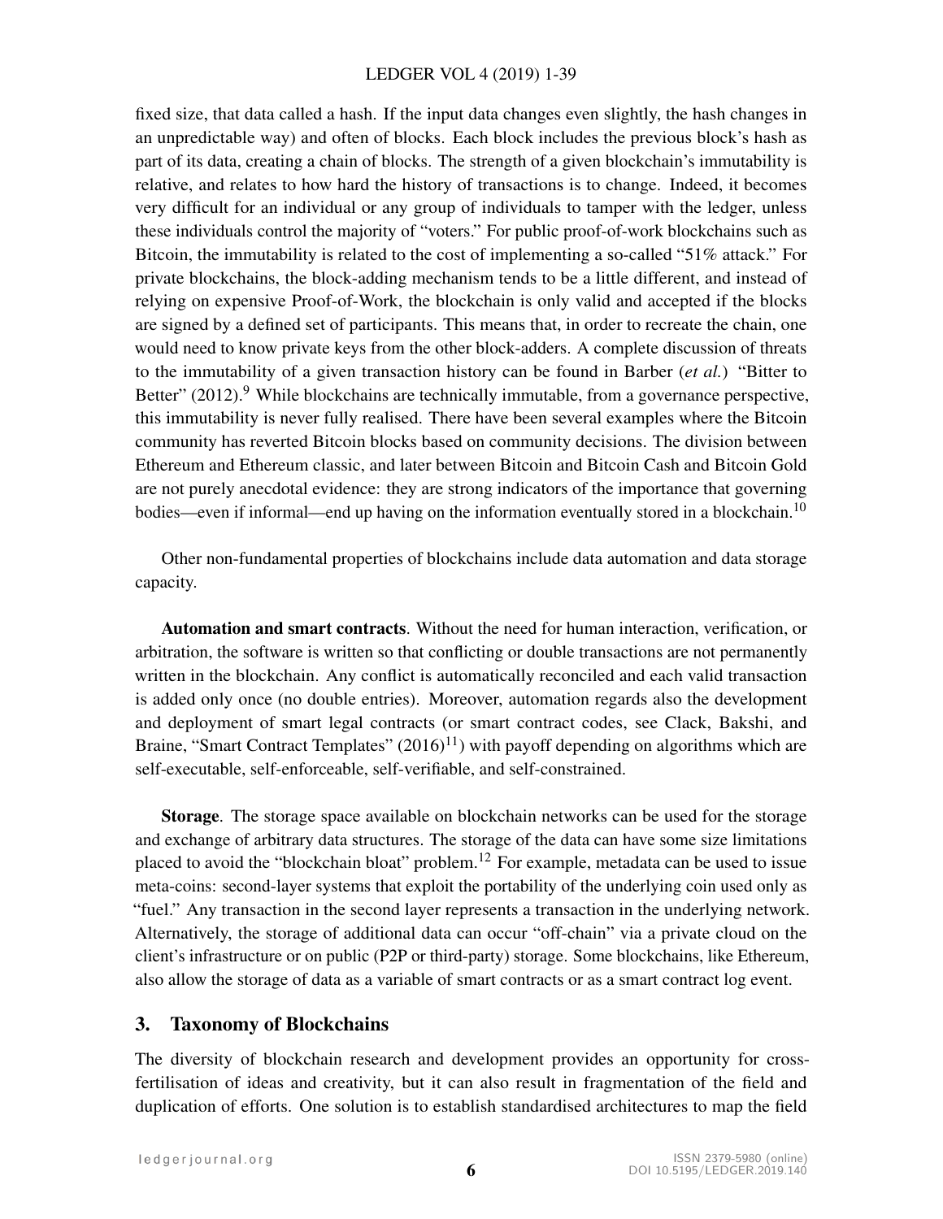fixed size, that data called a hash. If the input data changes even slightly, the hash changes in an unpredictable way) and often of blocks. Each block includes the previous block's hash as part of its data, creating a chain of blocks. The strength of a given blockchain's immutability is relative, and relates to how hard the history of transactions is to change. Indeed, it becomes very difficult for an individual or any group of individuals to tamper with the ledger, unless these individuals control the majority of "voters." For public proof-of-work blockchains such as Bitcoin, the immutability is related to the cost of implementing a so-called "51% attack." For private blockchains, the block-adding mechanism tends to be a little different, and instead of relying on expensive Proof-of-Work, the blockchain is only valid and accepted if the blocks are signed by a defined set of participants. This means that, in order to recreate the chain, one would need to know private keys from the other block-adders. A complete discussion of threats to the immutability of a given transaction history can be found in Barber (*et al.*) "Bitter to Better" (2012).[9] While blockchains are technically immutable, from a governance perspective, this immutability is never fully realised. There have been several examples where the Bitcoin community has reverted Bitcoin blocks based on community decisions. The division between Ethereum and Ethereum classic, and later between Bitcoin and Bitcoin Cash and Bitcoin Gold are not purely anecdotal evidence: they are strong indicators of the importance that governing bodies—even if informal—end up having on the information eventually stored in a blockchain.[10]

Other non-fundamental properties of blockchains include data automation and data storage capacity.

**Automation and smart contracts**. Without the need for human interaction, verification, or arbitration, the software is written so that conflicting or double transactions are not permanently written in the blockchain. Any conflict is automatically reconciled and each valid transaction is added only once (no double entries). Moreover, automation regards also the development and deployment of smart legal contracts (or smart contract codes, see Clack, Bakshi, and Braine, "Smart Contract Templates" (2016)[11]) with payoff depending on algorithms which are self-executable, self-enforceable, self-verifiable, and self-constrained.

**Storage**. The storage space available on blockchain networks can be used for the storage and exchange of arbitrary data structures. The storage of the data can have some size limitations placed to avoid the "blockchain bloat" problem.[12] For example, metadata can be used to issue meta-coins: second-layer systems that exploit the portability of the underlying coin used only as "fuel." Any transaction in the second layer represents a transaction in the underlying network. Alternatively, the storage of additional data can occur "off-chain" via a private cloud on the client's infrastructure or on public (P2P or third-party) storage. Some blockchains, like Ethereum, also allow the storage of data as a variable of smart contracts or as a smart contract log event.

## 3. Taxonomy of Blockchains

The diversity of blockchain research and development provides an opportunity for cross-fertilisation of ideas and creativity, but it can also result in fragmentation of the field and duplication of efforts. One solution is to establish standardised architectures to map the field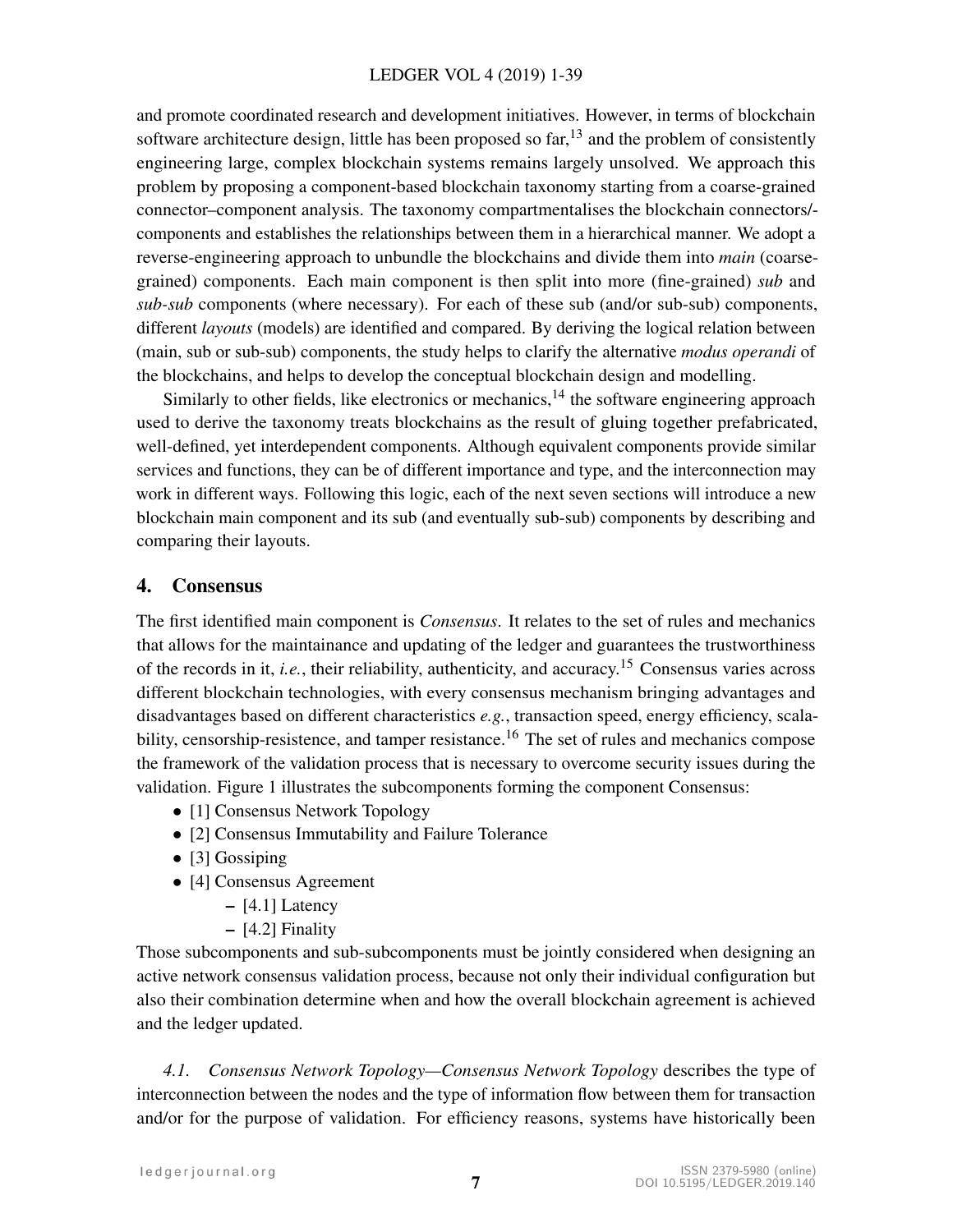and promote coordinated research and development initiatives. However, in terms of blockchain software architecture design, little has been proposed so far,[13] and the problem of consistently engineering large, complex blockchain systems remains largely unsolved. We approach this problem by proposing a component-based blockchain taxonomy starting from a coarse-grained connector–component analysis. The taxonomy compartmentalises the blockchain connectors/-components and establishes the relationships between them in a hierarchical manner. We adopt a reverse-engineering approach to unbundle the blockchains and divide them into *main* (coarse-grained) components. Each main component is then split into more (fine-grained) *sub* and *sub-sub* components (where necessary). For each of these sub (and/or sub-sub) components, different *layouts* (models) are identified and compared. By deriving the logical relation between (main, sub or sub-sub) components, the study helps to clarify the alternative *modus operandi* of the blockchains, and helps to develop the conceptual blockchain design and modelling.

Similarly to other fields, like electronics or mechanics,[14] the software engineering approach used to derive the taxonomy treats blockchains as the result of gluing together prefabricated, well-defined, yet interdependent components. Although equivalent components provide similar services and functions, they can be of different importance and type, and the interconnection may work in different ways. Following this logic, each of the next seven sections will introduce a new blockchain main component and its sub (and eventually sub-sub) components by describing and comparing their layouts.

## 4. Consensus

The first identified main component is *Consensus*. It relates to the set of rules and mechanics that allows for the maintainance and updating of the ledger and guarantees the trustworthiness of the records in it, *i.e.*, their reliability, authenticity, and accuracy.[15] Consensus varies across different blockchain technologies, with every consensus mechanism bringing advantages and disadvantages based on different characteristics *e.g.*, transaction speed, energy efficiency, scalability, censorship-resistence, and tamper resistance.[16] The set of rules and mechanics compose the framework of the validation process that is necessary to overcome security issues during the validation. Figure 1 illustrates the subcomponents forming the component Consensus:

- [1] Consensus Network Topology
- [2] Consensus Immutability and Failure Tolerance
- [3] Gossiping
- [4] Consensus Agreement
  - [4.1] Latency
  - [4.2] Finality

Those subcomponents and sub-subcomponents must be jointly considered when designing an active network consensus validation process, because not only their individual configuration but also their combination determine when and how the overall blockchain agreement is achieved and the ledger updated.

*4.1. Consensus Network Topology—Consensus Network Topology* describes the type of interconnection between the nodes and the type of information flow between them for transaction and/or for the purpose of validation. For efficiency reasons, systems have historically been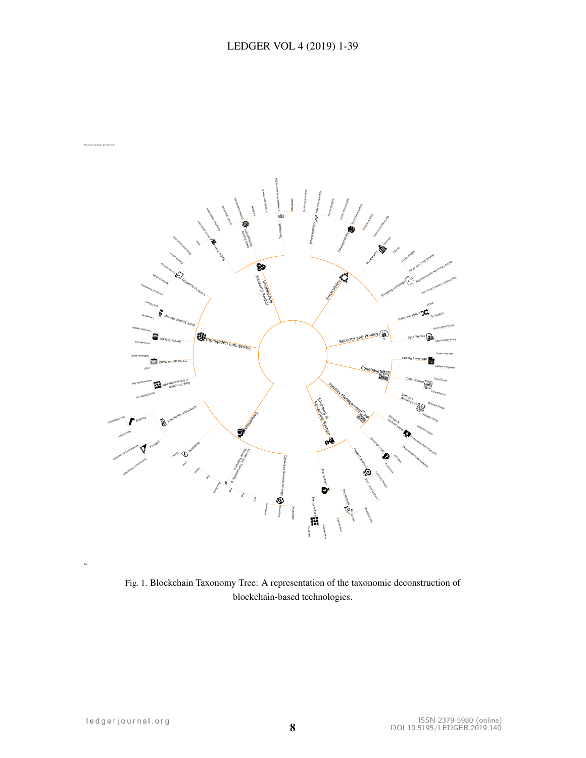Fig. 1. Blockchain Taxonomy Tree: A representation of the taxonomic deconstruction of blockchain-based technologies.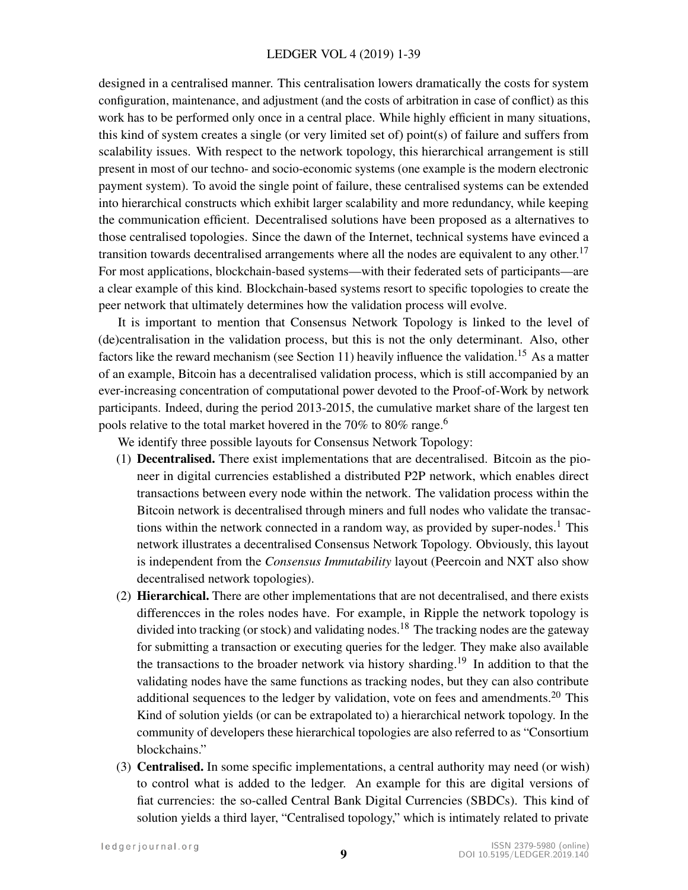designed in a centralised manner. This centralisation lowers dramatically the costs for system configuration, maintenance, and adjustment (and the costs of arbitration in case of conflict) as this work has to be performed only once in a central place. While highly efficient in many situations, this kind of system creates a single (or very limited set of) point(s) of failure and suffers from scalability issues. With respect to the network topology, this hierarchical arrangement is still present in most of our techno- and socio-economic systems (one example is the modern electronic payment system). To avoid the single point of failure, these centralised systems can be extended into hierarchical constructs which exhibit larger scalability and more redundancy, while keeping the communication efficient. Decentralised solutions have been proposed as a alternatives to those centralised topologies. Since the dawn of the Internet, technical systems have evinced a transition towards decentralised arrangements where all the nodes are equivalent to any other.[17] For most applications, blockchain-based systems—with their federated sets of participants—are a clear example of this kind. Blockchain-based systems resort to specific topologies to create the peer network that ultimately determines how the validation process will evolve.

It is important to mention that Consensus Network Topology is linked to the level of (de)centralisation in the validation process, but this is not the only determinant. Also, other factors like the reward mechanism (see Section 11) heavily influence the validation.[15] As a matter of an example, Bitcoin has a decentralised validation process, which is still accompanied by an ever-increasing concentration of computational power devoted to the Proof-of-Work by network participants. Indeed, during the period 2013-2015, the cumulative market share of the largest ten pools relative to the total market hovered in the 70% to 80% range.[6]

We identify three possible layouts for Consensus Network Topology:

1. **Decentralised.** There exist implementations that are decentralised. Bitcoin as the pioneer in digital currencies established a distributed P2P network, which enables direct transactions between every node within the network. The validation process within the Bitcoin network is decentralised through miners and full nodes who validate the transactions within the network connected in a random way, as provided by super-nodes.[1] This network illustrates a decentralised Consensus Network Topology. Obviously, this layout is independent from the *Consensus Immutability* layout (Peercoin and NXT also show decentralised network topologies).
2. **Hierarchical.** There are other implementations that are not decentralised, and there exists differencces in the roles nodes have. For example, in Ripple the network topology is divided into tracking (or stock) and validating nodes.[18] The tracking nodes are the gateway for submitting a transaction or executing queries for the ledger. They make also available the transactions to the broader network via history sharding.[19] In addition to that the validating nodes have the same functions as tracking nodes, but they can also contribute additional sequences to the ledger by validation, vote on fees and amendments.[20] This Kind of solution yields (or can be extrapolated to) a hierarchical network topology. In the community of developers these hierarchical topologies are also referred to as "Consortium blockchains."
3. **Centralised.** In some specific implementations, a central authority may need (or wish) to control what is added to the ledger. An example for this are digital versions of fiat currencies: the so-called Central Bank Digital Currencies (SBDCs). This kind of solution yields a third layer, "Centralised topology," which is intimately related to private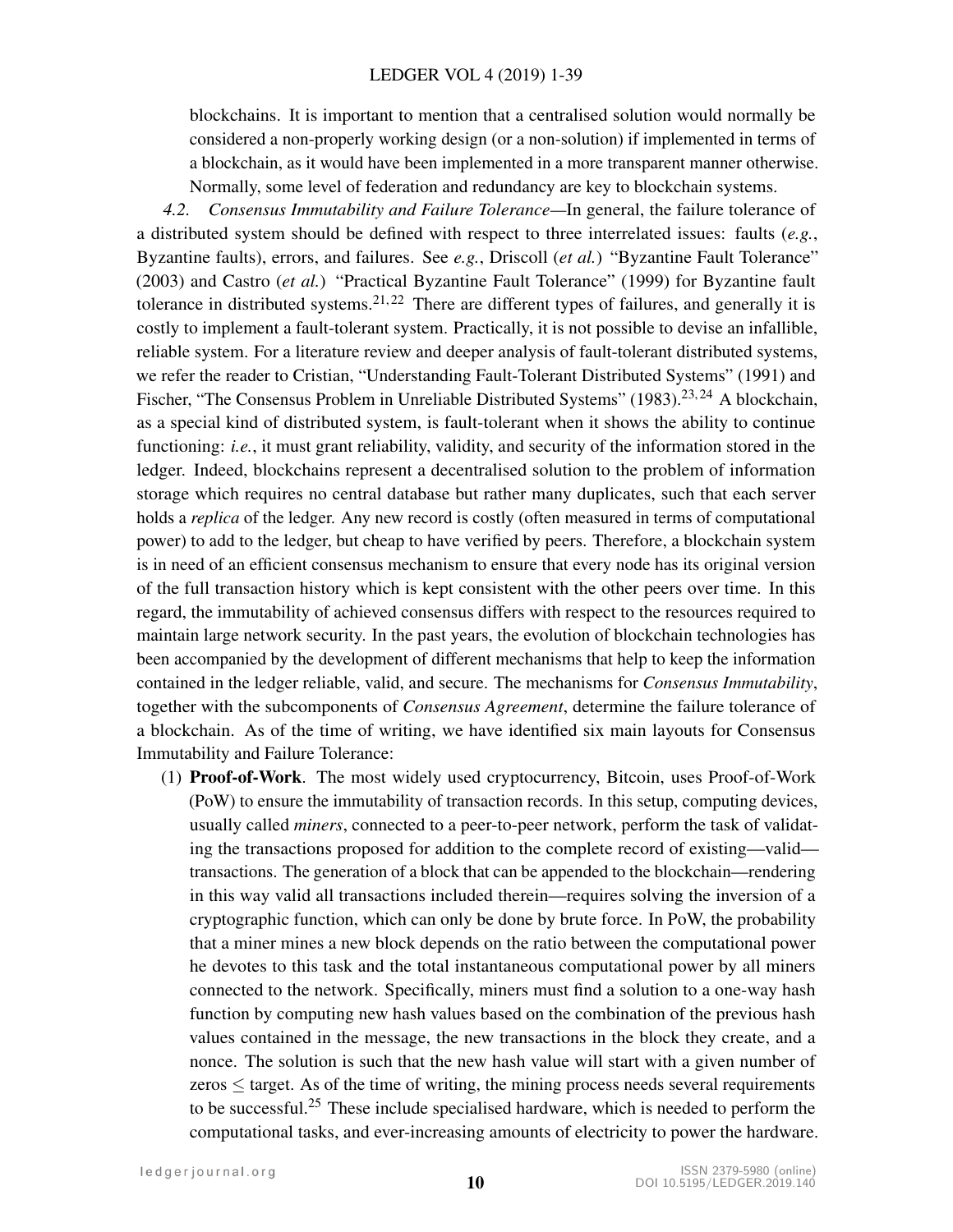blockchains. It is important to mention that a centralised solution would normally be considered a non-properly working design (or a non-solution) if implemented in terms of a blockchain, as it would have been implemented in a more transparent manner otherwise. Normally, some level of federation and redundancy are key to blockchain systems.

*4.2. Consensus Immutability and Failure Tolerance*—In general, the failure tolerance of a distributed system should be defined with respect to three interrelated issues: faults (*e.g.*, Byzantine faults), errors, and failures. See *e.g.*, Driscoll (*et al.*) "Byzantine Fault Tolerance" (2003) and Castro (*et al.*) "Practical Byzantine Fault Tolerance" (1999) for Byzantine fault tolerance in distributed systems.[21,22] There are different types of failures, and generally it is costly to implement a fault-tolerant system. Practically, it is not possible to devise an infallible, reliable system. For a literature review and deeper analysis of fault-tolerant distributed systems, we refer the reader to Cristian, "Understanding Fault-Tolerant Distributed Systems" (1991) and Fischer, "The Consensus Problem in Unreliable Distributed Systems" (1983).[23,24] A blockchain, as a special kind of distributed system, is fault-tolerant when it shows the ability to continue functioning: *i.e.*, it must grant reliability, validity, and security of the information stored in the ledger. Indeed, blockchains represent a decentralised solution to the problem of information storage which requires no central database but rather many duplicates, such that each server holds a *replica* of the ledger. Any new record is costly (often measured in terms of computational power) to add to the ledger, but cheap to have verified by peers. Therefore, a blockchain system is in need of an efficient consensus mechanism to ensure that every node has its original version of the full transaction history which is kept consistent with the other peers over time. In this regard, the immutability of achieved consensus differs with respect to the resources required to maintain large network security. In the past years, the evolution of blockchain technologies has been accompanied by the development of different mechanisms that help to keep the information contained in the ledger reliable, valid, and secure. The mechanisms for *Consensus Immutability*, together with the subcomponents of *Consensus Agreement*, determine the failure tolerance of a blockchain. As of the time of writing, we have identified six main layouts for Consensus Immutability and Failure Tolerance:

(1) **Proof-of-Work**. The most widely used cryptocurrency, Bitcoin, uses Proof-of-Work (PoW) to ensure the immutability of transaction records. In this setup, computing devices, usually called *miners*, connected to a peer-to-peer network, perform the task of validating the transactions proposed for addition to the complete record of existing—valid—transactions. The generation of a block that can be appended to the blockchain—rendering in this way valid all transactions included therein—requires solving the inversion of a cryptographic function, which can only be done by brute force. In PoW, the probability that a miner mines a new block depends on the ratio between the computational power he devotes to this task and the total instantaneous computational power by all miners connected to the network. Specifically, miners must find a solution to a one-way hash function by computing new hash values based on the combination of the previous hash values contained in the message, the new transactions in the block they create, and a nonce. The solution is such that the new hash value will start with a given number of zeros $\leq$ target. As of the time of writing, the mining process needs several requirements to be successful.[25] These include specialised hardware, which is needed to perform the computational tasks, and ever-increasing amounts of electricity to power the hardware.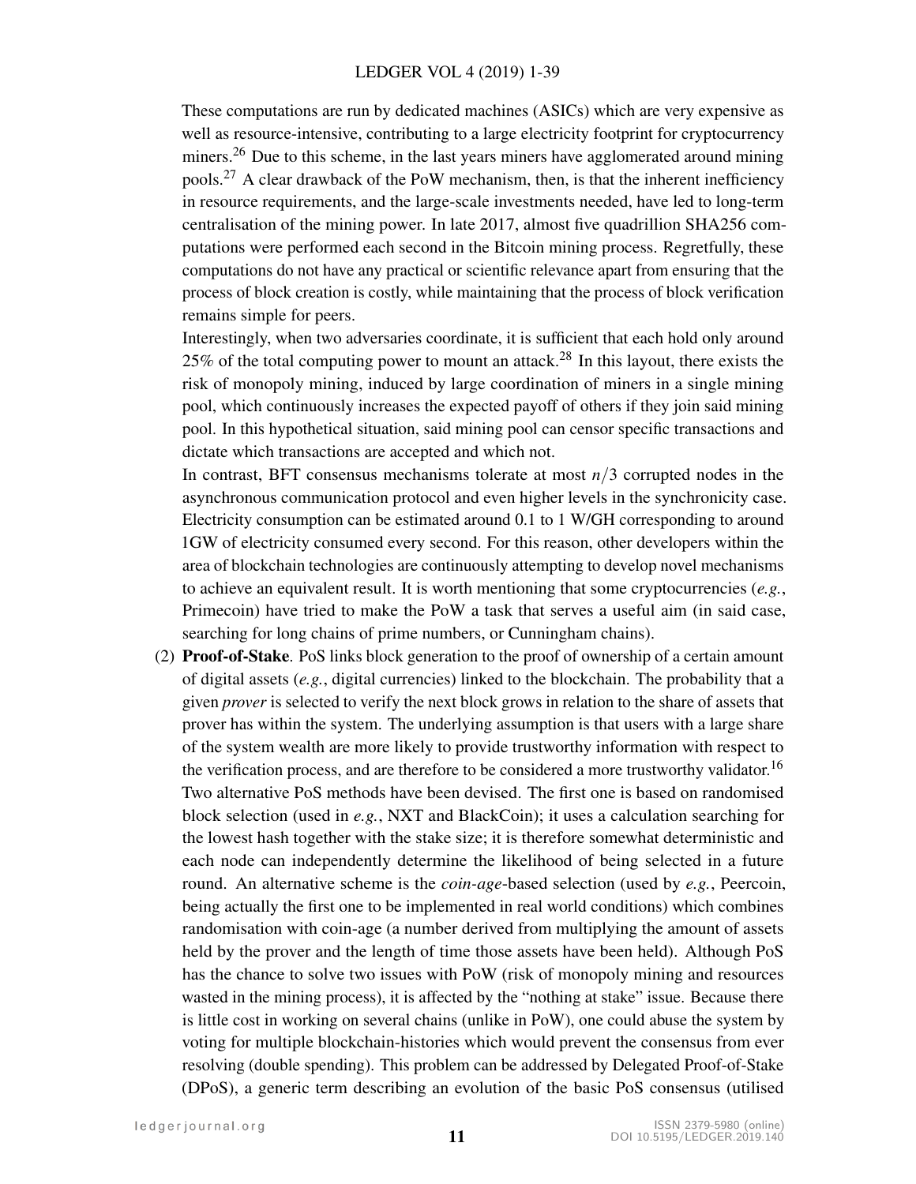These computations are run by dedicated machines (ASICs) which are very expensive as well as resource-intensive, contributing to a large electricity footprint for cryptocurrency miners.[26] Due to this scheme, in the last years miners have agglomerated around mining pools.[27] A clear drawback of the PoW mechanism, then, is that the inherent inefficiency in resource requirements, and the large-scale investments needed, have led to long-term centralisation of the mining power. In late 2017, almost five quadrillion SHA256 computations were performed each second in the Bitcoin mining process. Regretfully, these computations do not have any practical or scientific relevance apart from ensuring that the process of block creation is costly, while maintaining that the process of block verification remains simple for peers.

Interestingly, when two adversaries coordinate, it is sufficient that each hold only around 25% of the total computing power to mount an attack.[28] In this layout, there exists the risk of monopoly mining, induced by large coordination of miners in a single mining pool, which continuously increases the expected payoff of others if they join said mining pool. In this hypothetical situation, said mining pool can censor specific transactions and dictate which transactions are accepted and which not.

In contrast, BFT consensus mechanisms tolerate at most $n/3$ corrupted nodes in the asynchronous communication protocol and even higher levels in the synchronicity case. Electricity consumption can be estimated around 0.1 to 1 W/GH corresponding to around 1GW of electricity consumed every second. For this reason, other developers within the area of blockchain technologies are continuously attempting to develop novel mechanisms to achieve an equivalent result. It is worth mentioning that some cryptocurrencies (*e.g.*, Primecoin) have tried to make the PoW a task that serves a useful aim (in said case, searching for long chains of prime numbers, or Cunningham chains).

(2) **Proof-of-Stake**. PoS links block generation to the proof of ownership of a certain amount of digital assets (*e.g.*, digital currencies) linked to the blockchain. The probability that a given *prover* is selected to verify the next block grows in relation to the share of assets that prover has within the system. The underlying assumption is that users with a large share of the system wealth are more likely to provide trustworthy information with respect to the verification process, and are therefore to be considered a more trustworthy validator.[16] Two alternative PoS methods have been devised. The first one is based on randomised block selection (used in *e.g.*, NXT and BlackCoin); it uses a calculation searching for the lowest hash together with the stake size; it is therefore somewhat deterministic and each node can independently determine the likelihood of being selected in a future round. An alternative scheme is the *coin-age*-based selection (used by *e.g.*, Peercoin, being actually the first one to be implemented in real world conditions) which combines randomisation with coin-age (a number derived from multiplying the amount of assets held by the prover and the length of time those assets have been held). Although PoS has the chance to solve two issues with PoW (risk of monopoly mining and resources wasted in the mining process), it is affected by the "nothing at stake" issue. Because there is little cost in working on several chains (unlike in PoW), one could abuse the system by voting for multiple blockchain-histories which would prevent the consensus from ever resolving (double spending). This problem can be addressed by Delegated Proof-of-Stake (DPoS), a generic term describing an evolution of the basic PoS consensus (utilised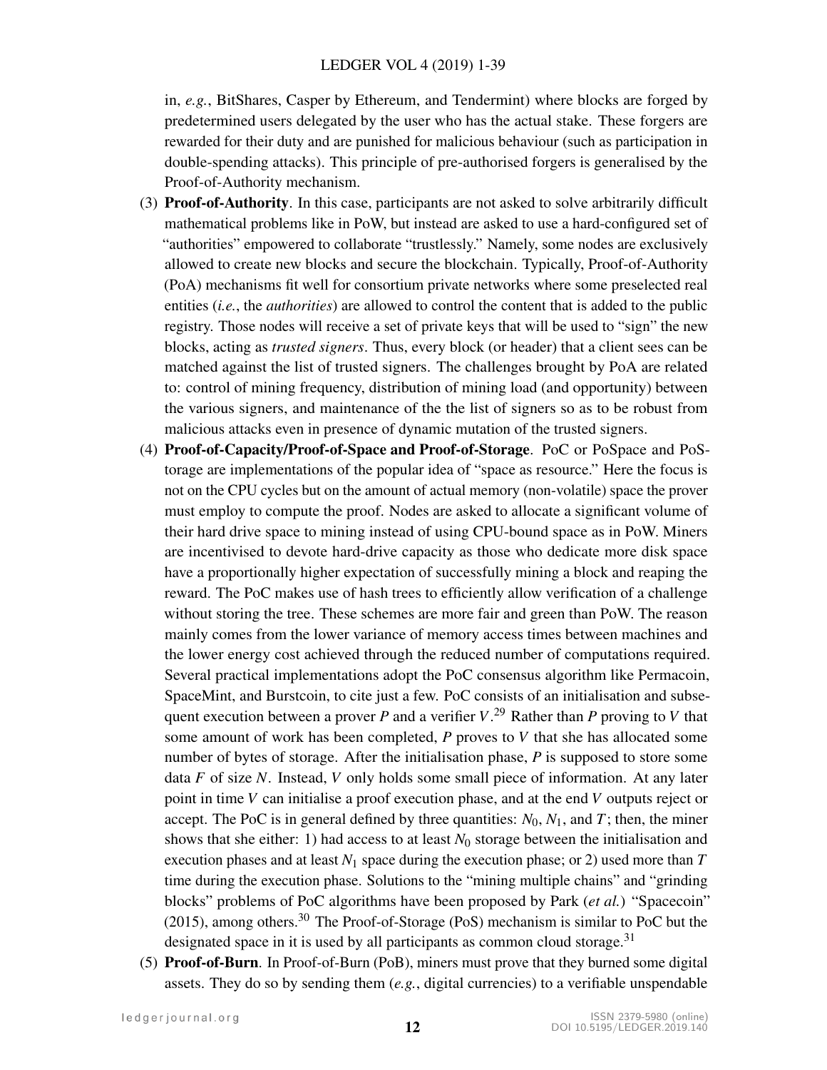in, *e.g.*, BitShares, Casper by Ethereum, and Tendermint) where blocks are forged by predetermined users delegated by the user who has the actual stake. These forgers are rewarded for their duty and are punished for malicious behaviour (such as participation in double-spending attacks). This principle of pre-authorised forgers is generalised by the Proof-of-Authority mechanism.

(3) **Proof-of-Authority**. In this case, participants are not asked to solve arbitrarily difficult mathematical problems like in PoW, but instead are asked to use a hard-configured set of "authorities" empowered to collaborate "trustlessly." Namely, some nodes are exclusively allowed to create new blocks and secure the blockchain. Typically, Proof-of-Authority (PoA) mechanisms fit well for consortium private networks where some preselected real entities (*i.e.*, the *authorities*) are allowed to control the content that is added to the public registry. Those nodes will receive a set of private keys that will be used to "sign" the new blocks, acting as *trusted signers*. Thus, every block (or header) that a client sees can be matched against the list of trusted signers. The challenges brought by PoA are related to: control of mining frequency, distribution of mining load (and opportunity) between the various signers, and maintenance of the the list of signers so as to be robust from malicious attacks even in presence of dynamic mutation of the trusted signers.

(4) **Proof-of-Capacity/Proof-of-Space and Proof-of-Storage**. PoC or PoSpace and PoStorage are implementations of the popular idea of "space as resource." Here the focus is not on the CPU cycles but on the amount of actual memory (non-volatile) space the prover must employ to compute the proof. Nodes are asked to allocate a significant volume of their hard drive space to mining instead of using CPU-bound space as in PoW. Miners are incentivised to devote hard-drive capacity as those who dedicate more disk space have a proportionally higher expectation of successfully mining a block and reaping the reward. The PoC makes use of hash trees to efficiently allow verification of a challenge without storing the tree. These schemes are more fair and green than PoW. The reason mainly comes from the lower variance of memory access times between machines and the lower energy cost achieved through the reduced number of computations required. Several practical implementations adopt the PoC consensus algorithm like Permacoin, SpaceMint, and Burstcoin, to cite just a few. PoC consists of an initialisation and subsequent execution between a prover $P$ and a verifier $V$.[29] Rather than $P$ proving to $V$ that some amount of work has been completed, $P$ proves to $V$ that she has allocated some number of bytes of storage. After the initialisation phase, $P$ is supposed to store some data $F$ of size $N$. Instead, $V$ only holds some small piece of information. At any later point in time $V$ can initialise a proof execution phase, and at the end $V$ outputs reject or accept. The PoC is in general defined by three quantities: $N_0$, $N_1$, and $T$; then, the miner shows that she either: 1) had access to at least $N_0$ storage between the initialisation and execution phases and at least $N_1$ space during the execution phase; or 2) used more than $T$ time during the execution phase. Solutions to the "mining multiple chains" and "grinding blocks" problems of PoC algorithms have been proposed by Park (*et al.*) "Spacecoin" (2015), among others.[30] The Proof-of-Storage (PoS) mechanism is similar to PoC but the designated space in it is used by all participants as common cloud storage.[31]

(5) **Proof-of-Burn**. In Proof-of-Burn (PoB), miners must prove that they burned some digital assets. They do so by sending them (*e.g.*, digital currencies) to a verifiable unspendable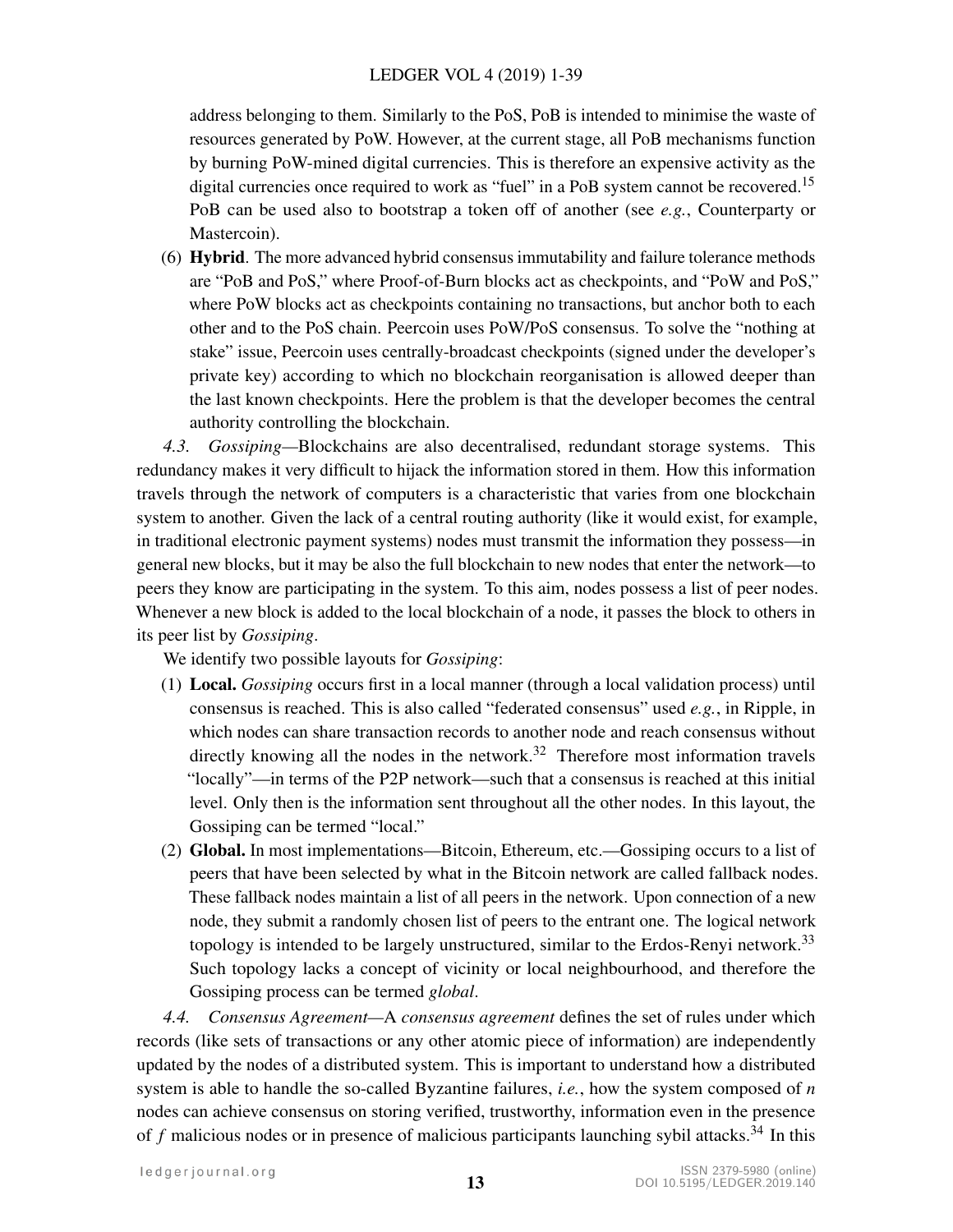address belonging to them. Similarly to the PoS, PoB is intended to minimise the waste of resources generated by PoW. However, at the current stage, all PoB mechanisms function by burning PoW-mined digital currencies. This is therefore an expensive activity as the digital currencies once required to work as "fuel" in a PoB system cannot be recovered.[15] PoB can be used also to bootstrap a token off of another (see *e.g.*, Counterparty or Mastercoin).

(6) **Hybrid**. The more advanced hybrid consensus immutability and failure tolerance methods are "PoB and PoS," where Proof-of-Burn blocks act as checkpoints, and "PoW and PoS," where PoW blocks act as checkpoints containing no transactions, but anchor both to each other and to the PoS chain. Peercoin uses PoW/PoS consensus. To solve the "nothing at stake" issue, Peercoin uses centrally-broadcast checkpoints (signed under the developer's private key) according to which no blockchain reorganisation is allowed deeper than the last known checkpoints. Here the problem is that the developer becomes the central authority controlling the blockchain.

*4.3. Gossiping*—Blockchains are also decentralised, redundant storage systems. This redundancy makes it very difficult to hijack the information stored in them. How this information travels through the network of computers is a characteristic that varies from one blockchain system to another. Given the lack of a central routing authority (like it would exist, for example, in traditional electronic payment systems) nodes must transmit the information they possess—in general new blocks, but it may be also the full blockchain to new nodes that enter the network—to peers they know are participating in the system. To this aim, nodes possess a list of peer nodes. Whenever a new block is added to the local blockchain of a node, it passes the block to others in its peer list by *Gossiping*.

We identify two possible layouts for *Gossiping*:

(1) **Local.** *Gossiping* occurs first in a local manner (through a local validation process) until consensus is reached. This is also called "federated consensus" used *e.g.*, in Ripple, in which nodes can share transaction records to another node and reach consensus without directly knowing all the nodes in the network.[32] Therefore most information travels "locally"—in terms of the P2P network—such that a consensus is reached at this initial level. Only then is the information sent throughout all the other nodes. In this layout, the Gossiping can be termed "local."

(2) **Global.** In most implementations—Bitcoin, Ethereum, etc.—Gossiping occurs to a list of peers that have been selected by what in the Bitcoin network are called fallback nodes. These fallback nodes maintain a list of all peers in the network. Upon connection of a new node, they submit a randomly chosen list of peers to the entrant one. The logical network topology is intended to be largely unstructured, similar to the Erdos-Renyi network.[33] Such topology lacks a concept of vicinity or local neighbourhood, and therefore the Gossiping process can be termed *global*.

*4.4. Consensus Agreement*—A *consensus agreement* defines the set of rules under which records (like sets of transactions or any other atomic piece of information) are independently updated by the nodes of a distributed system. This is important to understand how a distributed system is able to handle the so-called Byzantine failures, *i.e.*, how the system composed of $n$ nodes can achieve consensus on storing verified, trustworthy, information even in the presence of $f$ malicious nodes or in presence of malicious participants launching sybil attacks.[34] In this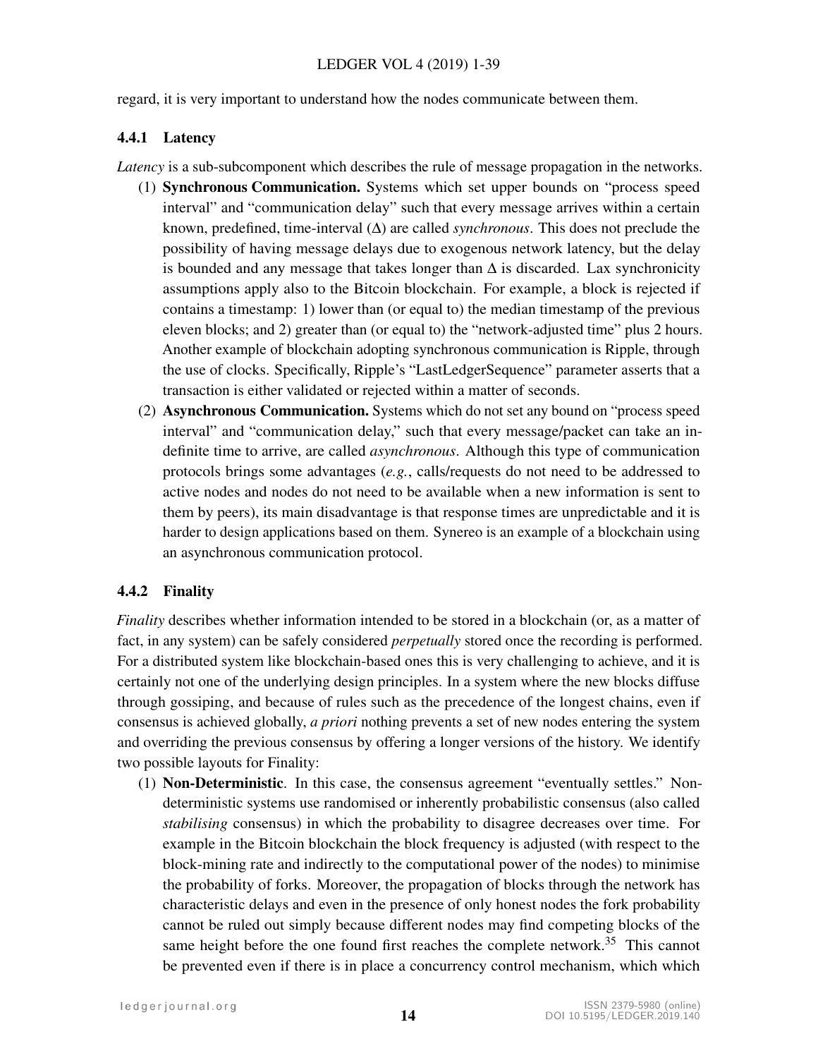regard, it is very important to understand how the nodes communicate between them.

### 4.4.1 Latency

*Latency* is a sub-subcomponent which describes the rule of message propagation in the networks.

(1) **Synchronous Communication.** Systems which set upper bounds on "process speed interval" and "communication delay" such that every message arrives within a certain known, predefined, time-interval ($\Delta$) are called *synchronous*. This does not preclude the possibility of having message delays due to exogenous network latency, but the delay is bounded and any message that takes longer than $\Delta$ is discarded. Lax synchronicity assumptions apply also to the Bitcoin blockchain. For example, a block is rejected if contains a timestamp: 1) lower than (or equal to) the median timestamp of the previous eleven blocks; and 2) greater than (or equal to) the "network-adjusted time" plus 2 hours. Another example of blockchain adopting synchronous communication is Ripple, through the use of clocks. Specifically, Ripple's "LastLedgerSequence" parameter asserts that a transaction is either validated or rejected within a matter of seconds.

(2) **Asynchronous Communication.** Systems which do not set any bound on "process speed interval" and "communication delay," such that every message/packet can take an indefinite time to arrive, are called *asynchronous*. Although this type of communication protocols brings some advantages (*e.g.*, calls/requests do not need to be addressed to active nodes and nodes do not need to be available when a new information is sent to them by peers), its main disadvantage is that response times are unpredictable and it is harder to design applications based on them. Synereo is an example of a blockchain using an asynchronous communication protocol.

### 4.4.2 Finality

*Finality* describes whether information intended to be stored in a blockchain (or, as a matter of fact, in any system) can be safely considered *perpetually* stored once the recording is performed. For a distributed system like blockchain-based ones this is very challenging to achieve, and it is certainly not one of the underlying design principles. In a system where the new blocks diffuse through gossiping, and because of rules such as the precedence of the longest chains, even if consensus is achieved globally, *a priori* nothing prevents a set of new nodes entering the system and overriding the previous consensus by offering a longer versions of the history. We identify two possible layouts for Finality:

(1) **Non-Deterministic**. In this case, the consensus agreement "eventually settles." Non-deterministic systems use randomised or inherently probabilistic consensus (also called *stabilising* consensus) in which the probability to disagree decreases over time. For example in the Bitcoin blockchain the block frequency is adjusted (with respect to the block-mining rate and indirectly to the computational power of the nodes) to minimise the probability of forks. Moreover, the propagation of blocks through the network has characteristic delays and even in the presence of only honest nodes the fork probability cannot be ruled out simply because different nodes may find competing blocks of the same height before the one found first reaches the complete network.[35] This cannot be prevented even if there is in place a concurrency control mechanism, which which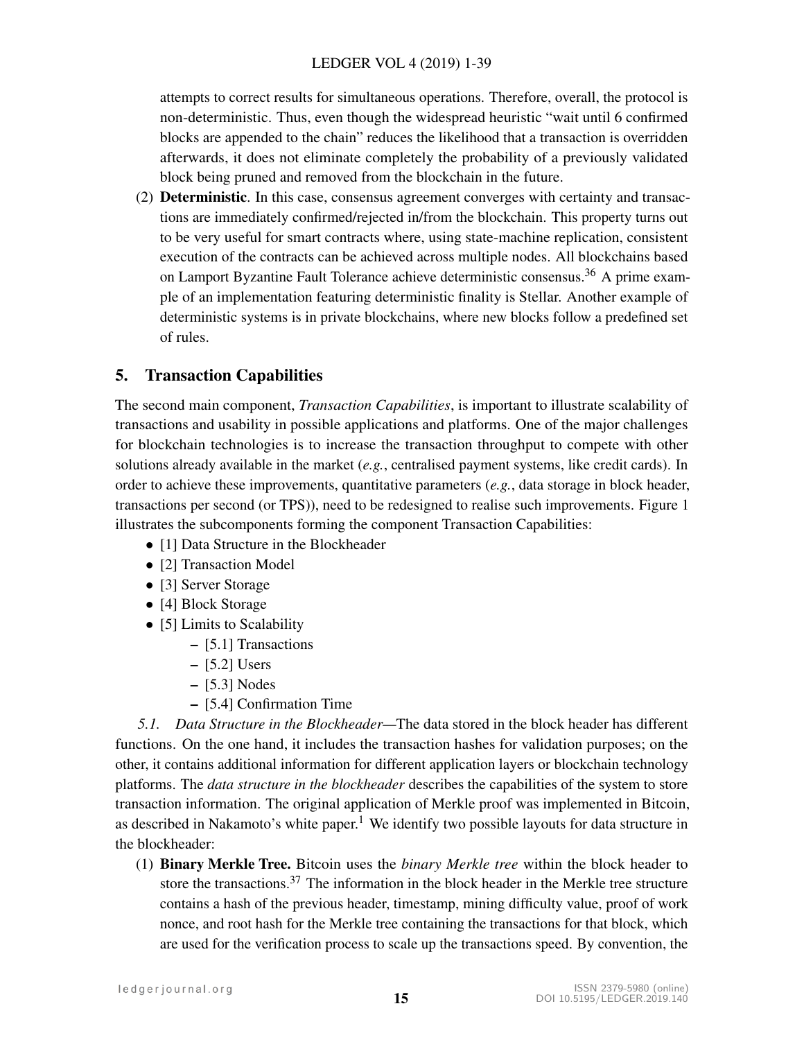attempts to correct results for simultaneous operations. Therefore, overall, the protocol is non-deterministic. Thus, even though the widespread heuristic "wait until 6 confirmed blocks are appended to the chain" reduces the likelihood that a transaction is overridden afterwards, it does not eliminate completely the probability of a previously validated block being pruned and removed from the blockchain in the future.

(2) **Deterministic**. In this case, consensus agreement converges with certainty and transactions are immediately confirmed/rejected in/from the blockchain. This property turns out to be very useful for smart contracts where, using state-machine replication, consistent execution of the contracts can be achieved across multiple nodes. All blockchains based on Lamport Byzantine Fault Tolerance achieve deterministic consensus.[36] A prime example of an implementation featuring deterministic finality is Stellar. Another example of deterministic systems is in private blockchains, where new blocks follow a predefined set of rules.

## 5. Transaction Capabilities

The second main component, *Transaction Capabilities*, is important to illustrate scalability of transactions and usability in possible applications and platforms. One of the major challenges for blockchain technologies is to increase the transaction throughput to compete with other solutions already available in the market (*e.g.*, centralised payment systems, like credit cards). In order to achieve these improvements, quantitative parameters (*e.g.*, data storage in block header, transactions per second (or TPS)), need to be redesigned to realise such improvements. Figure 1 illustrates the subcomponents forming the component Transaction Capabilities:

- [1] Data Structure in the Blockheader
- [2] Transaction Model
- [3] Server Storage
- [4] Block Storage
- [5] Limits to Scalability
  - [5.1] Transactions
  - [5.2] Users
  - [5.3] Nodes
  - [5.4] Confirmation Time

*5.1. Data Structure in the Blockheader*—The data stored in the block header has different functions. On the one hand, it includes the transaction hashes for validation purposes; on the other, it contains additional information for different application layers or blockchain technology platforms. The *data structure in the blockheader* describes the capabilities of the system to store transaction information. The original application of Merkle proof was implemented in Bitcoin, as described in Nakamoto's white paper.[1] We identify two possible layouts for data structure in the blockheader:

(1) **Binary Merkle Tree.** Bitcoin uses the *binary Merkle tree* within the block header to store the transactions.[37] The information in the block header in the Merkle tree structure contains a hash of the previous header, timestamp, mining difficulty value, proof of work nonce, and root hash for the Merkle tree containing the transactions for that block, which are used for the verification process to scale up the transactions speed. By convention, the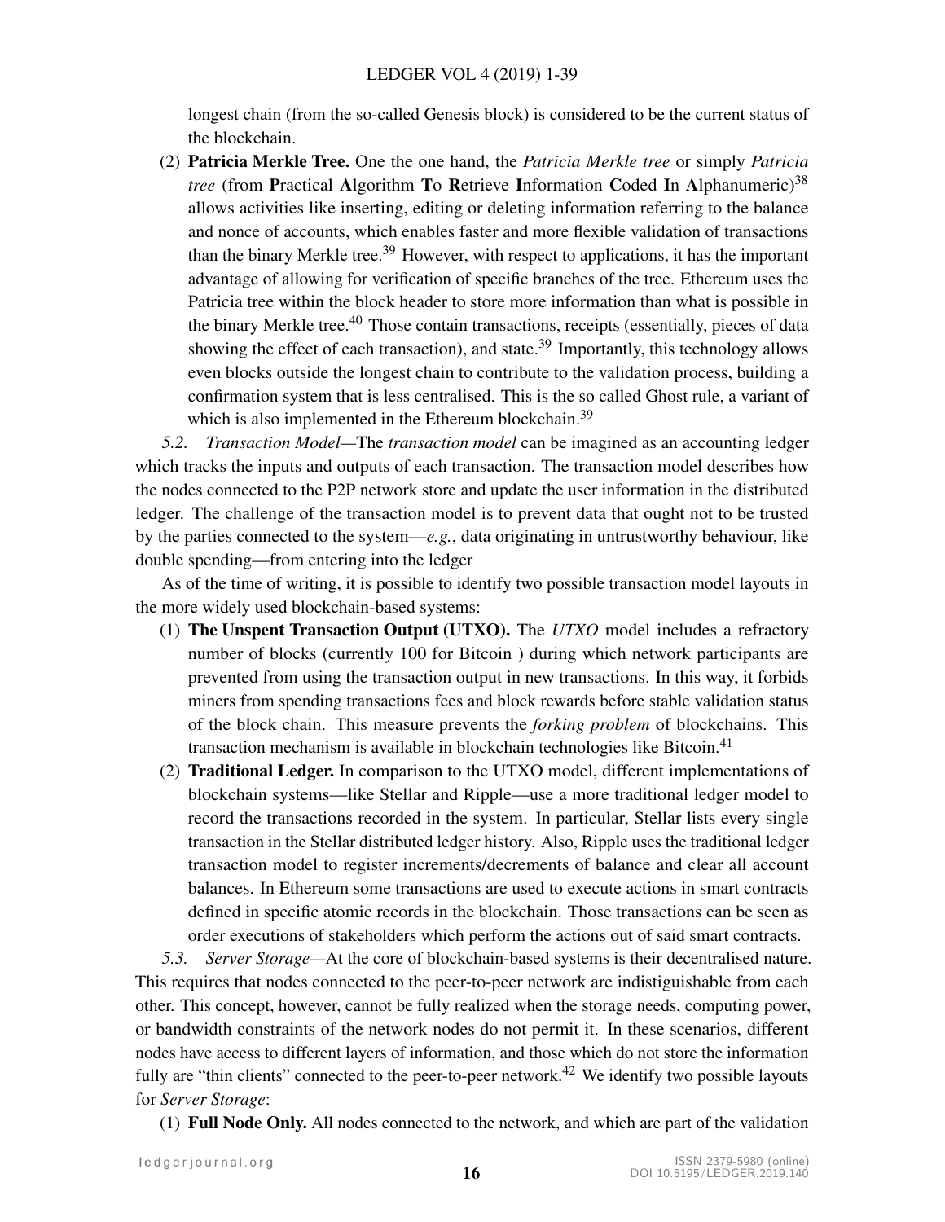longest chain (from the so-called Genesis block) is considered to be the current status of the blockchain.

(2) **Patricia Merkle Tree.** One the one hand, the *Patricia Merkle tree* or simply *Patricia tree* (from **P**ractical **A**lgorithm **T**o **R**etrieve **I**nformation **C**oded **I**n **A**lphanumeric)[38] allows activities like inserting, editing or deleting information referring to the balance and nonce of accounts, which enables faster and more flexible validation of transactions than the binary Merkle tree.[39] However, with respect to applications, it has the important advantage of allowing for verification of specific branches of the tree. Ethereum uses the Patricia tree within the block header to store more information than what is possible in the binary Merkle tree.[40] Those contain transactions, receipts (essentially, pieces of data showing the effect of each transaction), and state.[39] Importantly, this technology allows even blocks outside the longest chain to contribute to the validation process, building a confirmation system that is less centralised. This is the so called Ghost rule, a variant of which is also implemented in the Ethereum blockchain.[39]

*5.2. Transaction Model*—The *transaction model* can be imagined as an accounting ledger which tracks the inputs and outputs of each transaction. The transaction model describes how the nodes connected to the P2P network store and update the user information in the distributed ledger. The challenge of the transaction model is to prevent data that ought not to be trusted by the parties connected to the system—*e.g.*, data originating in untrustworthy behaviour, like double spending—from entering into the ledger

As of the time of writing, it is possible to identify two possible transaction model layouts in the more widely used blockchain-based systems:

(1) **The Unspent Transaction Output (UTXO).** The *UTXO* model includes a refractory number of blocks (currently 100 for Bitcoin ) during which network participants are prevented from using the transaction output in new transactions. In this way, it forbids miners from spending transactions fees and block rewards before stable validation status of the block chain. This measure prevents the *forking problem* of blockchains. This transaction mechanism is available in blockchain technologies like Bitcoin.[41]

(2) **Traditional Ledger.** In comparison to the UTXO model, different implementations of blockchain systems—like Stellar and Ripple—use a more traditional ledger model to record the transactions recorded in the system. In particular, Stellar lists every single transaction in the Stellar distributed ledger history. Also, Ripple uses the traditional ledger transaction model to register increments/decrements of balance and clear all account balances. In Ethereum some transactions are used to execute actions in smart contracts defined in specific atomic records in the blockchain. Those transactions can be seen as order executions of stakeholders which perform the actions out of said smart contracts.

*5.3. Server Storage*—At the core of blockchain-based systems is their decentralised nature. This requires that nodes connected to the peer-to-peer network are indistiguishable from each other. This concept, however, cannot be fully realized when the storage needs, computing power, or bandwidth constraints of the network nodes do not permit it. In these scenarios, different nodes have access to different layers of information, and those which do not store the information fully are "thin clients" connected to the peer-to-peer network.[42] We identify two possible layouts for *Server Storage*:

(1) **Full Node Only.** All nodes connected to the network, and which are part of the validation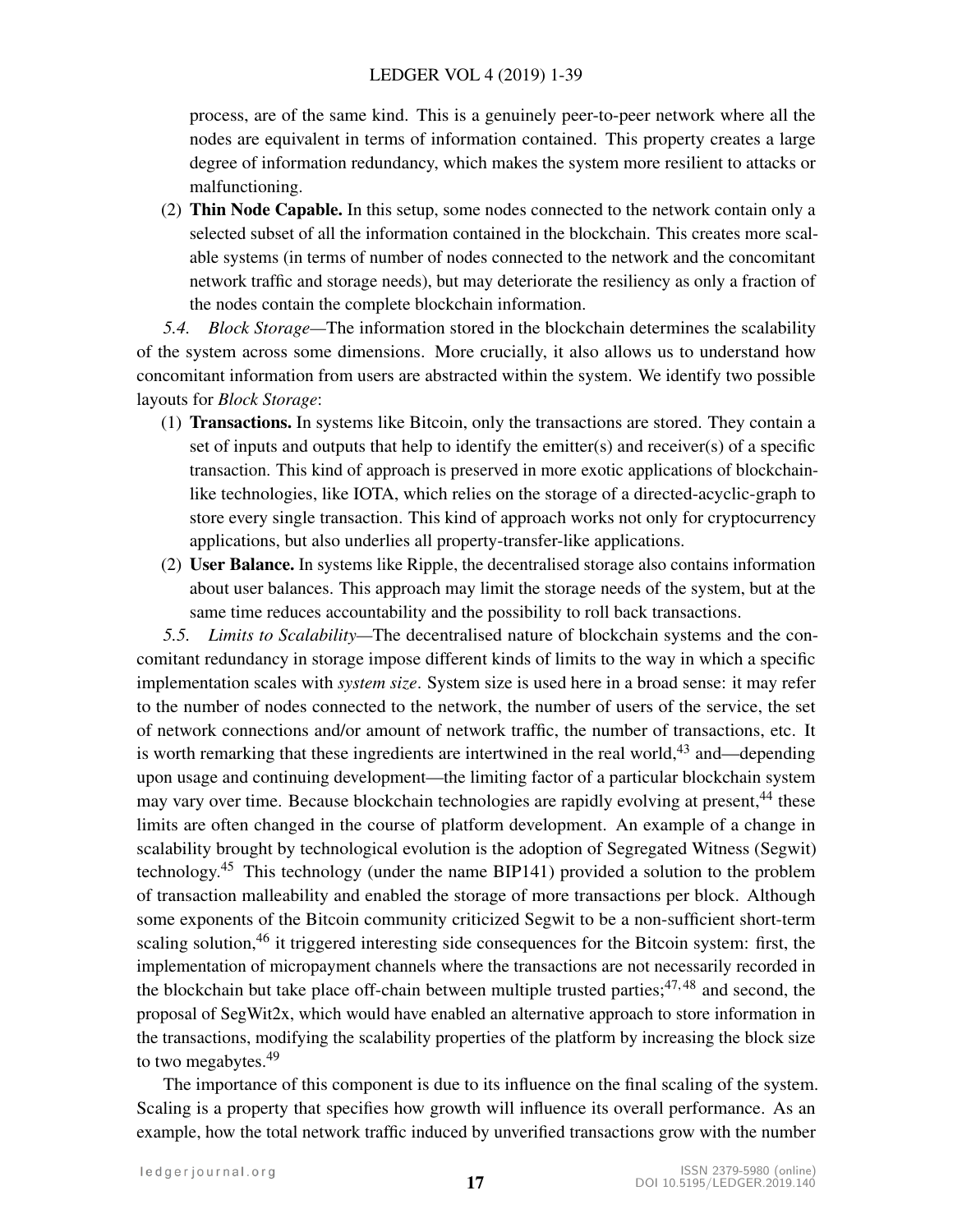process, are of the same kind. This is a genuinely peer-to-peer network where all the nodes are equivalent in terms of information contained. This property creates a large degree of information redundancy, which makes the system more resilient to attacks or malfunctioning.

(2) **Thin Node Capable.** In this setup, some nodes connected to the network contain only a selected subset of all the information contained in the blockchain. This creates more scalable systems (in terms of number of nodes connected to the network and the concomitant network traffic and storage needs), but may deteriorate the resiliency as only a fraction of the nodes contain the complete blockchain information.

*5.4. Block Storage*—The information stored in the blockchain determines the scalability of the system across some dimensions. More crucially, it also allows us to understand how concomitant information from users are abstracted within the system. We identify two possible layouts for *Block Storage*:

(1) **Transactions.** In systems like Bitcoin, only the transactions are stored. They contain a set of inputs and outputs that help to identify the emitter(s) and receiver(s) of a specific transaction. This kind of approach is preserved in more exotic applications of blockchain-like technologies, like IOTA, which relies on the storage of a directed-acyclic-graph to store every single transaction. This kind of approach works not only for cryptocurrency applications, but also underlies all property-transfer-like applications.

(2) **User Balance.** In systems like Ripple, the decentralised storage also contains information about user balances. This approach may limit the storage needs of the system, but at the same time reduces accountability and the possibility to roll back transactions.

*5.5. Limits to Scalability*—The decentralised nature of blockchain systems and the concomitant redundancy in storage impose different kinds of limits to the way in which a specific implementation scales with *system size*. System size is used here in a broad sense: it may refer to the number of nodes connected to the network, the number of users of the service, the set of network connections and/or amount of network traffic, the number of transactions, etc. It is worth remarking that these ingredients are intertwined in the real world,[43] and—depending upon usage and continuing development—the limiting factor of a particular blockchain system may vary over time. Because blockchain technologies are rapidly evolving at present,[44] these limits are often changed in the course of platform development. An example of a change in scalability brought by technological evolution is the adoption of Segregated Witness (Segwit) technology.[45] This technology (under the name BIP141) provided a solution to the problem of transaction malleability and enabled the storage of more transactions per block. Although some exponents of the Bitcoin community criticized Segwit to be a non-sufficient short-term scaling solution,[46] it triggered interesting side consequences for the Bitcoin system: first, the implementation of micropayment channels where the transactions are not necessarily recorded in the blockchain but take place off-chain between multiple trusted parties;[47,48] and second, the proposal of SegWit2x, which would have enabled an alternative approach to store information in the transactions, modifying the scalability properties of the platform by increasing the block size to two megabytes.[49]

The importance of this component is due to its influence on the final scaling of the system. Scaling is a property that specifies how growth will influence its overall performance. As an example, how the total network traffic induced by unverified transactions grow with the number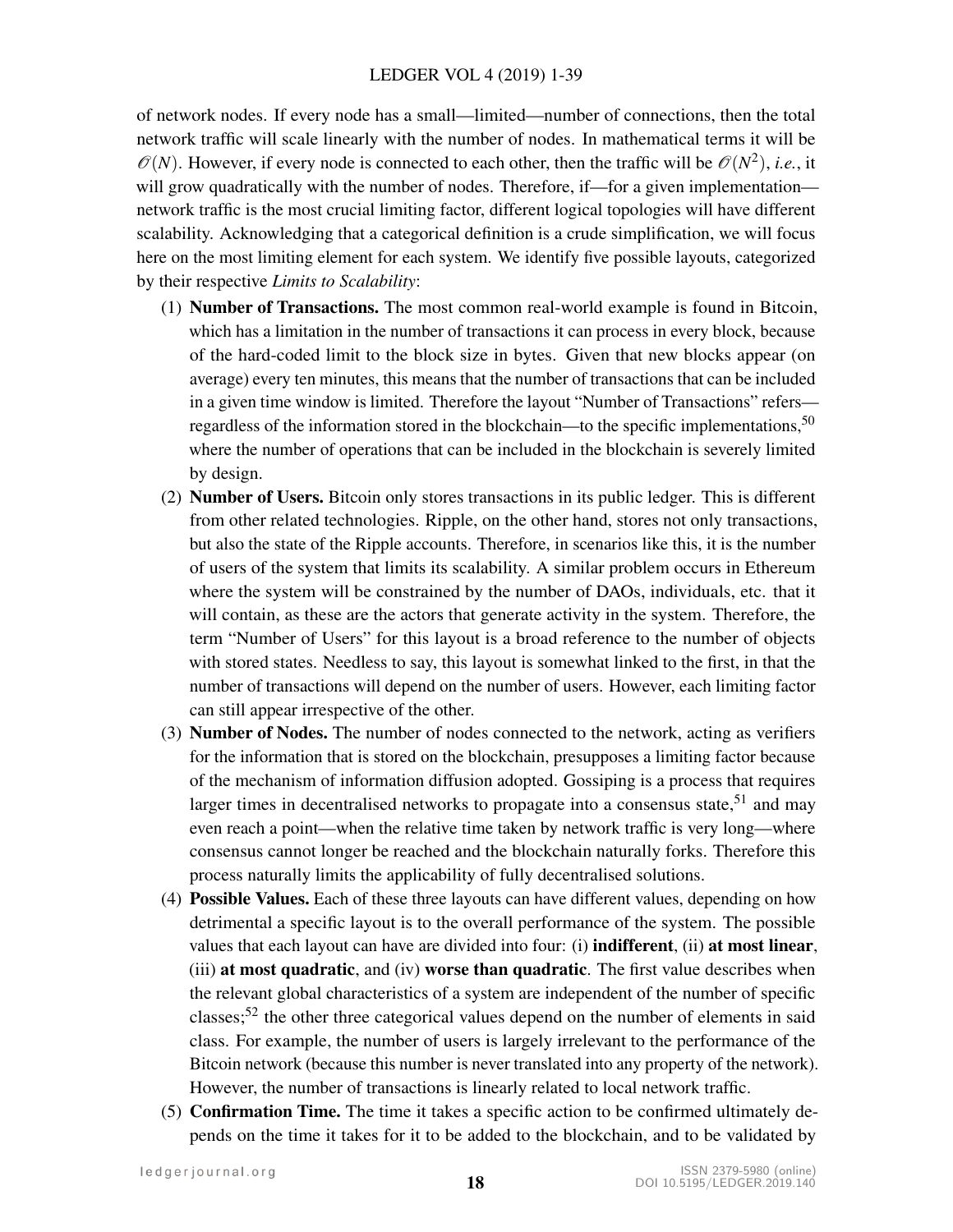of network nodes. If every node has a small—limited—number of connections, then the total network traffic will scale linearly with the number of nodes. In mathematical terms it will be $\mathcal{O}(N)$. However, if every node is connected to each other, then the traffic will be $\mathcal{O}(N^2)$, *i.e.*, it will grow quadratically with the number of nodes. Therefore, if—for a given implementation—network traffic is the most crucial limiting factor, different logical topologies will have different scalability. Acknowledging that a categorical definition is a crude simplification, we will focus here on the most limiting element for each system. We identify five possible layouts, categorized by their respective *Limits to Scalability*:

(1) **Number of Transactions.** The most common real-world example is found in Bitcoin, which has a limitation in the number of transactions it can process in every block, because of the hard-coded limit to the block size in bytes. Given that new blocks appear (on average) every ten minutes, this means that the number of transactions that can be included in a given time window is limited. Therefore the layout "Number of Transactions" refers—regardless of the information stored in the blockchain—to the specific implementations,[50] where the number of operations that can be included in the blockchain is severely limited by design.

(2) **Number of Users.** Bitcoin only stores transactions in its public ledger. This is different from other related technologies. Ripple, on the other hand, stores not only transactions, but also the state of the Ripple accounts. Therefore, in scenarios like this, it is the number of users of the system that limits its scalability. A similar problem occurs in Ethereum where the system will be constrained by the number of DAOs, individuals, etc. that it will contain, as these are the actors that generate activity in the system. Therefore, the term "Number of Users" for this layout is a broad reference to the number of objects with stored states. Needless to say, this layout is somewhat linked to the first, in that the number of transactions will depend on the number of users. However, each limiting factor can still appear irrespective of the other.

(3) **Number of Nodes.** The number of nodes connected to the network, acting as verifiers for the information that is stored on the blockchain, presupposes a limiting factor because of the mechanism of information diffusion adopted. Gossiping is a process that requires larger times in decentralised networks to propagate into a consensus state,[51] and may even reach a point—when the relative time taken by network traffic is very long—where consensus cannot longer be reached and the blockchain naturally forks. Therefore this process naturally limits the applicability of fully decentralised solutions.

(4) **Possible Values.** Each of these three layouts can have different values, depending on how detrimental a specific layout is to the overall performance of the system. The possible values that each layout can have are divided into four: (i) **indifferent**, (ii) **at most linear**, (iii) **at most quadratic**, and (iv) **worse than quadratic**. The first value describes when the relevant global characteristics of a system are independent of the number of specific classes;[52] the other three categorical values depend on the number of elements in said class. For example, the number of users is largely irrelevant to the performance of the Bitcoin network (because this number is never translated into any property of the network). However, the number of transactions is linearly related to local network traffic.

(5) **Confirmation Time.** The time it takes a specific action to be confirmed ultimately depends on the time it takes for it to be added to the blockchain, and to be validated by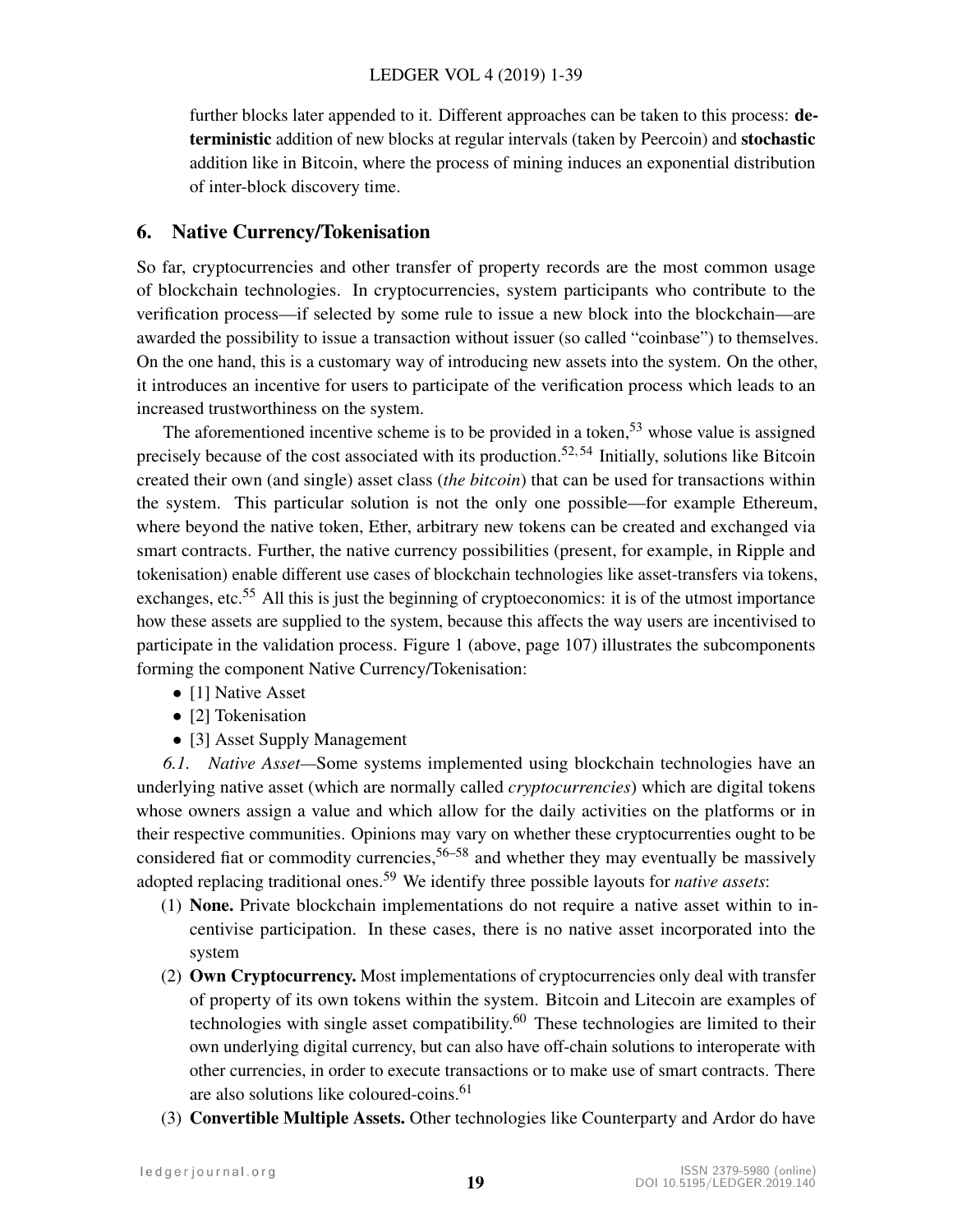further blocks later appended to it. Different approaches can be taken to this process: **deterministic** addition of new blocks at regular intervals (taken by Peercoin) and **stochastic** addition like in Bitcoin, where the process of mining induces an exponential distribution of inter-block discovery time.

## 6. Native Currency/Tokenisation

So far, cryptocurrencies and other transfer of property records are the most common usage of blockchain technologies. In cryptocurrencies, system participants who contribute to the verification process—if selected by some rule to issue a new block into the blockchain—are awarded the possibility to issue a transaction without issuer (so called "coinbase") to themselves. On the one hand, this is a customary way of introducing new assets into the system. On the other, it introduces an incentive for users to participate of the verification process which leads to an increased trustworthiness on the system.

The aforementioned incentive scheme is to be provided in a token,[53] whose value is assigned precisely because of the cost associated with its production.[52,54] Initially, solutions like Bitcoin created their own (and single) asset class (*the bitcoin*) that can be used for transactions within the system. This particular solution is not the only one possible—for example Ethereum, where beyond the native token, Ether, arbitrary new tokens can be created and exchanged via smart contracts. Further, the native currency possibilities (present, for example, in Ripple and tokenisation) enable different use cases of blockchain technologies like asset-transfers via tokens, exchanges, etc.[55] All this is just the beginning of cryptoeconomics: it is of the utmost importance how these assets are supplied to the system, because this affects the way users are incentivised to participate in the validation process. Figure 1 (above, page 107) illustrates the subcomponents forming the component Native Currency/Tokenisation:

- [1] Native Asset
- [2] Tokenisation
- [3] Asset Supply Management

*6.1. Native Asset*—Some systems implemented using blockchain technologies have an underlying native asset (which are normally called *cryptocurrencies*) which are digital tokens whose owners assign a value and which allow for the daily activities on the platforms or in their respective communities. Opinions may vary on whether these cryptocurrenties ought to be considered fiat or commodity currencies,[56–58] and whether they may eventually be massively adopted replacing traditional ones.[59] We identify three possible layouts for *native assets*:

1. **None.** Private blockchain implementations do not require a native asset within to incentivise participation. In these cases, there is no native asset incorporated into the system
2. **Own Cryptocurrency.** Most implementations of cryptocurrencies only deal with transfer of property of its own tokens within the system. Bitcoin and Litecoin are examples of technologies with single asset compatibility.[60] These technologies are limited to their own underlying digital currency, but can also have off-chain solutions to interoperate with other currencies, in order to execute transactions or to make use of smart contracts. There are also solutions like coloured-coins.[61]
3. **Convertible Multiple Assets.** Other technologies like Counterparty and Ardor do have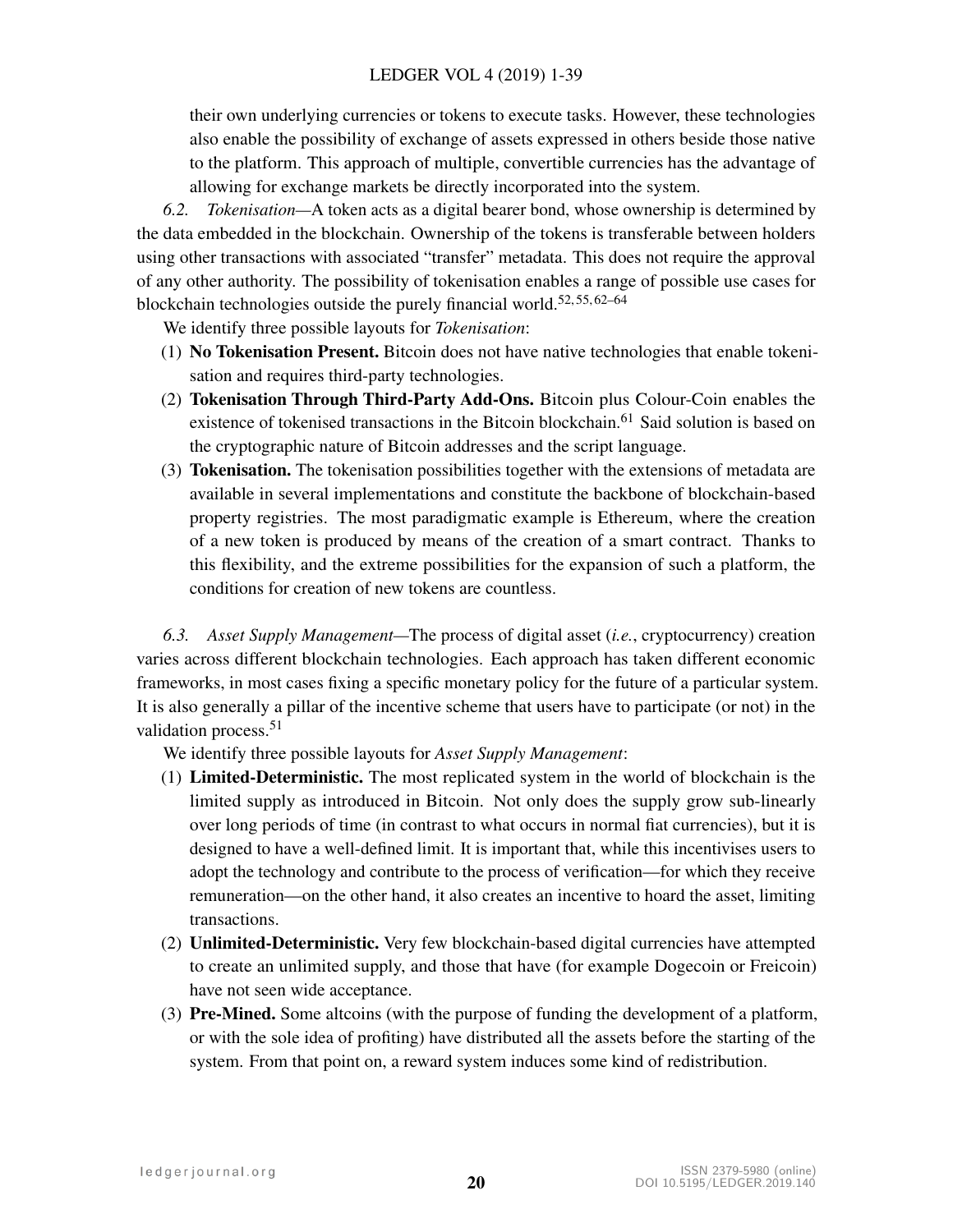their own underlying currencies or tokens to execute tasks. However, these technologies also enable the possibility of exchange of assets expressed in others beside those native to the platform. This approach of multiple, convertible currencies has the advantage of allowing for exchange markets be directly incorporated into the system.

*6.2. Tokenisation*—A token acts as a digital bearer bond, whose ownership is determined by the data embedded in the blockchain. Ownership of the tokens is transferable between holders using other transactions with associated "transfer" metadata. This does not require the approval of any other authority. The possibility of tokenisation enables a range of possible use cases for blockchain technologies outside the purely financial world.[52,55,62–64]

We identify three possible layouts for *Tokenisation*:

1. **No Tokenisation Present.** Bitcoin does not have native technologies that enable tokenisation and requires third-party technologies.
2. **Tokenisation Through Third-Party Add-Ons.** Bitcoin plus Colour-Coin enables the existence of tokenised transactions in the Bitcoin blockchain.[61] Said solution is based on the cryptographic nature of Bitcoin addresses and the script language.
3. **Tokenisation.** The tokenisation possibilities together with the extensions of metadata are available in several implementations and constitute the backbone of blockchain-based property registries. The most paradigmatic example is Ethereum, where the creation of a new token is produced by means of the creation of a smart contract. Thanks to this flexibility, and the extreme possibilities for the expansion of such a platform, the conditions for creation of new tokens are countless.

*6.3. Asset Supply Management*—The process of digital asset (*i.e.*, cryptocurrency) creation varies across different blockchain technologies. Each approach has taken different economic frameworks, in most cases fixing a specific monetary policy for the future of a particular system. It is also generally a pillar of the incentive scheme that users have to participate (or not) in the validation process.[51]

We identify three possible layouts for *Asset Supply Management*:

1. **Limited-Deterministic.** The most replicated system in the world of blockchain is the limited supply as introduced in Bitcoin. Not only does the supply grow sub-linearly over long periods of time (in contrast to what occurs in normal fiat currencies), but it is designed to have a well-defined limit. It is important that, while this incentivises users to adopt the technology and contribute to the process of verification—for which they receive remuneration—on the other hand, it also creates an incentive to hoard the asset, limiting transactions.
2. **Unlimited-Deterministic.** Very few blockchain-based digital currencies have attempted to create an unlimited supply, and those that have (for example Dogecoin or Freicoin) have not seen wide acceptance.
3. **Pre-Mined.** Some altcoins (with the purpose of funding the development of a platform, or with the sole idea of profiting) have distributed all the assets before the starting of the system. From that point on, a reward system induces some kind of redistribution.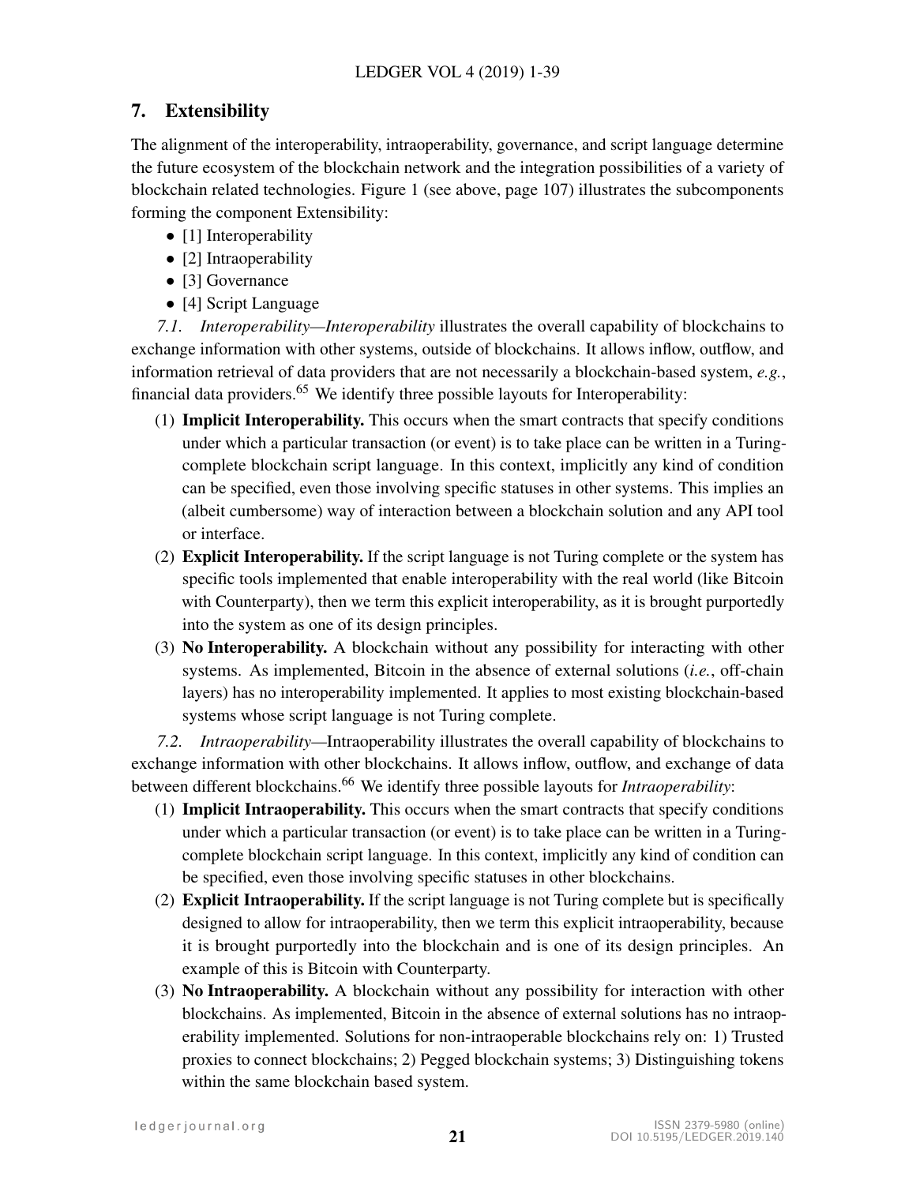## 7. Extensibility

The alignment of the interoperability, intraoperability, governance, and script language determine the future ecosystem of the blockchain network and the integration possibilities of a variety of blockchain related technologies. Figure 1 (see above, page 107) illustrates the subcomponents forming the component Extensibility:

- [1] Interoperability
- [2] Intraoperability
- [3] Governance
- [4] Script Language

*7.1. Interoperability—Interoperability* illustrates the overall capability of blockchains to exchange information with other systems, outside of blockchains. It allows inflow, outflow, and information retrieval of data providers that are not necessarily a blockchain-based system, *e.g.*, financial data providers.[65] We identify three possible layouts for Interoperability:

(1) **Implicit Interoperability.** This occurs when the smart contracts that specify conditions under which a particular transaction (or event) is to take place can be written in a Turing-complete blockchain script language. In this context, implicitly any kind of condition can be specified, even those involving specific statuses in other systems. This implies an (albeit cumbersome) way of interaction between a blockchain solution and any API tool or interface.

(2) **Explicit Interoperability.** If the script language is not Turing complete or the system has specific tools implemented that enable interoperability with the real world (like Bitcoin with Counterparty), then we term this explicit interoperability, as it is brought purportedly into the system as one of its design principles.

(3) **No Interoperability.** A blockchain without any possibility for interacting with other systems. As implemented, Bitcoin in the absence of external solutions (*i.e.*, off-chain layers) has no interoperability implemented. It applies to most existing blockchain-based systems whose script language is not Turing complete.

*7.2. Intraoperability*—Intraoperability illustrates the overall capability of blockchains to exchange information with other blockchains. It allows inflow, outflow, and exchange of data between different blockchains.[66] We identify three possible layouts for *Intraoperability*:

(1) **Implicit Intraoperability.** This occurs when the smart contracts that specify conditions under which a particular transaction (or event) is to take place can be written in a Turing-complete blockchain script language. In this context, implicitly any kind of condition can be specified, even those involving specific statuses in other blockchains.

(2) **Explicit Intraoperability.** If the script language is not Turing complete but is specifically designed to allow for intraoperability, then we term this explicit intraoperability, because it is brought purportedly into the blockchain and is one of its design principles. An example of this is Bitcoin with Counterparty.

(3) **No Intraoperability.** A blockchain without any possibility for interaction with other blockchains. As implemented, Bitcoin in the absence of external solutions has no intraoperability implemented. Solutions for non-intraoperable blockchains rely on: 1) Trusted proxies to connect blockchains; 2) Pegged blockchain systems; 3) Distinguishing tokens within the same blockchain based system.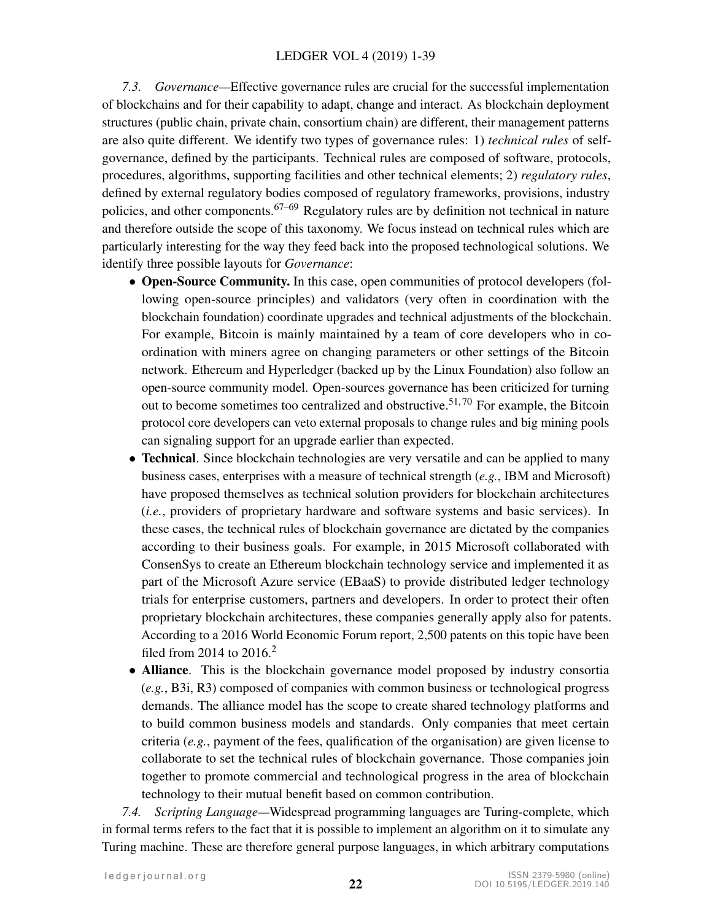*7.3. Governance*—Effective governance rules are crucial for the successful implementation of blockchains and for their capability to adapt, change and interact. As blockchain deployment structures (public chain, private chain, consortium chain) are different, their management patterns are also quite different. We identify two types of governance rules: 1) *technical rules* of self-governance, defined by the participants. Technical rules are composed of software, protocols, procedures, algorithms, supporting facilities and other technical elements; 2) *regulatory rules*, defined by external regulatory bodies composed of regulatory frameworks, provisions, industry policies, and other components.[67–69] Regulatory rules are by definition not technical in nature and therefore outside the scope of this taxonomy. We focus instead on technical rules which are particularly interesting for the way they feed back into the proposed technological solutions. We identify three possible layouts for *Governance*:

- **Open-Source Community.** In this case, open communities of protocol developers (following open-source principles) and validators (very often in coordination with the blockchain foundation) coordinate upgrades and technical adjustments of the blockchain. For example, Bitcoin is mainly maintained by a team of core developers who in coordination with miners agree on changing parameters or other settings of the Bitcoin network. Ethereum and Hyperledger (backed up by the Linux Foundation) also follow an open-source community model. Open-sources governance has been criticized for turning out to become sometimes too centralized and obstructive.[51,70] For example, the Bitcoin protocol core developers can veto external proposals to change rules and big mining pools can signaling support for an upgrade earlier than expected.
- **Technical**. Since blockchain technologies are very versatile and can be applied to many business cases, enterprises with a measure of technical strength (*e.g.*, IBM and Microsoft) have proposed themselves as technical solution providers for blockchain architectures (*i.e.*, providers of proprietary hardware and software systems and basic services). In these cases, the technical rules of blockchain governance are dictated by the companies according to their business goals. For example, in 2015 Microsoft collaborated with ConsenSys to create an Ethereum blockchain technology service and implemented it as part of the Microsoft Azure service (EBaaS) to provide distributed ledger technology trials for enterprise customers, partners and developers. In order to protect their often proprietary blockchain architectures, these companies generally apply also for patents. According to a 2016 World Economic Forum report, 2,500 patents on this topic have been filed from 2014 to 2016.[2]
- **Alliance**. This is the blockchain governance model proposed by industry consortia (*e.g.*, B3i, R3) composed of companies with common business or technological progress demands. The alliance model has the scope to create shared technology platforms and to build common business models and standards. Only companies that meet certain criteria (*e.g.*, payment of the fees, qualification of the organisation) are given license to collaborate to set the technical rules of blockchain governance. Those companies join together to promote commercial and technological progress in the area of blockchain technology to their mutual benefit based on common contribution.

*7.4. Scripting Language*—Widespread programming languages are Turing-complete, which in formal terms refers to the fact that it is possible to implement an algorithm on it to simulate any Turing machine. These are therefore general purpose languages, in which arbitrary computations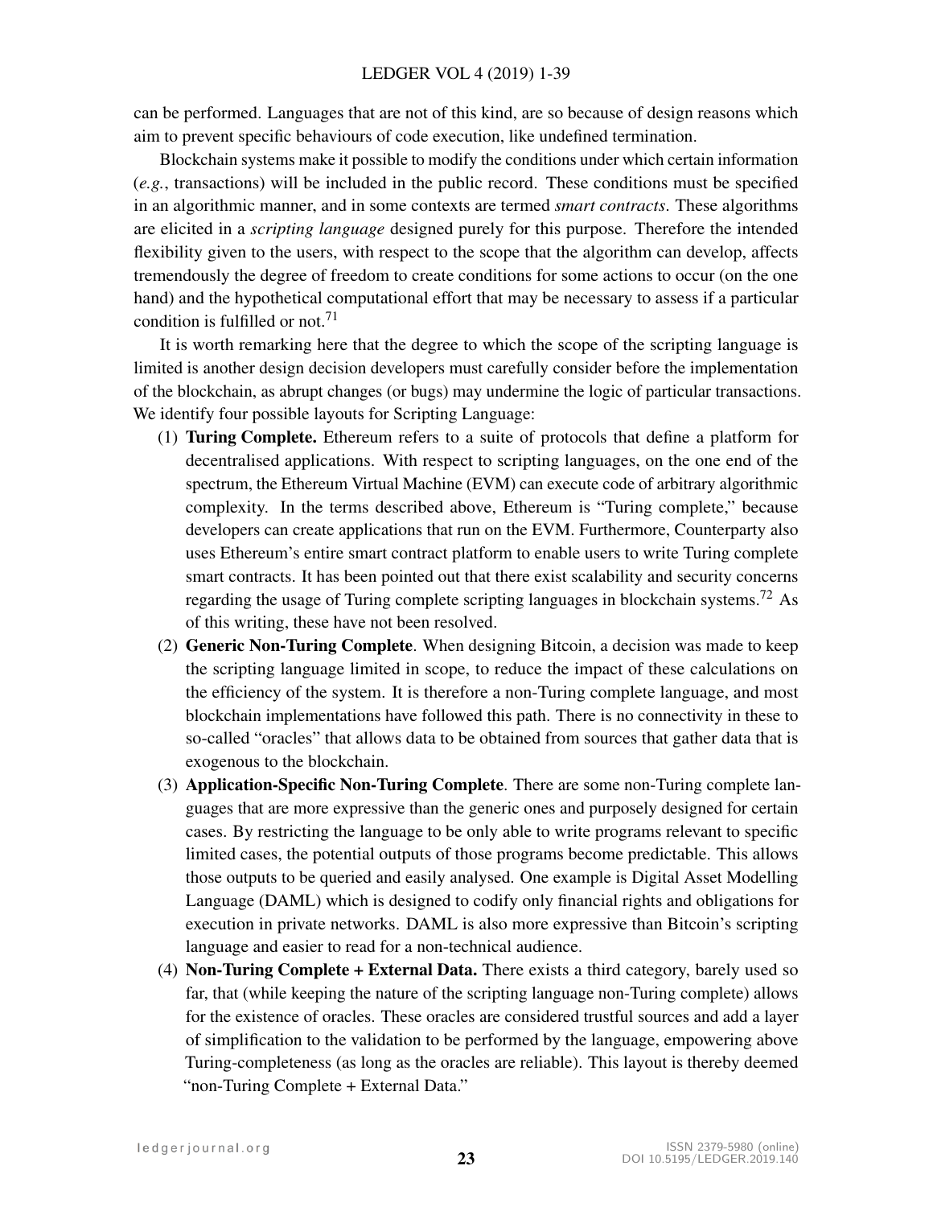can be performed. Languages that are not of this kind, are so because of design reasons which aim to prevent specific behaviours of code execution, like undefined termination.

Blockchain systems make it possible to modify the conditions under which certain information (*e.g.*, transactions) will be included in the public record. These conditions must be specified in an algorithmic manner, and in some contexts are termed *smart contracts*. These algorithms are elicited in a *scripting language* designed purely for this purpose. Therefore the intended flexibility given to the users, with respect to the scope that the algorithm can develop, affects tremendously the degree of freedom to create conditions for some actions to occur (on the one hand) and the hypothetical computational effort that may be necessary to assess if a particular condition is fulfilled or not.[71]

It is worth remarking here that the degree to which the scope of the scripting language is limited is another design decision developers must carefully consider before the implementation of the blockchain, as abrupt changes (or bugs) may undermine the logic of particular transactions. We identify four possible layouts for Scripting Language:

(1) **Turing Complete.** Ethereum refers to a suite of protocols that define a platform for decentralised applications. With respect to scripting languages, on the one end of the spectrum, the Ethereum Virtual Machine (EVM) can execute code of arbitrary algorithmic complexity. In the terms described above, Ethereum is "Turing complete," because developers can create applications that run on the EVM. Furthermore, Counterparty also uses Ethereum's entire smart contract platform to enable users to write Turing complete smart contracts. It has been pointed out that there exist scalability and security concerns regarding the usage of Turing complete scripting languages in blockchain systems.[72] As of this writing, these have not been resolved.

(2) **Generic Non-Turing Complete**. When designing Bitcoin, a decision was made to keep the scripting language limited in scope, to reduce the impact of these calculations on the efficiency of the system. It is therefore a non-Turing complete language, and most blockchain implementations have followed this path. There is no connectivity in these to so-called "oracles" that allows data to be obtained from sources that gather data that is exogenous to the blockchain.

(3) **Application-Specific Non-Turing Complete**. There are some non-Turing complete languages that are more expressive than the generic ones and purposely designed for certain cases. By restricting the language to be only able to write programs relevant to specific limited cases, the potential outputs of those programs become predictable. This allows those outputs to be queried and easily analysed. One example is Digital Asset Modelling Language (DAML) which is designed to codify only financial rights and obligations for execution in private networks. DAML is also more expressive than Bitcoin's scripting language and easier to read for a non-technical audience.

(4) **Non-Turing Complete + External Data.** There exists a third category, barely used so far, that (while keeping the nature of the scripting language non-Turing complete) allows for the existence of oracles. These oracles are considered trustful sources and add a layer of simplification to the validation to be performed by the language, empowering above Turing-completeness (as long as the oracles are reliable). This layout is thereby deemed "non-Turing Complete + External Data."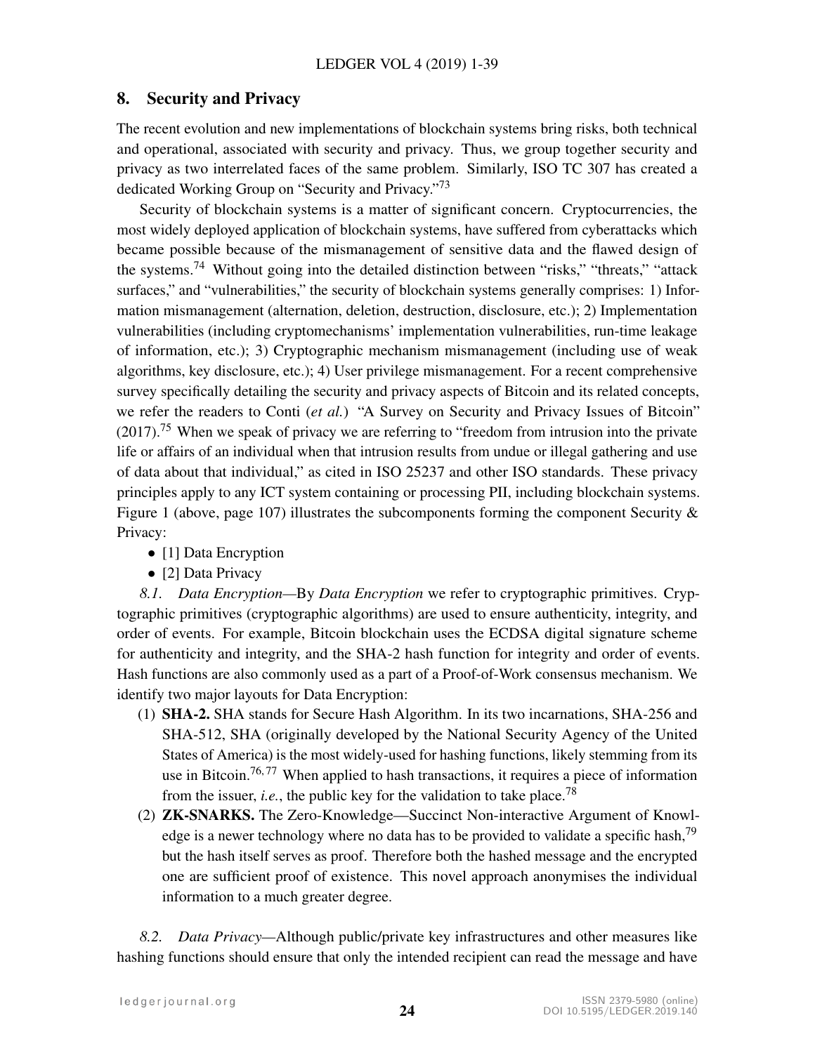## 8. Security and Privacy

The recent evolution and new implementations of blockchain systems bring risks, both technical and operational, associated with security and privacy. Thus, we group together security and privacy as two interrelated faces of the same problem. Similarly, ISO TC 307 has created a dedicated Working Group on "Security and Privacy."[73]

Security of blockchain systems is a matter of significant concern. Cryptocurrencies, the most widely deployed application of blockchain systems, have suffered from cyberattacks which became possible because of the mismanagement of sensitive data and the flawed design of the systems.[74] Without going into the detailed distinction between "risks," "threats," "attack surfaces," and "vulnerabilities," the security of blockchain systems generally comprises: 1) Information mismanagement (alternation, deletion, destruction, disclosure, etc.); 2) Implementation vulnerabilities (including cryptomechanisms' implementation vulnerabilities, run-time leakage of information, etc.); 3) Cryptographic mechanism mismanagement (including use of weak algorithms, key disclosure, etc.); 4) User privilege mismanagement. For a recent comprehensive survey specifically detailing the security and privacy aspects of Bitcoin and its related concepts, we refer the readers to Conti (*et al.*) "A Survey on Security and Privacy Issues of Bitcoin" (2017).[75] When we speak of privacy we are referring to "freedom from intrusion into the private life or affairs of an individual when that intrusion results from undue or illegal gathering and use of data about that individual," as cited in ISO 25237 and other ISO standards. These privacy principles apply to any ICT system containing or processing PII, including blockchain systems. Figure 1 (above, page 107) illustrates the subcomponents forming the component Security & Privacy:

- [1] Data Encryption
- [2] Data Privacy

*8.1. Data Encryption*—By *Data Encryption* we refer to cryptographic primitives. Cryptographic primitives (cryptographic algorithms) are used to ensure authenticity, integrity, and order of events. For example, Bitcoin blockchain uses the ECDSA digital signature scheme for authenticity and integrity, and the SHA-2 hash function for integrity and order of events. Hash functions are also commonly used as a part of a Proof-of-Work consensus mechanism. We identify two major layouts for Data Encryption:

1. **SHA-2.** SHA stands for Secure Hash Algorithm. In its two incarnations, SHA-256 and SHA-512, SHA (originally developed by the National Security Agency of the United States of America) is the most widely-used for hashing functions, likely stemming from its use in Bitcoin.[76,77] When applied to hash transactions, it requires a piece of information from the issuer, *i.e.*, the public key for the validation to take place.[78]
2. **ZK-SNARKS.** The Zero-Knowledge—Succinct Non-interactive Argument of Knowledge is a newer technology where no data has to be provided to validate a specific hash,[79] but the hash itself serves as proof. Therefore both the hashed message and the encrypted one are sufficient proof of existence. This novel approach anonymises the individual information to a much greater degree.

*8.2. Data Privacy*—Although public/private key infrastructures and other measures like hashing functions should ensure that only the intended recipient can read the message and have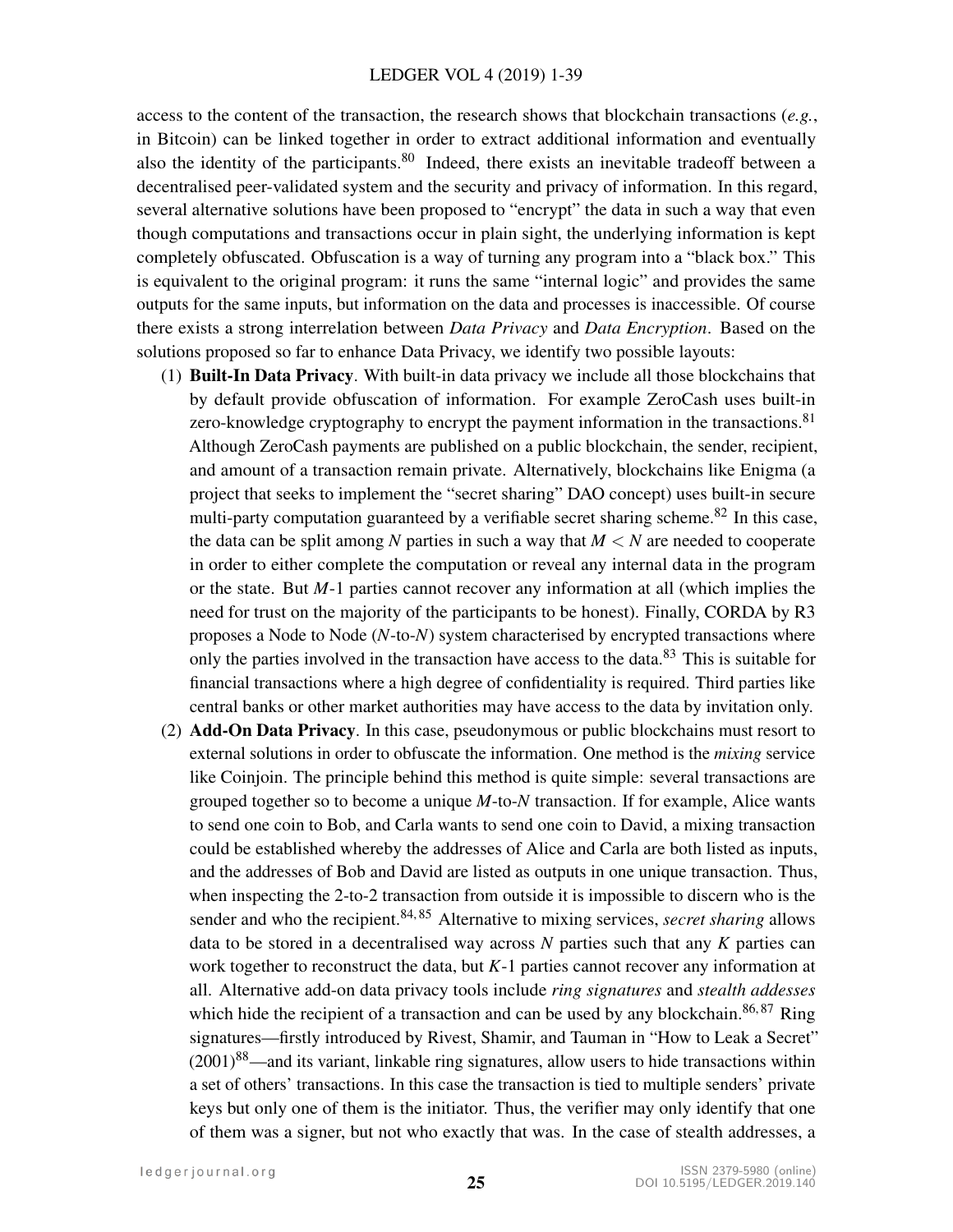access to the content of the transaction, the research shows that blockchain transactions (*e.g.*, in Bitcoin) can be linked together in order to extract additional information and eventually also the identity of the participants.[80] Indeed, there exists an inevitable tradeoff between a decentralised peer-validated system and the security and privacy of information. In this regard, several alternative solutions have been proposed to "encrypt" the data in such a way that even though computations and transactions occur in plain sight, the underlying information is kept completely obfuscated. Obfuscation is a way of turning any program into a "black box." This is equivalent to the original program: it runs the same "internal logic" and provides the same outputs for the same inputs, but information on the data and processes is inaccessible. Of course there exists a strong interrelation between *Data Privacy* and *Data Encryption*. Based on the solutions proposed so far to enhance Data Privacy, we identify two possible layouts:

1. **Built-In Data Privacy**. With built-in data privacy we include all those blockchains that by default provide obfuscation of information. For example ZeroCash uses built-in zero-knowledge cryptography to encrypt the payment information in the transactions.[81] Although ZeroCash payments are published on a public blockchain, the sender, recipient, and amount of a transaction remain private. Alternatively, blockchains like Enigma (a project that seeks to implement the "secret sharing" DAO concept) uses built-in secure multi-party computation guaranteed by a verifiable secret sharing scheme.[82] In this case, the data can be split among $N$ parties in such a way that $M < N$ are needed to cooperate in order to either complete the computation or reveal any internal data in the program or the state. But $M$-1 parties cannot recover any information at all (which implies the need for trust on the majority of the participants to be honest). Finally, CORDA by R3 proposes a Node to Node ($N$-to-$N$) system characterised by encrypted transactions where only the parties involved in the transaction have access to the data.[83] This is suitable for financial transactions where a high degree of confidentiality is required. Third parties like central banks or other market authorities may have access to the data by invitation only.
2. **Add-On Data Privacy**. In this case, pseudonymous or public blockchains must resort to external solutions in order to obfuscate the information. One method is the *mixing* service like Coinjoin. The principle behind this method is quite simple: several transactions are grouped together so to become a unique $M$-to-$N$ transaction. If for example, Alice wants to send one coin to Bob, and Carla wants to send one coin to David, a mixing transaction could be established whereby the addresses of Alice and Carla are both listed as inputs, and the addresses of Bob and David are listed as outputs in one unique transaction. Thus, when inspecting the 2-to-2 transaction from outside it is impossible to discern who is the sender and who the recipient.[84,85] Alternative to mixing services, *secret sharing* allows data to be stored in a decentralised way across $N$ parties such that any $K$ parties can work together to reconstruct the data, but $K$-1 parties cannot recover any information at all. Alternative add-on data privacy tools include *ring signatures* and *stealth addesses* which hide the recipient of a transaction and can be used by any blockchain.[86,87] Ring signatures—firstly introduced by Rivest, Shamir, and Tauman in "How to Leak a Secret" (2001)[88]—and its variant, linkable ring signatures, allow users to hide transactions within a set of others' transactions. In this case the transaction is tied to multiple senders' private keys but only one of them is the initiator. Thus, the verifier may only identify that one of them was a signer, but not who exactly that was. In the case of stealth addresses, a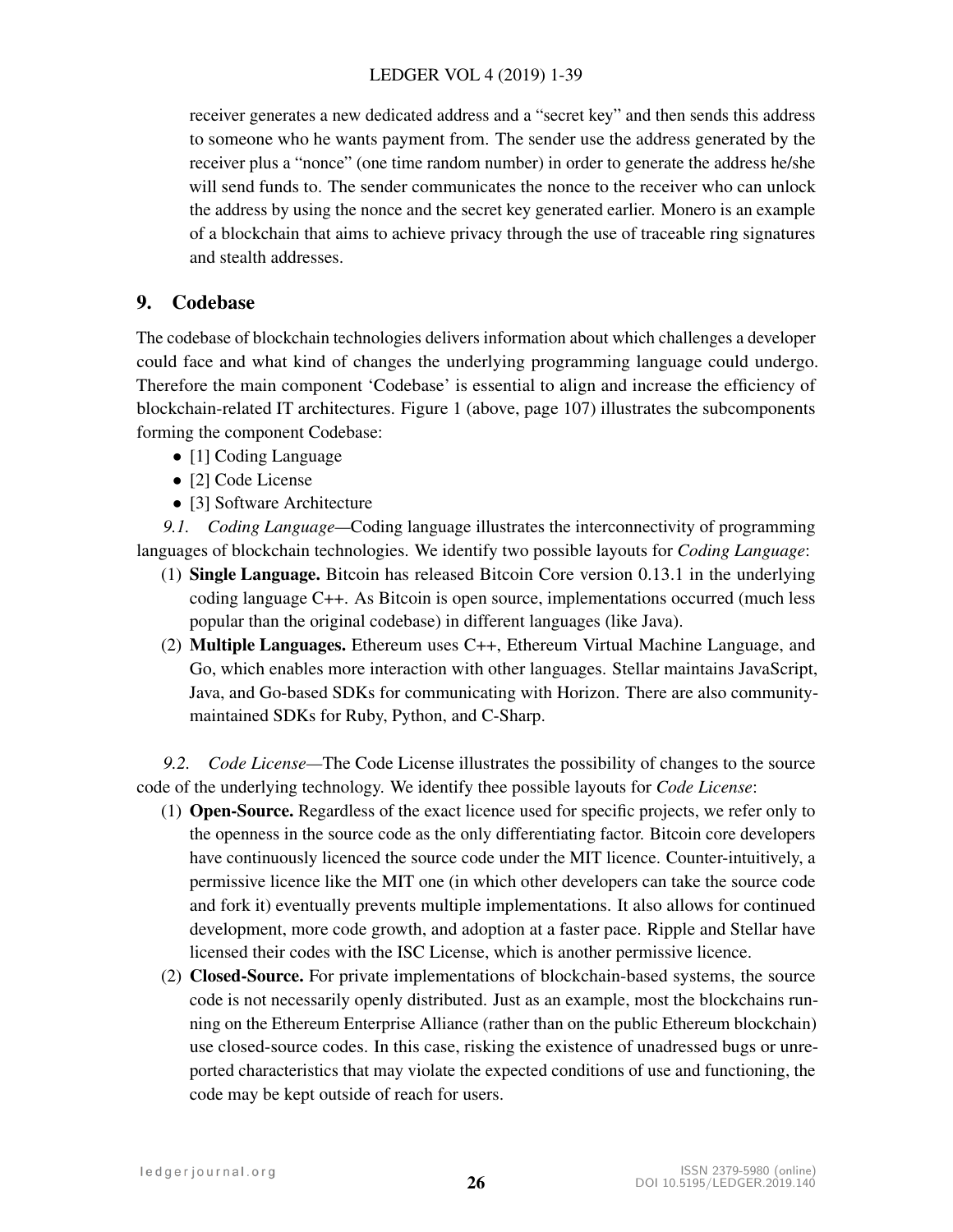receiver generates a new dedicated address and a "secret key" and then sends this address to someone who he wants payment from. The sender use the address generated by the receiver plus a "nonce" (one time random number) in order to generate the address he/she will send funds to. The sender communicates the nonce to the receiver who can unlock the address by using the nonce and the secret key generated earlier. Monero is an example of a blockchain that aims to achieve privacy through the use of traceable ring signatures and stealth addresses.

## 9. Codebase

The codebase of blockchain technologies delivers information about which challenges a developer could face and what kind of changes the underlying programming language could undergo. Therefore the main component 'Codebase' is essential to align and increase the efficiency of blockchain-related IT architectures. Figure 1 (above, page 107) illustrates the subcomponents forming the component Codebase:

- [1] Coding Language
- [2] Code License
- [3] Software Architecture

*9.1. Coding Language*—Coding language illustrates the interconnectivity of programming languages of blockchain technologies. We identify two possible layouts for *Coding Language*:

1. **Single Language.** Bitcoin has released Bitcoin Core version 0.13.1 in the underlying coding language C++. As Bitcoin is open source, implementations occurred (much less popular than the original codebase) in different languages (like Java).
2. **Multiple Languages.** Ethereum uses C++, Ethereum Virtual Machine Language, and Go, which enables more interaction with other languages. Stellar maintains JavaScript, Java, and Go-based SDKs for communicating with Horizon. There are also community-maintained SDKs for Ruby, Python, and C-Sharp.

*9.2. Code License*—The Code License illustrates the possibility of changes to the source code of the underlying technology. We identify thee possible layouts for *Code License*:

1. **Open-Source.** Regardless of the exact licence used for specific projects, we refer only to the openness in the source code as the only differentiating factor. Bitcoin core developers have continuously licenced the source code under the MIT licence. Counter-intuitively, a permissive licence like the MIT one (in which other developers can take the source code and fork it) eventually prevents multiple implementations. It also allows for continued development, more code growth, and adoption at a faster pace. Ripple and Stellar have licensed their codes with the ISC License, which is another permissive licence.
2. **Closed-Source.** For private implementations of blockchain-based systems, the source code is not necessarily openly distributed. Just as an example, most the blockchains running on the Ethereum Enterprise Alliance (rather than on the public Ethereum blockchain) use closed-source codes. In this case, risking the existence of unadressed bugs or unreported characteristics that may violate the expected conditions of use and functioning, the code may be kept outside of reach for users.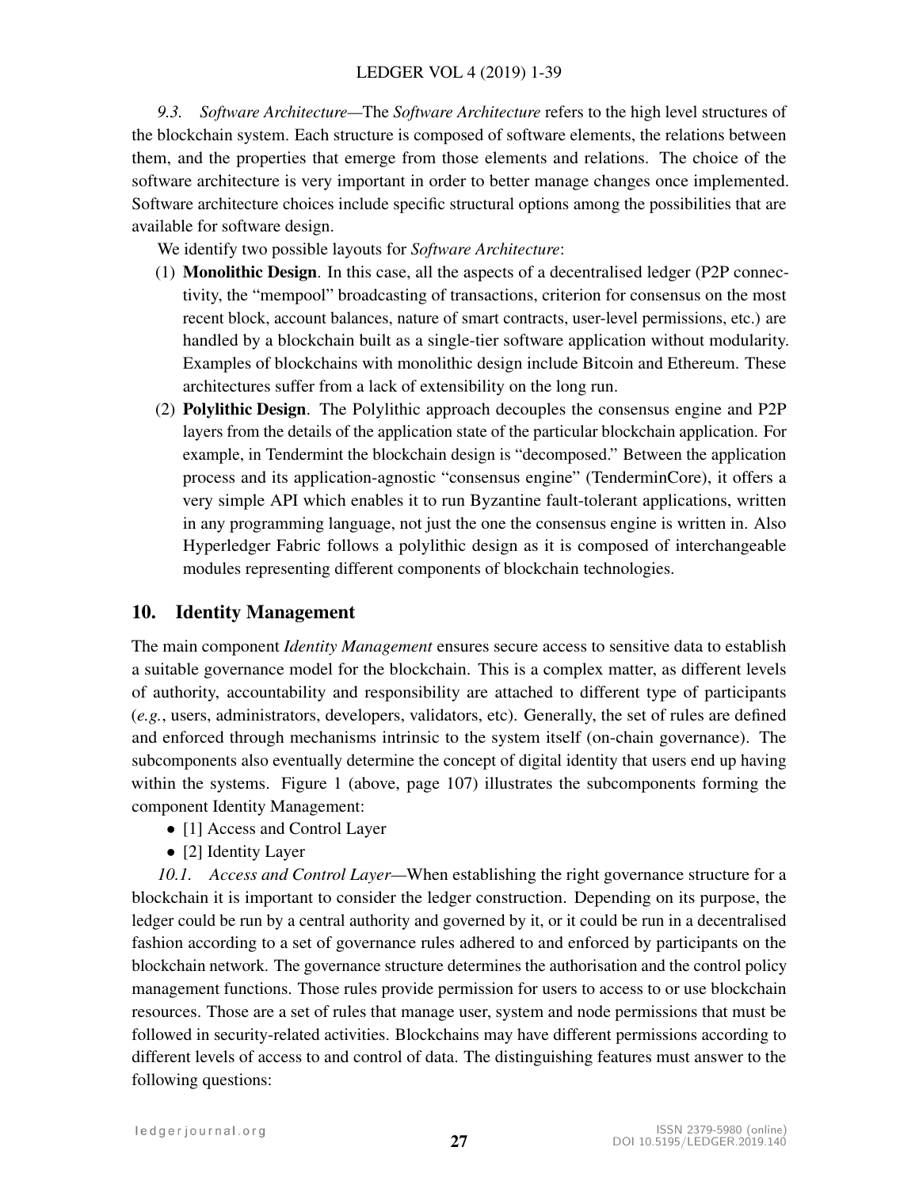*9.3. Software Architecture*—The *Software Architecture* refers to the high level structures of the blockchain system. Each structure is composed of software elements, the relations between them, and the properties that emerge from those elements and relations. The choice of the software architecture is very important in order to better manage changes once implemented. Software architecture choices include specific structural options among the possibilities that are available for software design.

We identify two possible layouts for *Software Architecture*:

(1) **Monolithic Design**. In this case, all the aspects of a decentralised ledger (P2P connectivity, the "mempool" broadcasting of transactions, criterion for consensus on the most recent block, account balances, nature of smart contracts, user-level permissions, etc.) are handled by a blockchain built as a single-tier software application without modularity. Examples of blockchains with monolithic design include Bitcoin and Ethereum. These architectures suffer from a lack of extensibility on the long run.

(2) **Polylithic Design**. The Polylithic approach decouples the consensus engine and P2P layers from the details of the application state of the particular blockchain application. For example, in Tendermint the blockchain design is "decomposed." Between the application process and its application-agnostic "consensus engine" (TenderminCore), it offers a very simple API which enables it to run Byzantine fault-tolerant applications, written in any programming language, not just the one the consensus engine is written in. Also Hyperledger Fabric follows a polylithic design as it is composed of interchangeable modules representing different components of blockchain technologies.

## 10. Identity Management

The main component *Identity Management* ensures secure access to sensitive data to establish a suitable governance model for the blockchain. This is a complex matter, as different levels of authority, accountability and responsibility are attached to different type of participants (*e.g.*, users, administrators, developers, validators, etc). Generally, the set of rules are defined and enforced through mechanisms intrinsic to the system itself (on-chain governance). The subcomponents also eventually determine the concept of digital identity that users end up having within the systems. Figure 1 (above, page 107) illustrates the subcomponents forming the component Identity Management:

- [1] Access and Control Layer
- [2] Identity Layer

*10.1. Access and Control Layer*—When establishing the right governance structure for a blockchain it is important to consider the ledger construction. Depending on its purpose, the ledger could be run by a central authority and governed by it, or it could be run in a decentralised fashion according to a set of governance rules adhered to and enforced by participants on the blockchain network. The governance structure determines the authorisation and the control policy management functions. Those rules provide permission for users to access to or use blockchain resources. Those are a set of rules that manage user, system and node permissions that must be followed in security-related activities. Blockchains may have different permissions according to different levels of access to and control of data. The distinguishing features must answer to the following questions: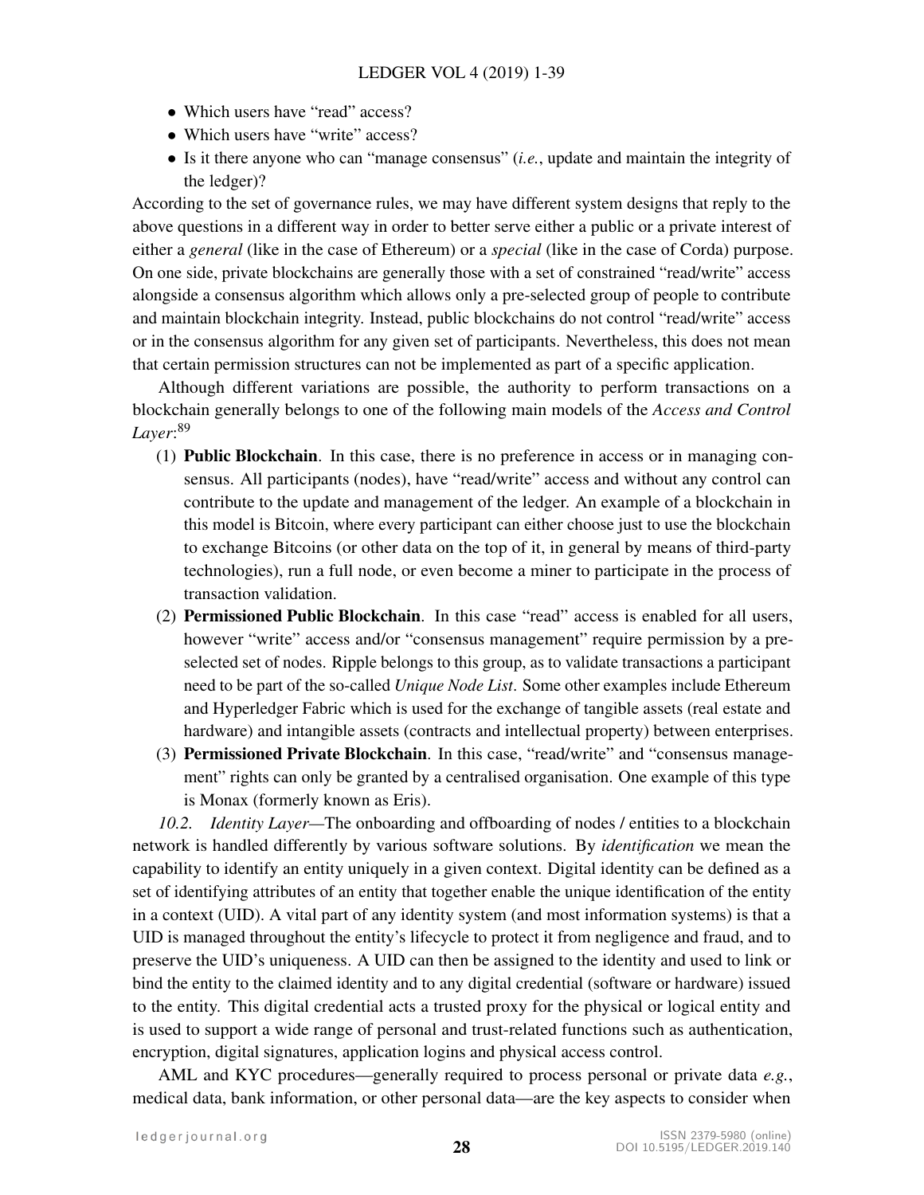- Which users have "read" access?
- Which users have "write" access?
- Is it there anyone who can "manage consensus" (*i.e.*, update and maintain the integrity of the ledger)?

According to the set of governance rules, we may have different system designs that reply to the above questions in a different way in order to better serve either a public or a private interest of either a *general* (like in the case of Ethereum) or a *special* (like in the case of Corda) purpose. On one side, private blockchains are generally those with a set of constrained "read/write" access alongside a consensus algorithm which allows only a pre-selected group of people to contribute and maintain blockchain integrity. Instead, public blockchains do not control "read/write" access or in the consensus algorithm for any given set of participants. Nevertheless, this does not mean that certain permission structures can not be implemented as part of a specific application.

Although different variations are possible, the authority to perform transactions on a blockchain generally belongs to one of the following main models of the *Access and Control Layer*:[89]

(1) **Public Blockchain**. In this case, there is no preference in access or in managing consensus. All participants (nodes), have "read/write" access and without any control can contribute to the update and management of the ledger. An example of a blockchain in this model is Bitcoin, where every participant can either choose just to use the blockchain to exchange Bitcoins (or other data on the top of it, in general by means of third-party technologies), run a full node, or even become a miner to participate in the process of transaction validation.

(2) **Permissioned Public Blockchain**. In this case "read" access is enabled for all users, however "write" access and/or "consensus management" require permission by a pre-selected set of nodes. Ripple belongs to this group, as to validate transactions a participant need to be part of the so-called *Unique Node List*. Some other examples include Ethereum and Hyperledger Fabric which is used for the exchange of tangible assets (real estate and hardware) and intangible assets (contracts and intellectual property) between enterprises.

(3) **Permissioned Private Blockchain**. In this case, "read/write" and "consensus management" rights can only be granted by a centralised organisation. One example of this type is Monax (formerly known as Eris).

*10.2. Identity Layer*—The onboarding and offboarding of nodes / entities to a blockchain network is handled differently by various software solutions. By *identification* we mean the capability to identify an entity uniquely in a given context. Digital identity can be defined as a set of identifying attributes of an entity that together enable the unique identification of the entity in a context (UID). A vital part of any identity system (and most information systems) is that a UID is managed throughout the entity's lifecycle to protect it from negligence and fraud, and to preserve the UID's uniqueness. A UID can then be assigned to the identity and used to link or bind the entity to the claimed identity and to any digital credential (software or hardware) issued to the entity. This digital credential acts a trusted proxy for the physical or logical entity and is used to support a wide range of personal and trust-related functions such as authentication, encryption, digital signatures, application logins and physical access control.

AML and KYC procedures—generally required to process personal or private data *e.g.*, medical data, bank information, or other personal data—are the key aspects to consider when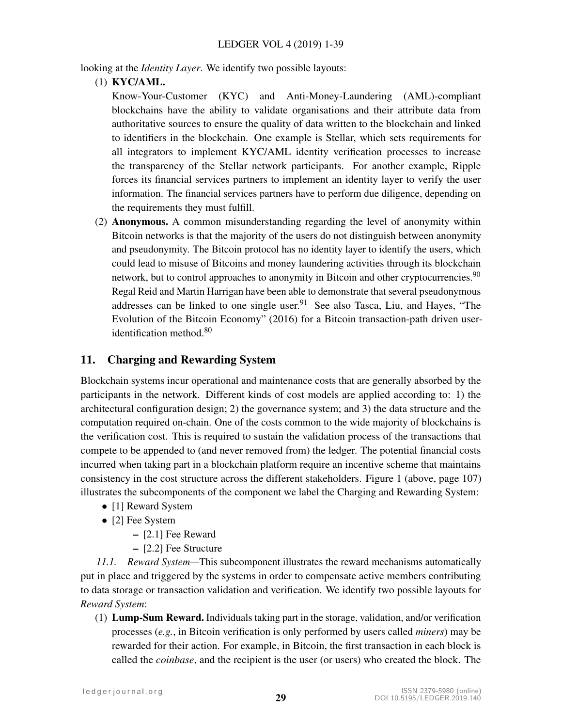looking at the *Identity Layer*. We identify two possible layouts:

(1) **KYC/AML.**
Know-Your-Customer (KYC) and Anti-Money-Laundering (AML)-compliant blockchains have the ability to validate organisations and their attribute data from authoritative sources to ensure the quality of data written to the blockchain and linked to identifiers in the blockchain. One example is Stellar, which sets requirements for all integrators to implement KYC/AML identity verification processes to increase the transparency of the Stellar network participants. For another example, Ripple forces its financial services partners to implement an identity layer to verify the user information. The financial services partners have to perform due diligence, depending on the requirements they must fulfill.

(2) **Anonymous.** A common misunderstanding regarding the level of anonymity within Bitcoin networks is that the majority of the users do not distinguish between anonymity and pseudonymity. The Bitcoin protocol has no identity layer to identify the users, which could lead to misuse of Bitcoins and money laundering activities through its blockchain network, but to control approaches to anonymity in Bitcoin and other cryptocurrencies.[90] Regal Reid and Martin Harrigan have been able to demonstrate that several pseudonymous addresses can be linked to one single user.[91] See also Tasca, Liu, and Hayes, "The Evolution of the Bitcoin Economy" (2016) for a Bitcoin transaction-path driven user-identification method.[80]

## 11. Charging and Rewarding System

Blockchain systems incur operational and maintenance costs that are generally absorbed by the participants in the network. Different kinds of cost models are applied according to: 1) the architectural configuration design; 2) the governance system; and 3) the data structure and the computation required on-chain. One of the costs common to the wide majority of blockchains is the verification cost. This is required to sustain the validation process of the transactions that compete to be appended to (and never removed from) the ledger. The potential financial costs incurred when taking part in a blockchain platform require an incentive scheme that maintains consistency in the cost structure across the different stakeholders. Figure 1 (above, page 107) illustrates the subcomponents of the component we label the Charging and Rewarding System:

- [1] Reward System
- [2] Fee System
  - [2.1] Fee Reward
  - [2.2] Fee Structure

*11.1. Reward System*—This subcomponent illustrates the reward mechanisms automatically put in place and triggered by the systems in order to compensate active members contributing to data storage or transaction validation and verification. We identify two possible layouts for *Reward System*:

(1) **Lump-Sum Reward.** Individuals taking part in the storage, validation, and/or verification processes (*e.g.*, in Bitcoin verification is only performed by users called *miners*) may be rewarded for their action. For example, in Bitcoin, the first transaction in each block is called the *coinbase*, and the recipient is the user (or users) who created the block. The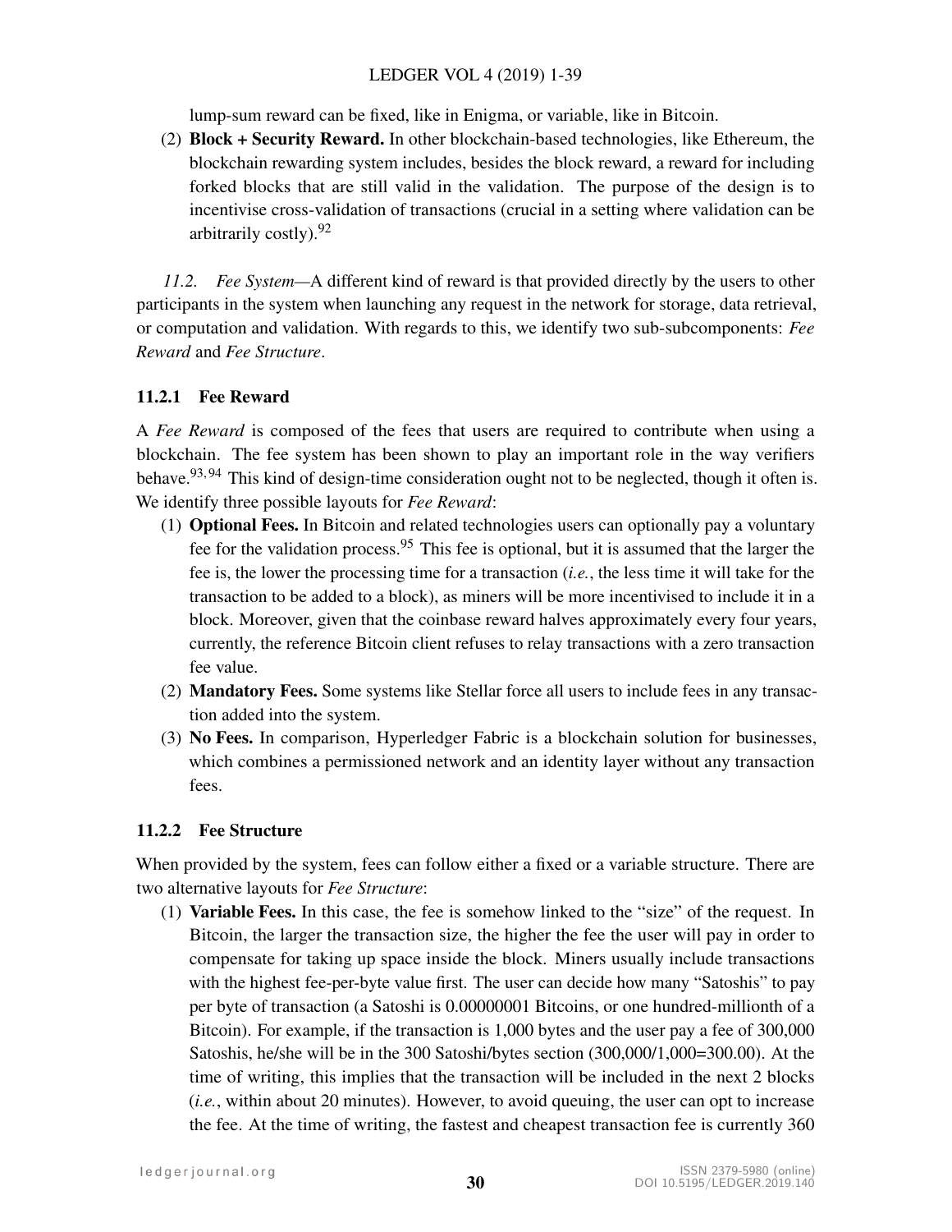lump-sum reward can be fixed, like in Enigma, or variable, like in Bitcoin.

(2) **Block + Security Reward.** In other blockchain-based technologies, like Ethereum, the blockchain rewarding system includes, besides the block reward, a reward for including forked blocks that are still valid in the validation. The purpose of the design is to incentivise cross-validation of transactions (crucial in a setting where validation can be arbitrarily costly).[92]

*11.2. Fee System*—A different kind of reward is that provided directly by the users to other participants in the system when launching any request in the network for storage, data retrieval, or computation and validation. With regards to this, we identify two sub-subcomponents: *Fee Reward* and *Fee Structure*.

### 11.2.1 Fee Reward

A *Fee Reward* is composed of the fees that users are required to contribute when using a blockchain. The fee system has been shown to play an important role in the way verifiers behave.[93,94] This kind of design-time consideration ought not to be neglected, though it often is. We identify three possible layouts for *Fee Reward*:

(1) **Optional Fees.** In Bitcoin and related technologies users can optionally pay a voluntary fee for the validation process.[95] This fee is optional, but it is assumed that the larger the fee is, the lower the processing time for a transaction (*i.e.*, the less time it will take for the transaction to be added to a block), as miners will be more incentivised to include it in a block. Moreover, given that the coinbase reward halves approximately every four years, currently, the reference Bitcoin client refuses to relay transactions with a zero transaction fee value.

(2) **Mandatory Fees.** Some systems like Stellar force all users to include fees in any transaction added into the system.

(3) **No Fees.** In comparison, Hyperledger Fabric is a blockchain solution for businesses, which combines a permissioned network and an identity layer without any transaction fees.

### 11.2.2 Fee Structure

When provided by the system, fees can follow either a fixed or a variable structure. There are two alternative layouts for *Fee Structure*:

(1) **Variable Fees.** In this case, the fee is somehow linked to the "size" of the request. In Bitcoin, the larger the transaction size, the higher the fee the user will pay in order to compensate for taking up space inside the block. Miners usually include transactions with the highest fee-per-byte value first. The user can decide how many "Satoshis" to pay per byte of transaction (a Satoshi is 0.00000001 Bitcoins, or one hundred-millionth of a Bitcoin). For example, if the transaction is 1,000 bytes and the user pay a fee of 300,000 Satoshis, he/she will be in the 300 Satoshi/bytes section (300,000/1,000=300.00). At the time of writing, this implies that the transaction will be included in the next 2 blocks (*i.e.*, within about 20 minutes). However, to avoid queuing, the user can opt to increase the fee. At the time of writing, the fastest and cheapest transaction fee is currently 360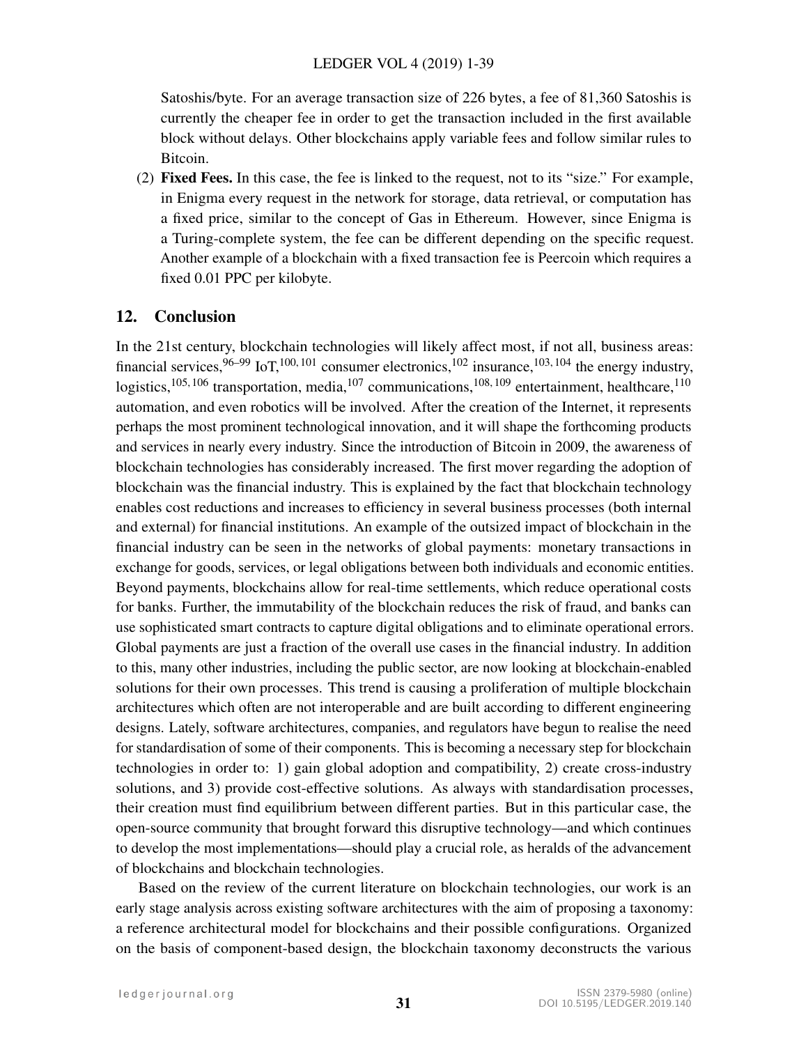Satoshis/byte. For an average transaction size of 226 bytes, a fee of 81,360 Satoshis is currently the cheaper fee in order to get the transaction included in the first available block without delays. Other blockchains apply variable fees and follow similar rules to Bitcoin.

(2) **Fixed Fees.** In this case, the fee is linked to the request, not to its "size." For example, in Enigma every request in the network for storage, data retrieval, or computation has a fixed price, similar to the concept of Gas in Ethereum. However, since Enigma is a Turing-complete system, the fee can be different depending on the specific request. Another example of a blockchain with a fixed transaction fee is Peercoin which requires a fixed 0.01 PPC per kilobyte.

## 12. Conclusion

In the 21st century, blockchain technologies will likely affect most, if not all, business areas: financial services,[96–99] IoT,[100,101] consumer electronics,[102] insurance,[103,104] the energy industry, logistics,[105,106] transportation, media,[107] communications,[108,109] entertainment, healthcare,[110] automation, and even robotics will be involved. After the creation of the Internet, it represents perhaps the most prominent technological innovation, and it will shape the forthcoming products and services in nearly every industry. Since the introduction of Bitcoin in 2009, the awareness of blockchain technologies has considerably increased. The first mover regarding the adoption of blockchain was the financial industry. This is explained by the fact that blockchain technology enables cost reductions and increases to efficiency in several business processes (both internal and external) for financial institutions. An example of the outsized impact of blockchain in the financial industry can be seen in the networks of global payments: monetary transactions in exchange for goods, services, or legal obligations between both individuals and economic entities. Beyond payments, blockchains allow for real-time settlements, which reduce operational costs for banks. Further, the immutability of the blockchain reduces the risk of fraud, and banks can use sophisticated smart contracts to capture digital obligations and to eliminate operational errors. Global payments are just a fraction of the overall use cases in the financial industry. In addition to this, many other industries, including the public sector, are now looking at blockchain-enabled solutions for their own processes. This trend is causing a proliferation of multiple blockchain architectures which often are not interoperable and are built according to different engineering designs. Lately, software architectures, companies, and regulators have begun to realise the need for standardisation of some of their components. This is becoming a necessary step for blockchain technologies in order to: 1) gain global adoption and compatibility, 2) create cross-industry solutions, and 3) provide cost-effective solutions. As always with standardisation processes, their creation must find equilibrium between different parties. But in this particular case, the open-source community that brought forward this disruptive technology—and which continues to develop the most implementations—should play a crucial role, as heralds of the advancement of blockchains and blockchain technologies.

Based on the review of the current literature on blockchain technologies, our work is an early stage analysis across existing software architectures with the aim of proposing a taxonomy: a reference architectural model for blockchains and their possible configurations. Organized on the basis of component-based design, the blockchain taxonomy deconstructs the various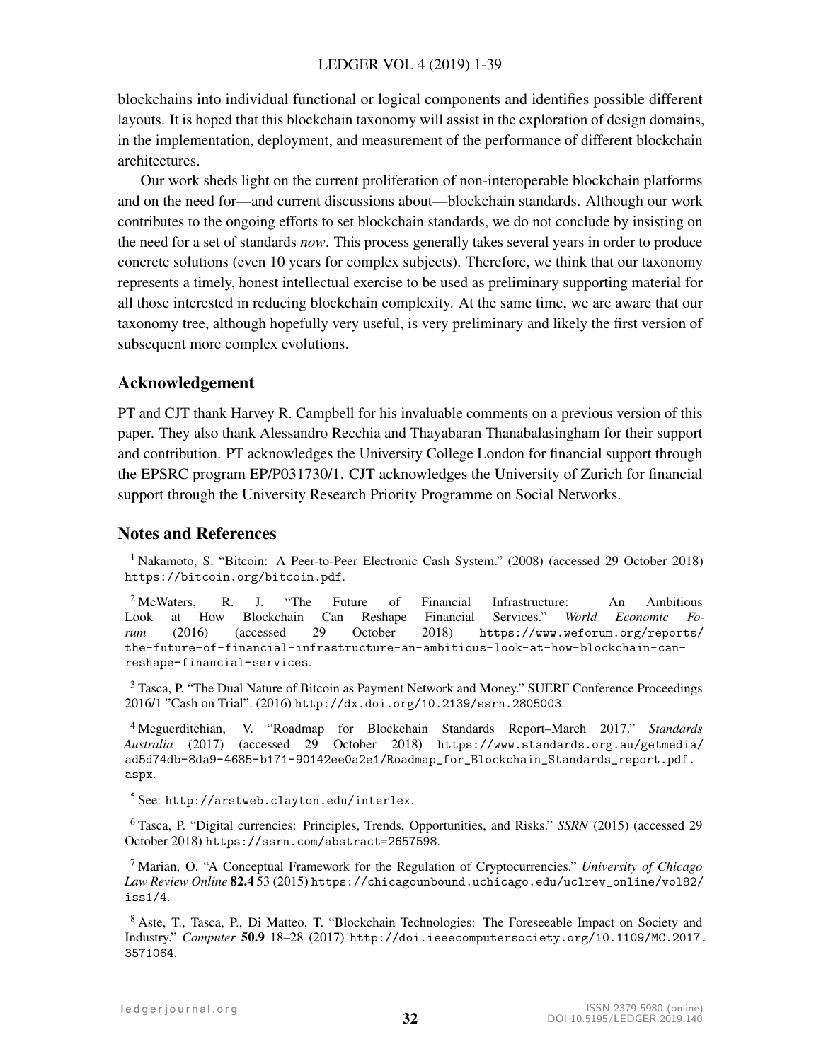blockchains into individual functional or logical components and identifies possible different layouts. It is hoped that this blockchain taxonomy will assist in the exploration of design domains, in the implementation, deployment, and measurement of the performance of different blockchain architectures.

Our work sheds light on the current proliferation of non-interoperable blockchain platforms and on the need for—and current discussions about—blockchain standards. Although our work contributes to the ongoing efforts to set blockchain standards, we do not conclude by insisting on the need for a set of standards *now*. This process generally takes several years in order to produce concrete solutions (even 10 years for complex subjects). Therefore, we think that our taxonomy represents a timely, honest intellectual exercise to be used as preliminary supporting material for all those interested in reducing blockchain complexity. At the same time, we are aware that our taxonomy tree, although hopefully very useful, is very preliminary and likely the first version of subsequent more complex evolutions.

## Acknowledgement

PT and CJT thank Harvey R. Campbell for his invaluable comments on a previous version of this paper. They also thank Alessandro Recchia and Thayabaran Thanabalasingham for their support and contribution. PT acknowledges the University College London for financial support through the EPSRC program EP/P031730/1. CJT acknowledges the University of Zurich for financial support through the University Research Priority Programme on Social Networks.

## Notes and References

[1] Nakamoto, S. "Bitcoin: A Peer-to-Peer Electronic Cash System." (2008) (accessed 29 October 2018) `https://bitcoin.org/bitcoin.pdf`.

[2] McWaters, R. J. "The Future of Financial Infrastructure: An Ambitious Look at How Blockchain Can Reshape Financial Services." *World Economic Forum* (2016) (accessed 29 October 2018) `https://www.weforum.org/reports/the-future-of-financial-infrastructure-an-ambitious-look-at-how-blockchain-can-reshape-financial-services`.

[3] Tasca, P. "The Dual Nature of Bitcoin as Payment Network and Money." SUERF Conference Proceedings 2016/1 "Cash on Trial". (2016) `http://dx.doi.org/10.2139/ssrn.2805003`.

[4] Meguerditchian, V. "Roadmap for Blockchain Standards Report–March 2017." *Standards Australia* (2017) (accessed 29 October 2018) `https://www.standards.org.au/getmedia/ad5d74db-8da9-4685-b171-90142ee0a2e1/Roadmap_for_Blockchain_Standards_report.pdf.aspx`.

[5] See: `http://arstweb.clayton.edu/interlex`.

[6] Tasca, P. "Digital currencies: Principles, Trends, Opportunities, and Risks." *SSRN* (2015) (accessed 29 October 2018) `https://ssrn.com/abstract=2657598`.

[7] Marian, O. "A Conceptual Framework for the Regulation of Cryptocurrencies." *University of Chicago Law Review Online* **82.4** 53 (2015) `https://chicagounbound.uchicago.edu/uclrev_online/vol82/iss1/4`.

[8] Aste, T., Tasca, P., Di Matteo, T. "Blockchain Technologies: The Foreseeable Impact on Society and Industry." *Computer* **50.9** 18–28 (2017) `http://doi.ieeecomputersociety.org/10.1109/MC.2017.3571064`.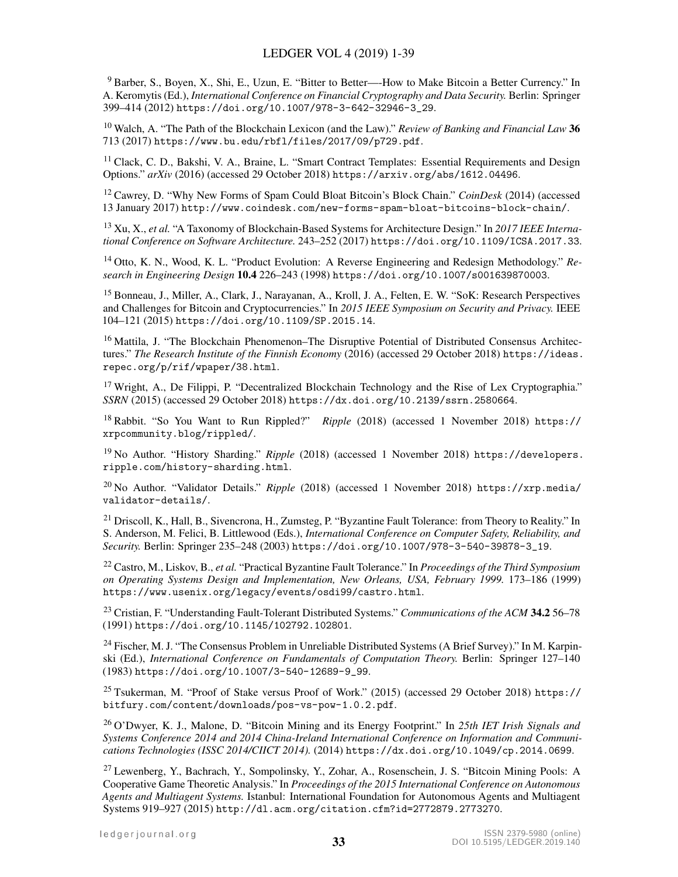[9] Barber, S., Boyen, X., Shi, E., Uzun, E. "Bitter to Better—-How to Make Bitcoin a Better Currency." In A. Keromytis (Ed.), *International Conference on Financial Cryptography and Data Security.* Berlin: Springer 399–414 (2012) https://doi.org/10.1007/978-3-642-32946-3_29.

[10] Walch, A. "The Path of the Blockchain Lexicon (and the Law)." *Review of Banking and Financial Law* **36** 713 (2017) https://www.bu.edu/rbfl/files/2017/09/p729.pdf.

[11] Clack, C. D., Bakshi, V. A., Braine, L. "Smart Contract Templates: Essential Requirements and Design Options." *arXiv* (2016) (accessed 29 October 2018) https://arxiv.org/abs/1612.04496.

[12] Cawrey, D. "Why New Forms of Spam Could Bloat Bitcoin's Block Chain." *CoinDesk* (2014) (accessed 13 January 2017) http://www.coindesk.com/new-forms-spam-bloat-bitcoins-block-chain/.

[13] Xu, X., *et al.* "A Taxonomy of Blockchain-Based Systems for Architecture Design." In *2017 IEEE International Conference on Software Architecture.* 243–252 (2017) https://doi.org/10.1109/ICSA.2017.33.

[14] Otto, K. N., Wood, K. L. "Product Evolution: A Reverse Engineering and Redesign Methodology." *Research in Engineering Design* **10.4** 226–243 (1998) https://doi.org/10.1007/s001639870003.

[15] Bonneau, J., Miller, A., Clark, J., Narayanan, A., Kroll, J. A., Felten, E. W. "SoK: Research Perspectives and Challenges for Bitcoin and Cryptocurrencies." In *2015 IEEE Symposium on Security and Privacy.* IEEE 104–121 (2015) https://doi.org/10.1109/SP.2015.14.

[16] Mattila, J. "The Blockchain Phenomenon–The Disruptive Potential of Distributed Consensus Architectures." *The Research Institute of the Finnish Economy* (2016) (accessed 29 October 2018) https://ideas.repec.org/p/rif/wpaper/38.html.

[17] Wright, A., De Filippi, P. "Decentralized Blockchain Technology and the Rise of Lex Cryptographia." *SSRN* (2015) (accessed 29 October 2018) https://dx.doi.org/10.2139/ssrn.2580664.

[18] Rabbit. "So You Want to Run Rippled?" *Ripple* (2018) (accessed 1 November 2018) https://xrpcommunity.blog/rippled/.

[19] No Author. "History Sharding." *Ripple* (2018) (accessed 1 November 2018) https://developers.ripple.com/history-sharding.html.

[20] No Author. "Validator Details." *Ripple* (2018) (accessed 1 November 2018) https://xrp.media/validator-details/.

[21] Driscoll, K., Hall, B., Sivencrona, H., Zumsteg, P. "Byzantine Fault Tolerance: from Theory to Reality." In S. Anderson, M. Felici, B. Littlewood (Eds.), *International Conference on Computer Safety, Reliability, and Security.* Berlin: Springer 235–248 (2003) https://doi.org/10.1007/978-3-540-39878-3_19.

[22] Castro, M., Liskov, B., *et al.* "Practical Byzantine Fault Tolerance." In *Proceedings of the Third Symposium on Operating Systems Design and Implementation, New Orleans, USA, February 1999.* 173–186 (1999) https://www.usenix.org/legacy/events/osdi99/castro.html.

[23] Cristian, F. "Understanding Fault-Tolerant Distributed Systems." *Communications of the ACM* **34.2** 56–78 (1991) https://doi.org/10.1145/102792.102801.

[24] Fischer, M. J. "The Consensus Problem in Unreliable Distributed Systems (A Brief Survey)." In M. Karpinski (Ed.), *International Conference on Fundamentals of Computation Theory.* Berlin: Springer 127–140 (1983) https://doi.org/10.1007/3-540-12689-9_99.

[25] Tsukerman, M. "Proof of Stake versus Proof of Work." (2015) (accessed 29 October 2018) https://bitfury.com/content/downloads/pos-vs-pow-1.0.2.pdf.

[26] O'Dwyer, K. J., Malone, D. "Bitcoin Mining and its Energy Footprint." In *25th IET Irish Signals and Systems Conference 2014 and 2014 China-Ireland International Conference on Information and Communications Technologies (ISSC 2014/CIICT 2014).* (2014) https://dx.doi.org/10.1049/cp.2014.0699.

[27] Lewenberg, Y., Bachrach, Y., Sompolinsky, Y., Zohar, A., Rosenschein, J. S. "Bitcoin Mining Pools: A Cooperative Game Theoretic Analysis." In *Proceedings of the 2015 International Conference on Autonomous Agents and Multiagent Systems.* Istanbul: International Foundation for Autonomous Agents and Multiagent Systems 919–927 (2015) http://dl.acm.org/citation.cfm?id=2772879.2773270.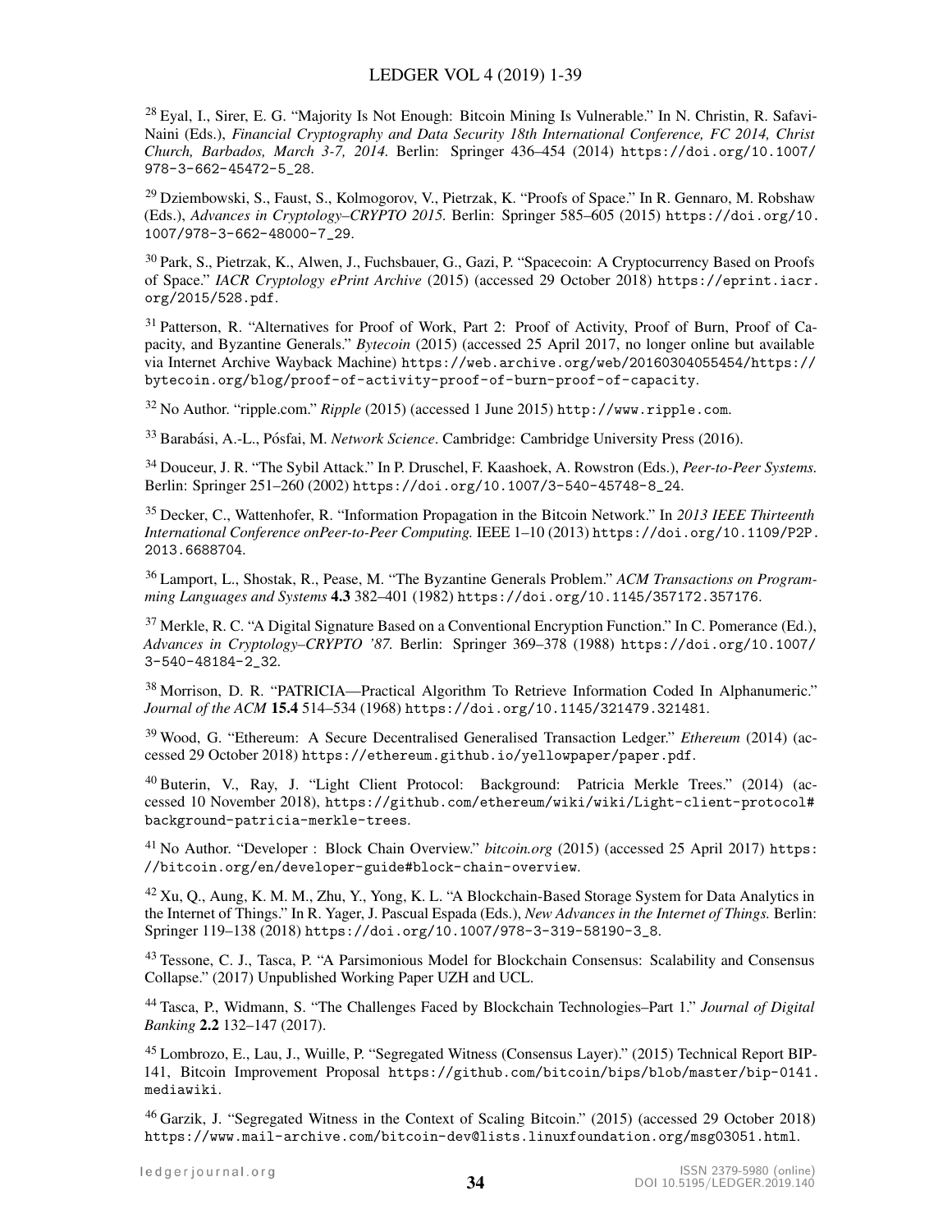[28] Eyal, I., Sirer, E. G. "Majority Is Not Enough: Bitcoin Mining Is Vulnerable." In N. Christin, R. Safavi-Naini (Eds.), *Financial Cryptography and Data Security 18th International Conference, FC 2014, Christ Church, Barbados, March 3-7, 2014.* Berlin: Springer 436–454 (2014) https://doi.org/10.1007/978-3-662-45472-5_28.

[29] Dziembowski, S., Faust, S., Kolmogorov, V., Pietrzak, K. "Proofs of Space." In R. Gennaro, M. Robshaw (Eds.), *Advances in Cryptology–CRYPTO 2015.* Berlin: Springer 585–605 (2015) https://doi.org/10.1007/978-3-662-48000-7_29.

[30] Park, S., Pietrzak, K., Alwen, J., Fuchsbauer, G., Gazi, P. "Spacecoin: A Cryptocurrency Based on Proofs of Space." *IACR Cryptology ePrint Archive* (2015) (accessed 29 October 2018) https://eprint.iacr.org/2015/528.pdf.

[31] Patterson, R. "Alternatives for Proof of Work, Part 2: Proof of Activity, Proof of Burn, Proof of Capacity, and Byzantine Generals." *Bytecoin* (2015) (accessed 25 April 2017, no longer online but available via Internet Archive Wayback Machine) https://web.archive.org/web/20160304055454/https://bytecoin.org/blog/proof-of-activity-proof-of-burn-proof-of-capacity.

[32] No Author. "ripple.com." *Ripple* (2015) (accessed 1 June 2015) http://www.ripple.com.

[33] Barabási, A.-L., Pósfai, M. *Network Science*. Cambridge: Cambridge University Press (2016).

[34] Douceur, J. R. "The Sybil Attack." In P. Druschel, F. Kaashoek, A. Rowstron (Eds.), *Peer-to-Peer Systems.* Berlin: Springer 251–260 (2002) https://doi.org/10.1007/3-540-45748-8_24.

[35] Decker, C., Wattenhofer, R. "Information Propagation in the Bitcoin Network." In *2013 IEEE Thirteenth International Conference onPeer-to-Peer Computing.* IEEE 1–10 (2013) https://doi.org/10.1109/P2P.2013.6688704.

[36] Lamport, L., Shostak, R., Pease, M. "The Byzantine Generals Problem." *ACM Transactions on Programming Languages and Systems* **4.3** 382–401 (1982) https://doi.org/10.1145/357172.357176.

[37] Merkle, R. C. "A Digital Signature Based on a Conventional Encryption Function." In C. Pomerance (Ed.), *Advances in Cryptology–CRYPTO '87.* Berlin: Springer 369–378 (1988) https://doi.org/10.1007/3-540-48184-2_32.

[38] Morrison, D. R. "PATRICIA—Practical Algorithm To Retrieve Information Coded In Alphanumeric." *Journal of the ACM* **15.4** 514–534 (1968) https://doi.org/10.1145/321479.321481.

[39] Wood, G. "Ethereum: A Secure Decentralised Generalised Transaction Ledger." *Ethereum* (2014) (accessed 29 October 2018) https://ethereum.github.io/yellowpaper/paper.pdf.

[40] Buterin, V., Ray, J. "Light Client Protocol: Background: Patricia Merkle Trees." (2014) (accessed 10 November 2018), https://github.com/ethereum/wiki/wiki/Light-client-protocol#background-patricia-merkle-trees.

[41] No Author. "Developer : Block Chain Overview." *bitcoin.org* (2015) (accessed 25 April 2017) https://bitcoin.org/en/developer-guide#block-chain-overview.

[42] Xu, Q., Aung, K. M. M., Zhu, Y., Yong, K. L. "A Blockchain-Based Storage System for Data Analytics in the Internet of Things." In R. Yager, J. Pascual Espada (Eds.), *New Advances in the Internet of Things.* Berlin: Springer 119–138 (2018) https://doi.org/10.1007/978-3-319-58190-3_8.

[43] Tessone, C. J., Tasca, P. "A Parsimonious Model for Blockchain Consensus: Scalability and Consensus Collapse." (2017) Unpublished Working Paper UZH and UCL.

[44] Tasca, P., Widmann, S. "The Challenges Faced by Blockchain Technologies–Part 1." *Journal of Digital Banking* **2.2** 132–147 (2017).

[45] Lombrozo, E., Lau, J., Wuille, P. "Segregated Witness (Consensus Layer)." (2015) Technical Report BIP-141, Bitcoin Improvement Proposal https://github.com/bitcoin/bips/blob/master/bip-0141.mediawiki.

[46] Garzik, J. "Segregated Witness in the Context of Scaling Bitcoin." (2015) (accessed 29 October 2018) https://www.mail-archive.com/bitcoin-dev@lists.linuxfoundation.org/msg03051.html.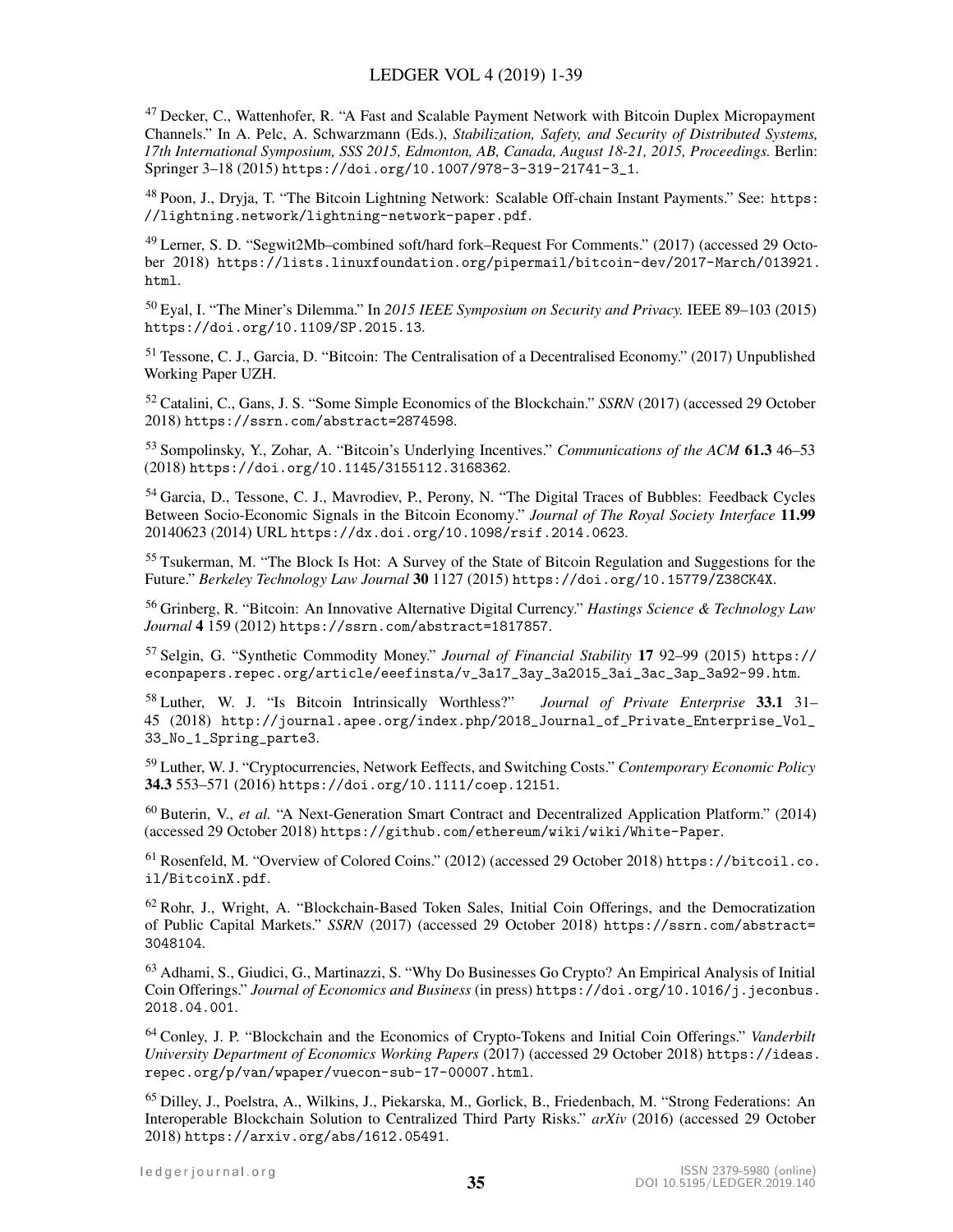[47] Decker, C., Wattenhofer, R. "A Fast and Scalable Payment Network with Bitcoin Duplex Micropayment Channels." In A. Pelc, A. Schwarzmann (Eds.), *Stabilization, Safety, and Security of Distributed Systems, 17th International Symposium, SSS 2015, Edmonton, AB, Canada, August 18-21, 2015, Proceedings.* Berlin: Springer 3–18 (2015) https://doi.org/10.1007/978-3-319-21741-3_1.

[48] Poon, J., Dryja, T. "The Bitcoin Lightning Network: Scalable Off-chain Instant Payments." See: https://lightning.network/lightning-network-paper.pdf.

[49] Lerner, S. D. "Segwit2Mb–combined soft/hard fork–Request For Comments." (2017) (accessed 29 October 2018) https://lists.linuxfoundation.org/pipermail/bitcoin-dev/2017-March/013921.html.

[50] Eyal, I. "The Miner's Dilemma." In *2015 IEEE Symposium on Security and Privacy.* IEEE 89–103 (2015) https://doi.org/10.1109/SP.2015.13.

[51] Tessone, C. J., Garcia, D. "Bitcoin: The Centralisation of a Decentralised Economy." (2017) Unpublished Working Paper UZH.

[52] Catalini, C., Gans, J. S. "Some Simple Economics of the Blockchain." *SSRN* (2017) (accessed 29 October 2018) https://ssrn.com/abstract=2874598.

[53] Sompolinsky, Y., Zohar, A. "Bitcoin's Underlying Incentives." *Communications of the ACM* **61.3** 46–53 (2018) https://doi.org/10.1145/3155112.3168362.

[54] Garcia, D., Tessone, C. J., Mavrodiev, P., Perony, N. "The Digital Traces of Bubbles: Feedback Cycles Between Socio-Economic Signals in the Bitcoin Economy." *Journal of The Royal Society Interface* **11.99** 20140623 (2014) URL https://dx.doi.org/10.1098/rsif.2014.0623.

[55] Tsukerman, M. "The Block Is Hot: A Survey of the State of Bitcoin Regulation and Suggestions for the Future." *Berkeley Technology Law Journal* **30** 1127 (2015) https://doi.org/10.15779/Z38CK4X.

[56] Grinberg, R. "Bitcoin: An Innovative Alternative Digital Currency." *Hastings Science & Technology Law Journal* **4** 159 (2012) https://ssrn.com/abstract=1817857.

[57] Selgin, G. "Synthetic Commodity Money." *Journal of Financial Stability* **17** 92–99 (2015) https://econpapers.repec.org/article/eeefinsta/v_3a17_3ay_3a2015_3ai_3ac_3ap_3a92-99.htm.

[58] Luther, W. J. "Is Bitcoin Intrinsically Worthless?" *Journal of Private Enterprise* **33.1** 31–45 (2018) http://journal.apee.org/index.php/2018_Journal_of_Private_Enterprise_Vol_33_No_1_Spring_parte3.

[59] Luther, W. J. "Cryptocurrencies, Network Eeffects, and Switching Costs." *Contemporary Economic Policy* **34.3** 553–571 (2016) https://doi.org/10.1111/coep.12151.

[60] Buterin, V., *et al.* "A Next-Generation Smart Contract and Decentralized Application Platform." (2014) (accessed 29 October 2018) https://github.com/ethereum/wiki/wiki/White-Paper.

[61] Rosenfeld, M. "Overview of Colored Coins." (2012) (accessed 29 October 2018) https://bitcoil.co.il/BitcoinX.pdf.

[62] Rohr, J., Wright, A. "Blockchain-Based Token Sales, Initial Coin Offerings, and the Democratization of Public Capital Markets." *SSRN* (2017) (accessed 29 October 2018) https://ssrn.com/abstract=3048104.

[63] Adhami, S., Giudici, G., Martinazzi, S. "Why Do Businesses Go Crypto? An Empirical Analysis of Initial Coin Offerings." *Journal of Economics and Business* (in press) https://doi.org/10.1016/j.jeconbus.2018.04.001.

[64] Conley, J. P. "Blockchain and the Economics of Crypto-Tokens and Initial Coin Offerings." *Vanderbilt University Department of Economics Working Papers* (2017) (accessed 29 October 2018) https://ideas.repec.org/p/van/wpaper/vuecon-sub-17-00007.html.

[65] Dilley, J., Poelstra, A., Wilkins, J., Piekarska, M., Gorlick, B., Friedenbach, M. "Strong Federations: An Interoperable Blockchain Solution to Centralized Third Party Risks." *arXiv* (2016) (accessed 29 October 2018) https://arxiv.org/abs/1612.05491.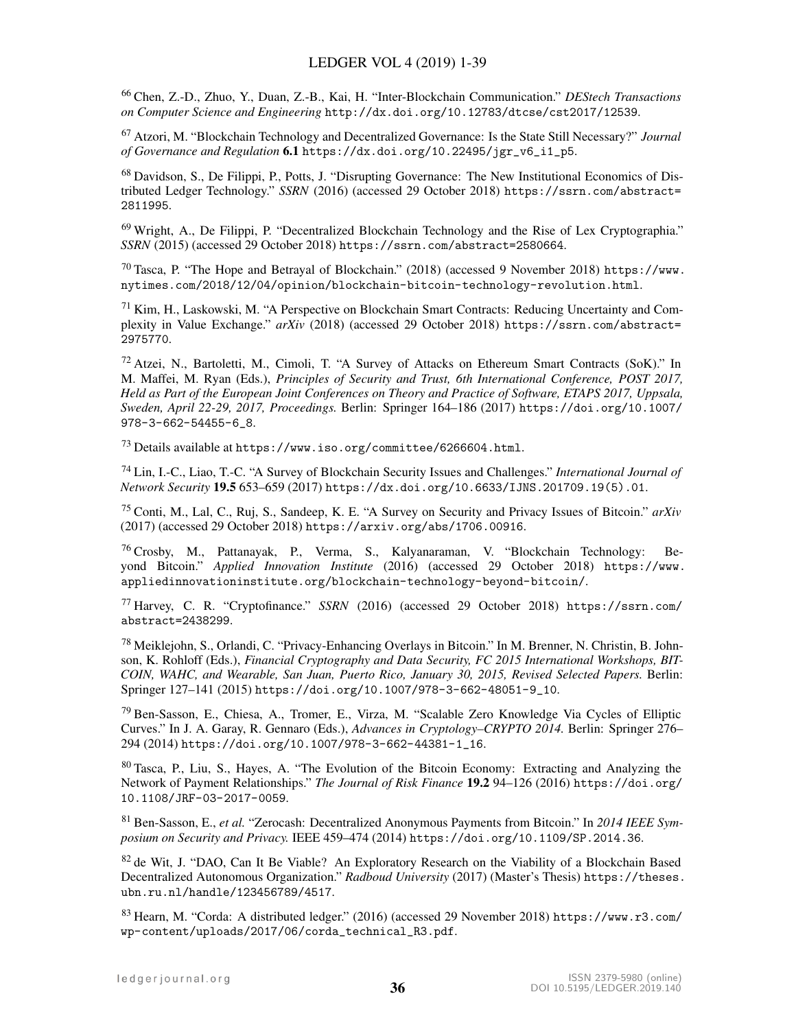[66] Chen, Z.-D., Zhuo, Y., Duan, Z.-B., Kai, H. "Inter-Blockchain Communication." *DEStech Transactions on Computer Science and Engineering* http://dx.doi.org/10.12783/dtcse/cst2017/12539.

[67] Atzori, M. "Blockchain Technology and Decentralized Governance: Is the State Still Necessary?" *Journal of Governance and Regulation* **6.1** https://dx.doi.org/10.22495/jgr_v6_i1_p5.

[68] Davidson, S., De Filippi, P., Potts, J. "Disrupting Governance: The New Institutional Economics of Distributed Ledger Technology." *SSRN* (2016) (accessed 29 October 2018) https://ssrn.com/abstract=2811995.

[69] Wright, A., De Filippi, P. "Decentralized Blockchain Technology and the Rise of Lex Cryptographia." *SSRN* (2015) (accessed 29 October 2018) https://ssrn.com/abstract=2580664.

[70] Tasca, P. "The Hope and Betrayal of Blockchain." (2018) (accessed 9 November 2018) https://www.nytimes.com/2018/12/04/opinion/blockchain-bitcoin-technology-revolution.html.

[71] Kim, H., Laskowski, M. "A Perspective on Blockchain Smart Contracts: Reducing Uncertainty and Complexity in Value Exchange." *arXiv* (2018) (accessed 29 October 2018) https://ssrn.com/abstract=2975770.

[72] Atzei, N., Bartoletti, M., Cimoli, T. "A Survey of Attacks on Ethereum Smart Contracts (SoK)." In M. Maffei, M. Ryan (Eds.), *Principles of Security and Trust, 6th International Conference, POST 2017, Held as Part of the European Joint Conferences on Theory and Practice of Software, ETAPS 2017, Uppsala, Sweden, April 22-29, 2017, Proceedings.* Berlin: Springer 164–186 (2017) https://doi.org/10.1007/978-3-662-54455-6_8.

[73] Details available at https://www.iso.org/committee/6266604.html.

[74] Lin, I.-C., Liao, T.-C. "A Survey of Blockchain Security Issues and Challenges." *International Journal of Network Security* **19.5** 653–659 (2017) https://dx.doi.org/10.6633/IJNS.201709.19(5).01.

[75] Conti, M., Lal, C., Ruj, S., Sandeep, K. E. "A Survey on Security and Privacy Issues of Bitcoin." *arXiv* (2017) (accessed 29 October 2018) https://arxiv.org/abs/1706.00916.

[76] Crosby, M., Pattanayak, P., Verma, S., Kalyanaraman, V. "Blockchain Technology: Beyond Bitcoin." *Applied Innovation Institute* (2016) (accessed 29 October 2018) https://www.appliedinnovationinstitute.org/blockchain-technology-beyond-bitcoin/.

[77] Harvey, C. R. "Cryptofinance." *SSRN* (2016) (accessed 29 October 2018) https://ssrn.com/abstract=2438299.

[78] Meiklejohn, S., Orlandi, C. "Privacy-Enhancing Overlays in Bitcoin." In M. Brenner, N. Christin, B. Johnson, K. Rohloff (Eds.), *Financial Cryptography and Data Security, FC 2015 International Workshops, BITCOIN, WAHC, and Wearable, San Juan, Puerto Rico, January 30, 2015, Revised Selected Papers.* Berlin: Springer 127–141 (2015) https://doi.org/10.1007/978-3-662-48051-9_10.

[79] Ben-Sasson, E., Chiesa, A., Tromer, E., Virza, M. "Scalable Zero Knowledge Via Cycles of Elliptic Curves." In J. A. Garay, R. Gennaro (Eds.), *Advances in Cryptology–CRYPTO 2014.* Berlin: Springer 276–294 (2014) https://doi.org/10.1007/978-3-662-44381-1_16.

[80] Tasca, P., Liu, S., Hayes, A. "The Evolution of the Bitcoin Economy: Extracting and Analyzing the Network of Payment Relationships." *The Journal of Risk Finance* **19.2** 94–126 (2016) https://doi.org/10.1108/JRF-03-2017-0059.

[81] Ben-Sasson, E., *et al.* "Zerocash: Decentralized Anonymous Payments from Bitcoin." In *2014 IEEE Symposium on Security and Privacy.* IEEE 459–474 (2014) https://doi.org/10.1109/SP.2014.36.

[82] de Wit, J. "DAO, Can It Be Viable? An Exploratory Research on the Viability of a Blockchain Based Decentralized Autonomous Organization." *Radboud University* (2017) (Master's Thesis) https://theses.ubn.ru.nl/handle/123456789/4517.

[83] Hearn, M. "Corda: A distributed ledger." (2016) (accessed 29 November 2018) https://www.r3.com/wp-content/uploads/2017/06/corda_technical_R3.pdf.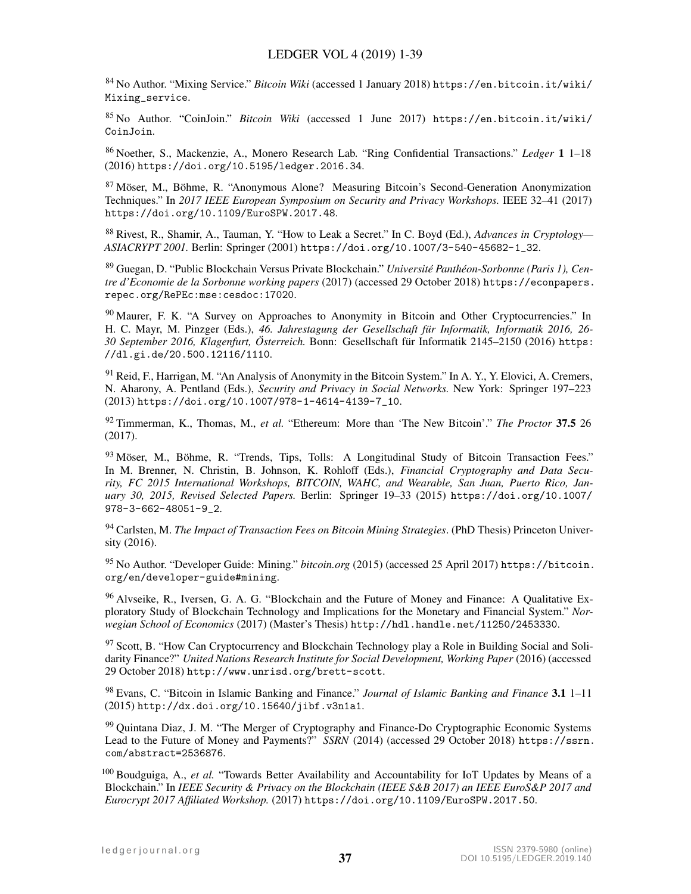[84] No Author. "Mixing Service." *Bitcoin Wiki* (accessed 1 January 2018) https://en.bitcoin.it/wiki/Mixing_service.

[85] No Author. "CoinJoin." *Bitcoin Wiki* (accessed 1 June 2017) https://en.bitcoin.it/wiki/CoinJoin.

[86] Noether, S., Mackenzie, A., Monero Research Lab. "Ring Confidential Transactions." *Ledger* **1** 1–18 (2016) https://doi.org/10.5195/ledger.2016.34.

[87] Möser, M., Böhme, R. "Anonymous Alone? Measuring Bitcoin's Second-Generation Anonymization Techniques." In *2017 IEEE European Symposium on Security and Privacy Workshops.* IEEE 32–41 (2017) https://doi.org/10.1109/EuroSPW.2017.48.

[88] Rivest, R., Shamir, A., Tauman, Y. "How to Leak a Secret." In C. Boyd (Ed.), *Advances in Cryptology—ASIACRYPT 2001.* Berlin: Springer (2001) https://doi.org/10.1007/3-540-45682-1_32.

[89] Guegan, D. "Public Blockchain Versus Private Blockchain." *Université Panthéon-Sorbonne (Paris 1), Centre d'Economie de la Sorbonne working papers* (2017) (accessed 29 October 2018) https://econpapers.repec.org/RePEc:mse:cesdoc:17020.

[90] Maurer, F. K. "A Survey on Approaches to Anonymity in Bitcoin and Other Cryptocurrencies." In H. C. Mayr, M. Pinzger (Eds.), *46. Jahrestagung der Gesellschaft für Informatik, Informatik 2016, 26-30 September 2016, Klagenfurt, Österreich.* Bonn: Gesellschaft für Informatik 2145–2150 (2016) https://dl.gi.de/20.500.12116/1110.

[91] Reid, F., Harrigan, M. "An Analysis of Anonymity in the Bitcoin System." In A. Y., Y. Elovici, A. Cremers, N. Aharony, A. Pentland (Eds.), *Security and Privacy in Social Networks.* New York: Springer 197–223 (2013) https://doi.org/10.1007/978-1-4614-4139-7_10.

[92] Timmerman, K., Thomas, M., *et al.* "Ethereum: More than 'The New Bitcoin'." *The Proctor* **37.5** 26 (2017).

[93] Möser, M., Böhme, R. "Trends, Tips, Tolls: A Longitudinal Study of Bitcoin Transaction Fees." In M. Brenner, N. Christin, B. Johnson, K. Rohloff (Eds.), *Financial Cryptography and Data Security, FC 2015 International Workshops, BITCOIN, WAHC, and Wearable, San Juan, Puerto Rico, January 30, 2015, Revised Selected Papers.* Berlin: Springer 19–33 (2015) https://doi.org/10.1007/978-3-662-48051-9_2.

[94] Carlsten, M. *The Impact of Transaction Fees on Bitcoin Mining Strategies*. (PhD Thesis) Princeton University (2016).

[95] No Author. "Developer Guide: Mining." *bitcoin.org* (2015) (accessed 25 April 2017) https://bitcoin.org/en/developer-guide#mining.

[96] Alvseike, R., Iversen, G. A. G. "Blockchain and the Future of Money and Finance: A Qualitative Exploratory Study of Blockchain Technology and Implications for the Monetary and Financial System." *Norwegian School of Economics* (2017) (Master's Thesis) http://hdl.handle.net/11250/2453330.

[97] Scott, B. "How Can Cryptocurrency and Blockchain Technology play a Role in Building Social and Solidarity Finance?" *United Nations Research Institute for Social Development, Working Paper* (2016) (accessed 29 October 2018) http://www.unrisd.org/brett-scott.

[98] Evans, C. "Bitcoin in Islamic Banking and Finance." *Journal of Islamic Banking and Finance* **3.1** 1–11 (2015) http://dx.doi.org/10.15640/jibf.v3n1a1.

[99] Quintana Diaz, J. M. "The Merger of Cryptography and Finance-Do Cryptographic Economic Systems Lead to the Future of Money and Payments?" *SSRN* (2014) (accessed 29 October 2018) https://ssrn.com/abstract=2536876.

[100] Boudguiga, A., *et al.* "Towards Better Availability and Accountability for IoT Updates by Means of a Blockchain." In *IEEE Security & Privacy on the Blockchain (IEEE S&B 2017) an IEEE EuroS&P 2017 and Eurocrypt 2017 Affiliated Workshop.* (2017) https://doi.org/10.1109/EuroSPW.2017.50.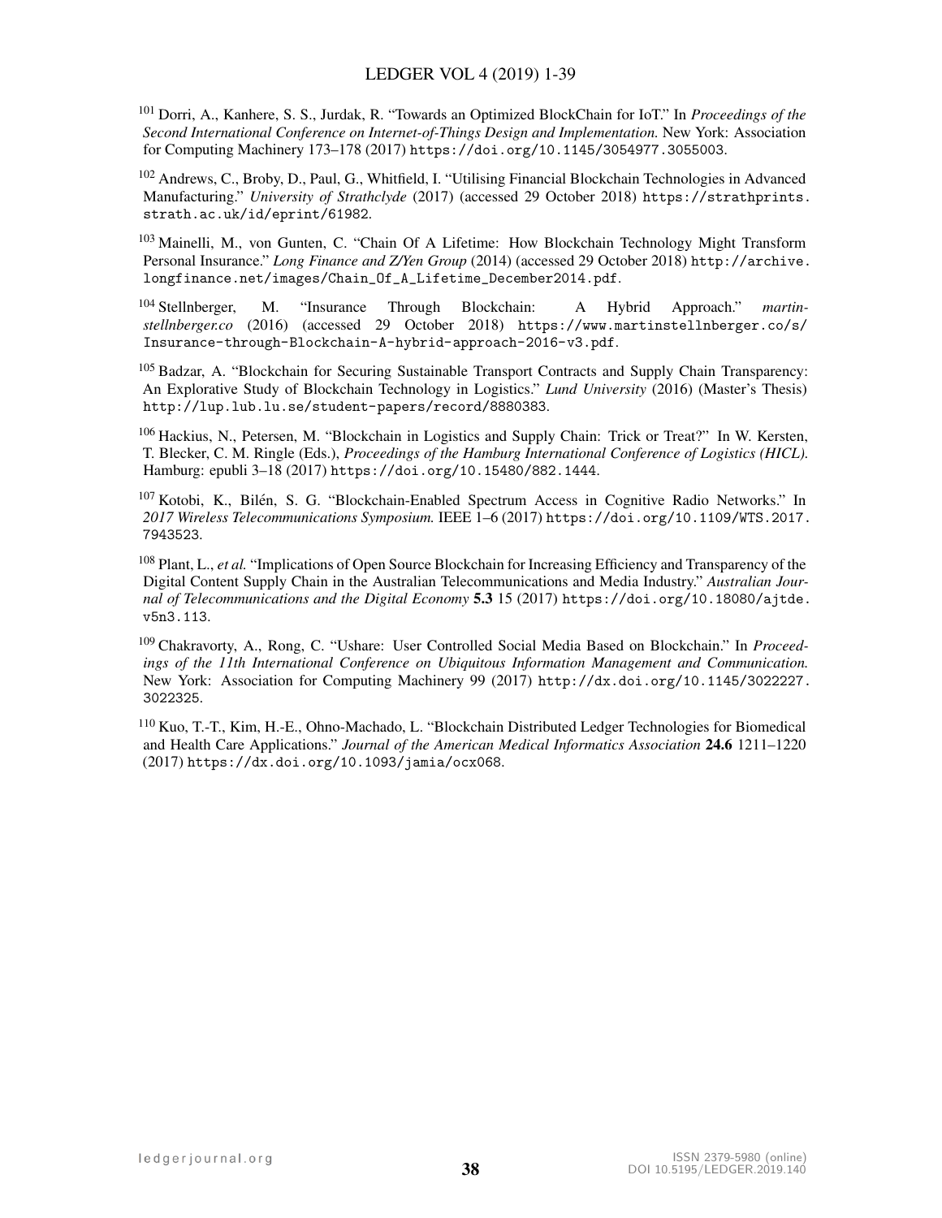[101] Dorri, A., Kanhere, S. S., Jurdak, R. "Towards an Optimized BlockChain for IoT." In *Proceedings of the Second International Conference on Internet-of-Things Design and Implementation.* New York: Association for Computing Machinery 173–178 (2017) https://doi.org/10.1145/3054977.3055003.

[102] Andrews, C., Broby, D., Paul, G., Whitfield, I. "Utilising Financial Blockchain Technologies in Advanced Manufacturing." *University of Strathclyde* (2017) (accessed 29 October 2018) https://strathprints.strath.ac.uk/id/eprint/61982.

[103] Mainelli, M., von Gunten, C. "Chain Of A Lifetime: How Blockchain Technology Might Transform Personal Insurance." *Long Finance and Z/Yen Group* (2014) (accessed 29 October 2018) http://archive.longfinance.net/images/Chain_Of_A_Lifetime_December2014.pdf.

[104] Stellnberger, M. "Insurance Through Blockchain: A Hybrid Approach." *martinstellnberger.co* (2016) (accessed 29 October 2018) https://www.martinstellnberger.co/s/Insurance-through-Blockchain-A-hybrid-approach-2016-v3.pdf.

[105] Badzar, A. "Blockchain for Securing Sustainable Transport Contracts and Supply Chain Transparency: An Explorative Study of Blockchain Technology in Logistics." *Lund University* (2016) (Master's Thesis) http://lup.lub.lu.se/student-papers/record/8880383.

[106] Hackius, N., Petersen, M. "Blockchain in Logistics and Supply Chain: Trick or Treat?" In W. Kersten, T. Blecker, C. M. Ringle (Eds.), *Proceedings of the Hamburg International Conference of Logistics (HICL).* Hamburg: epubli 3–18 (2017) https://doi.org/10.15480/882.1444.

[107] Kotobi, K., Bilén, S. G. "Blockchain-Enabled Spectrum Access in Cognitive Radio Networks." In *2017 Wireless Telecommunications Symposium.* IEEE 1–6 (2017) https://doi.org/10.1109/WTS.2017.7943523.

[108] Plant, L., *et al.* "Implications of Open Source Blockchain for Increasing Efficiency and Transparency of the Digital Content Supply Chain in the Australian Telecommunications and Media Industry." *Australian Journal of Telecommunications and the Digital Economy* **5.3** 15 (2017) https://doi.org/10.18080/ajtde.v5n3.113.

[109] Chakravorty, A., Rong, C. "Ushare: User Controlled Social Media Based on Blockchain." In *Proceedings of the 11th International Conference on Ubiquitous Information Management and Communication.* New York: Association for Computing Machinery 99 (2017) http://dx.doi.org/10.1145/3022227.3022325.

[110] Kuo, T.-T., Kim, H.-E., Ohno-Machado, L. "Blockchain Distributed Ledger Technologies for Biomedical and Health Care Applications." *Journal of the American Medical Informatics Association* **24.6** 1211–1220 (2017) https://dx.doi.org/10.1093/jamia/ocx068.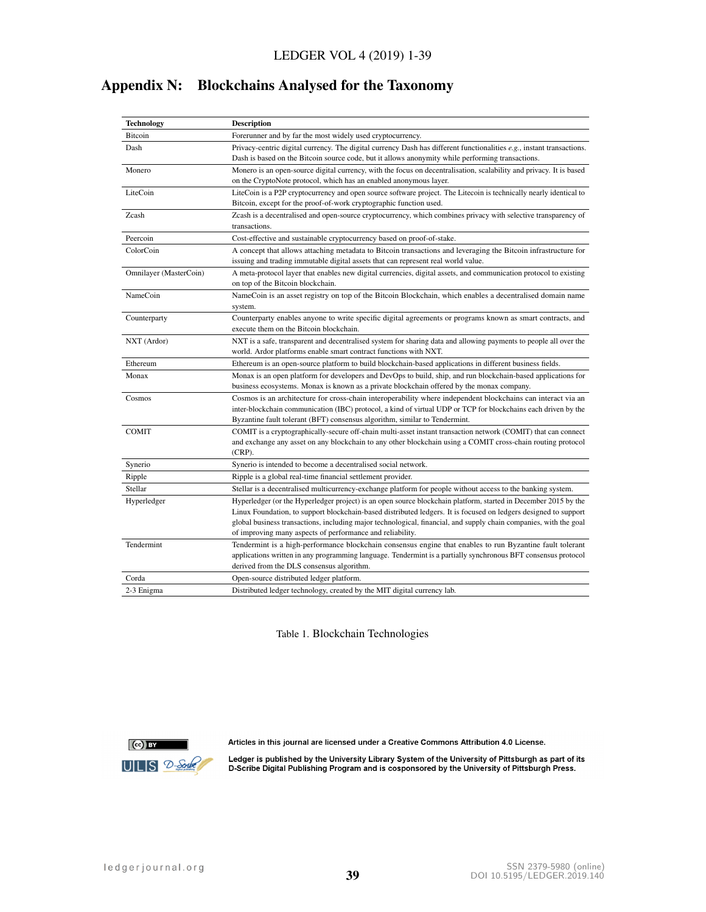## Appendix N: Blockchains Analysed for the Taxonomy

| Technology | Description |
|---|---|
| Bitcoin | Forerunner and by far the most widely used cryptocurrency. |
| Dash | Privacy-centric digital currency. The digital currency Dash has different functionalities *e.g.*, instant transactions. Dash is based on the Bitcoin source code, but it allows anonymity while performing transactions. |
| Monero | Monero is an open-source digital currency, with the focus on decentralisation, scalability and privacy. It is based on the CryptoNote protocol, which has an enabled anonymous layer. |
| LiteCoin | LiteCoin is a P2P cryptocurrency and open source software project. The Litecoin is technically nearly identical to Bitcoin, except for the proof-of-work cryptographic function used. |
| Zcash | Zcash is a decentralised and open-source cryptocurrency, which combines privacy with selective transparency of transactions. |
| Peercoin | Cost-effective and sustainable cryptocurrency based on proof-of-stake. |
| ColorCoin | A concept that allows attaching metadata to Bitcoin transactions and leveraging the Bitcoin infrastructure for issuing and trading immutable digital assets that can represent real world value. |
| Omnilayer (MasterCoin) | A meta-protocol layer that enables new digital currencies, digital assets, and communication protocol to existing on top of the Bitcoin blockchain. |
| NameCoin | NameCoin is an asset registry on top of the Bitcoin Blockchain, which enables a decentralised domain name system. |
| Counterparty | Counterparty enables anyone to write specific digital agreements or programs known as smart contracts, and execute them on the Bitcoin blockchain. |
| NXT (Ardor) | NXT is a safe, transparent and decentralised system for sharing data and allowing payments to people all over the world. Ardor platforms enable smart contract functions with NXT. |
| Ethereum | Ethereum is an open-source platform to build blockchain-based applications in different business fields. |
| Monax | Monax is an open platform for developers and DevOps to build, ship, and run blockchain-based applications for business ecosystems. Monax is known as a private blockchain offered by the monax company. |
| Cosmos | Cosmos is an architecture for cross-chain interoperability where independent blockchains can interact via an inter-blockchain communication (IBC) protocol, a kind of virtual UDP or TCP for blockchains each driven by the Byzantine fault tolerant (BFT) consensus algorithm, similar to Tendermint. |
| COMIT | COMIT is a cryptographically-secure off-chain multi-asset instant transaction network (COMIT) that can connect and exchange any asset on any blockchain to any other blockchain using a COMIT cross-chain routing protocol (CRP). |
| Synerio | Synerio is intended to become a decentralised social network. |
| Ripple | Ripple is a global real-time financial settlement provider. |
| Stellar | Stellar is a decentralised multicurrency-exchange platform for people without access to the banking system. |
| Hyperledger | Hyperledger (or the Hyperledger project) is an open source blockchain platform, started in December 2015 by the Linux Foundation, to support blockchain-based distributed ledgers. It is focused on ledgers designed to support global business transactions, including major technological, financial, and supply chain companies, with the goal of improving many aspects of performance and reliability. |
| Tendermint | Tendermint is a high-performance blockchain consensus engine that enables to run Byzantine fault tolerant applications written in any programming language. Tendermint is a partially synchronous BFT consensus protocol derived from the DLS consensus algorithm. |
| Corda | Open-source distributed ledger platform. |
| 2-3 Enigma | Distributed ledger technology, created by the MIT digital currency lab. |

Table 1. Blockchain Technologies

Articles in this journal are licensed under a Creative Commons Attribution 4.0 License.

Ledger is published by the University Library System of the University of Pittsburgh as part of its D-Scribe Digital Publishing Program and is cosponsored by the University of Pittsburgh Press.